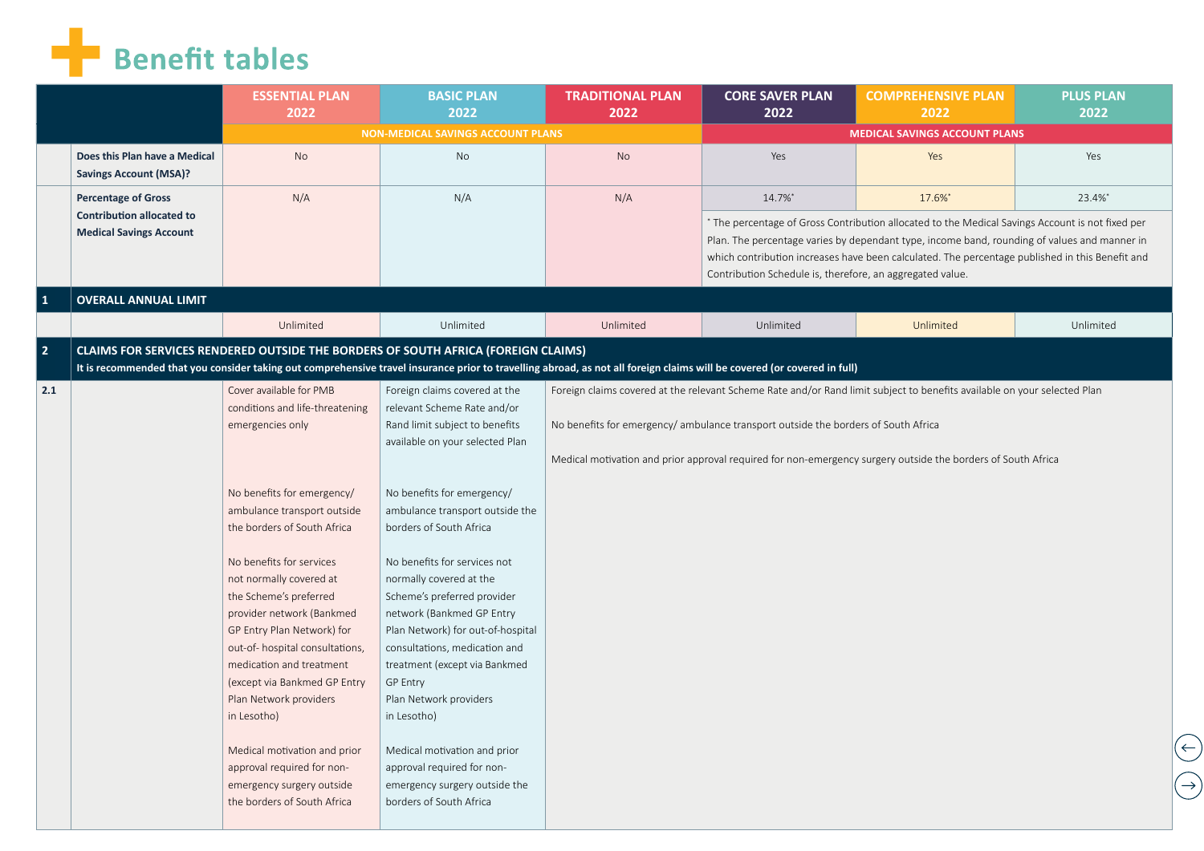# Benefit tables

| | | ESSENTIAL PLAN 2022 | BASIC PLAN 2022 | TRADITIONAL PLAN 2022 | CORE SAVER PLAN 2022 | COMPREHENSIVE PLAN 2022 | PLUS PLAN 2022 |
|---|---|---|---|---|---|---|---|
| | | NON-MEDICAL SAVINGS ACCOUNT PLANS | | | MEDICAL SAVINGS ACCOUNT PLANS | | |
| | **Does this Plan have a Medical Savings Account (MSA)?** | No | No | No | Yes | Yes | Yes |
| | **Percentage of Gross Contribution allocated to Medical Savings Account** | N/A | N/A | N/A | 14.7%* | 17.6%* | 23.4%* |
| | | | | | * The percentage of Gross Contribution allocated to the Medical Savings Account is not fixed per Plan. The percentage varies by dependant type, income band, rounding of values and manner in which contribution increases have been calculated. The percentage published in this Benefit and Contribution Schedule is, therefore, an aggregated value. | | |
| **1** | **OVERALL ANNUAL LIMIT** | | | | | | |
| | | Unlimited | Unlimited | Unlimited | Unlimited | Unlimited | Unlimited |
| **2** | **CLAIMS FOR SERVICES RENDERED OUTSIDE THE BORDERS OF SOUTH AFRICA (FOREIGN CLAIMS)** It is recommended that you consider taking out comprehensive travel insurance prior to travelling abroad, as not all foreign claims will be covered (or covered in full) | | | | | | |
| **2.1** | | Cover available for PMB conditions and life-threatening emergencies only<br><br>No benefits for emergency/ ambulance transport outside the borders of South Africa<br><br>No benefits for services not normally covered at the Scheme's preferred provider network (Bankmed GP Entry Plan Network) for out-of- hospital consultations, medication and treatment (except via Bankmed GP Entry Plan Network providers in Lesotho)<br><br>Medical motivation and prior approval required for non-emergency surgery outside the borders of South Africa | Foreign claims covered at the relevant Scheme Rate and/or Rand limit subject to benefits available on your selected Plan<br><br>No benefits for emergency/ ambulance transport outside the borders of South Africa<br><br>No benefits for services not normally covered at the Scheme's preferred provider network (Bankmed GP Entry Plan Network) for out-of-hospital consultations, medication and treatment (except via Bankmed GP Entry Plan Network providers in Lesotho)<br><br>Medical motivation and prior approval required for non-emergency surgery outside the borders of South Africa | Foreign claims covered at the relevant Scheme Rate and/or Rand limit subject to benefits available on your selected Plan<br><br>No benefits for emergency/ ambulance transport outside the borders of South Africa<br><br>Medical motivation and prior approval required for non-emergency surgery outside the borders of South Africa | | | |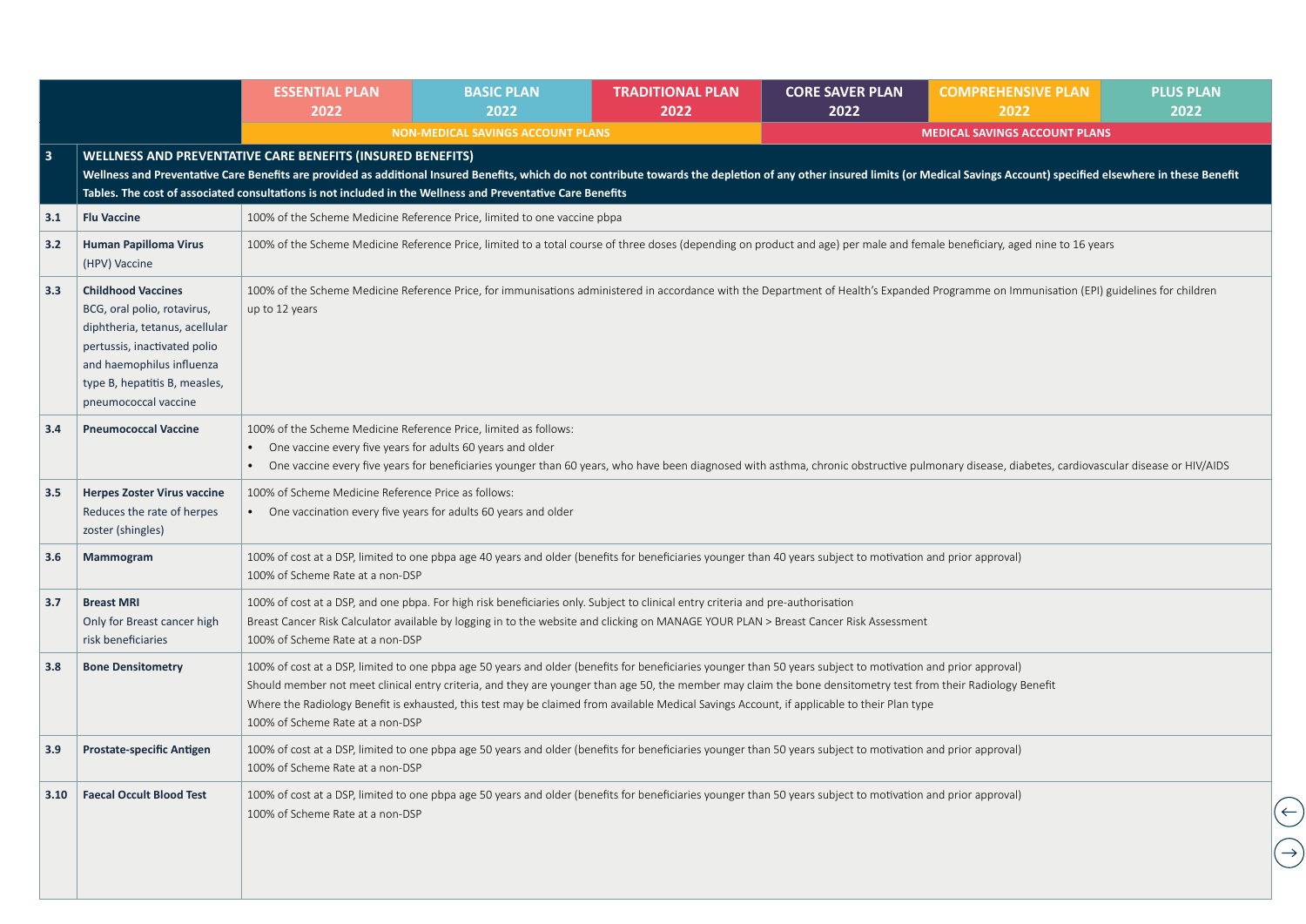| | | ESSENTIAL PLAN 2022 | BASIC PLAN 2022 | TRADITIONAL PLAN 2022 | CORE SAVER PLAN 2022 | COMPREHENSIVE PLAN 2022 | PLUS PLAN 2022 |
|---|---|---|---|---|---|---|---|
| | | NON-MEDICAL SAVINGS ACCOUNT PLANS | | | MEDICAL SAVINGS ACCOUNT PLANS | | |
| **3** | **WELLNESS AND PREVENTATIVE CARE BENEFITS (INSURED BENEFITS)** **Wellness and Preventative Care Benefits are provided as additional Insured Benefits, which do not contribute towards the depletion of any other insured limits (or Medical Savings Account) specified elsewhere in these Benefit Tables. The cost of associated consultations is not included in the Wellness and Preventative Care Benefits** | | | | | | |
| 3.1 | **Flu Vaccine** | 100% of the Scheme Medicine Reference Price, limited to one vaccine pbpa | | | | | |
| 3.2 | **Human Papilloma Virus** (HPV) Vaccine | 100% of the Scheme Medicine Reference Price, limited to a total course of three doses (depending on product and age) per male and female beneficiary, aged nine to 16 years | | | | | |
| 3.3 | **Childhood Vaccines** BCG, oral polio, rotavirus, diphtheria, tetanus, acellular pertussis, inactivated polio and haemophilus influenza type B, hepatitis B, measles, pneumococcal vaccine | 100% of the Scheme Medicine Reference Price, for immunisations administered in accordance with the Department of Health's Expanded Programme on Immunisation (EPI) guidelines for children up to 12 years | | | | | |
| 3.4 | **Pneumococcal Vaccine** | 100% of the Scheme Medicine Reference Price, limited as follows: <br>• One vaccine every five years for adults 60 years and older <br>• One vaccine every five years for beneficiaries younger than 60 years, who have been diagnosed with asthma, chronic obstructive pulmonary disease, diabetes, cardiovascular disease or HIV/AIDS | | | | | |
| 3.5 | **Herpes Zoster Virus vaccine** Reduces the rate of herpes zoster (shingles) | 100% of Scheme Medicine Reference Price as follows: <br>• One vaccination every five years for adults 60 years and older | | | | | |
| 3.6 | **Mammogram** | 100% of cost at a DSP, limited to one pbpa age 40 years and older (benefits for beneficiaries younger than 40 years subject to motivation and prior approval) <br>100% of Scheme Rate at a non-DSP | | | | | |
| 3.7 | **Breast MRI** Only for Breast cancer high risk beneficiaries | 100% of cost at a DSP, and one pbpa. For high risk beneficiaries only. Subject to clinical entry criteria and pre-authorisation <br>Breast Cancer Risk Calculator available by logging in to the website and clicking on MANAGE YOUR PLAN > Breast Cancer Risk Assessment <br>100% of Scheme Rate at a non-DSP | | | | | |
| 3.8 | **Bone Densitometry** | 100% of cost at a DSP, limited to one pbpa age 50 years and older (benefits for beneficiaries younger than 50 years subject to motivation and prior approval) <br>Should member not meet clinical entry criteria, and they are younger than age 50, the member may claim the bone densitometry test from their Radiology Benefit <br>Where the Radiology Benefit is exhausted, this test may be claimed from available Medical Savings Account, if applicable to their Plan type <br>100% of Scheme Rate at a non-DSP | | | | | |
| 3.9 | **Prostate-specific Antigen** | 100% of cost at a DSP, limited to one pbpa age 50 years and older (benefits for beneficiaries younger than 50 years subject to motivation and prior approval) <br>100% of Scheme Rate at a non-DSP | | | | | |
| 3.10 | **Faecal Occult Blood Test** | 100% of cost at a DSP, limited to one pbpa age 50 years and older (benefits for beneficiaries younger than 50 years subject to motivation and prior approval) <br>100% of Scheme Rate at a non-DSP | | | | | |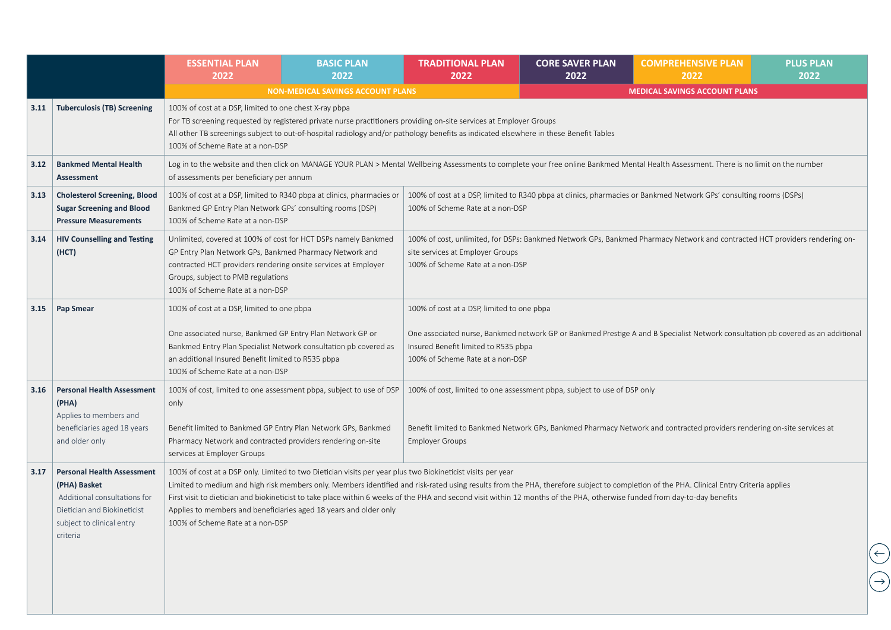| | | ESSENTIAL PLAN 2022 | BASIC PLAN 2022 | TRADITIONAL PLAN 2022 | CORE SAVER PLAN 2022 | COMPREHENSIVE PLAN 2022 | PLUS PLAN 2022 |
|---|---|---|---|---|---|---|---|
| | | NON-MEDICAL SAVINGS ACCOUNT PLANS | | | MEDICAL SAVINGS ACCOUNT PLANS | | |
| 3.11 | **Tuberculosis (TB) Screening** | 100% of cost at a DSP, limited to one chest X-ray pbpa<br>For TB screening requested by registered private nurse practitioners providing on-site services at Employer Groups<br>All other TB screenings subject to out-of-hospital radiology and/or pathology benefits as indicated elsewhere in these Benefit Tables<br>100% of Scheme Rate at a non-DSP | | | | | |
| 3.12 | **Bankmed Mental Health Assessment** | Log in to the website and then click on MANAGE YOUR PLAN > Mental Wellbeing Assessments to complete your free online Bankmed Mental Health Assessment. There is no limit on the number of assessments per beneficiary per annum | | | | | |
| 3.13 | **Cholesterol Screening, Blood Sugar Screening and Blood Pressure Measurements** | 100% of cost at a DSP, limited to R340 pbpa at clinics, pharmacies or Bankmed GP Entry Plan Network GPs' consulting rooms (DSP)<br>100% of Scheme Rate at a non-DSP | | 100% of cost at a DSP, limited to R340 pbpa at clinics, pharmacies or Bankmed Network GPs' consulting rooms (DSPs)<br>100% of Scheme Rate at a non-DSP | | | |
| 3.14 | **HIV Counselling and Testing (HCT)** | Unlimited, covered at 100% of cost for HCT DSPs namely Bankmed GP Entry Plan Network GPs, Bankmed Pharmacy Network and contracted HCT providers rendering onsite services at Employer Groups, subject to PMB regulations<br>100% of Scheme Rate at a non-DSP | | 100% of cost, unlimited, for DSPs: Bankmed Network GPs, Bankmed Pharmacy Network and contracted HCT providers rendering on-site services at Employer Groups<br>100% of Scheme Rate at a non-DSP | | | |
| 3.15 | **Pap Smear** | 100% of cost at a DSP, limited to one pbpa<br><br>One associated nurse, Bankmed GP Entry Plan Network GP or Bankmed Entry Plan Specialist Network consultation pb covered as an additional Insured Benefit limited to R535 pbpa<br>100% of Scheme Rate at a non-DSP | | 100% of cost at a DSP, limited to one pbpa<br><br>One associated nurse, Bankmed network GP or Bankmed Prestige A and B Specialist Network consultation pb covered as an additional Insured Benefit limited to R535 pbpa<br>100% of Scheme Rate at a non-DSP | | | |
| 3.16 | **Personal Health Assessment (PHA)**<br>Applies to members and beneficiaries aged 18 years and older only | 100% of cost, limited to one assessment pbpa, subject to use of DSP only<br><br>Benefit limited to Bankmed GP Entry Plan Network GPs, Bankmed Pharmacy Network and contracted providers rendering on-site services at Employer Groups | | 100% of cost, limited to one assessment pbpa, subject to use of DSP only<br><br>Benefit limited to Bankmed Network GPs, Bankmed Pharmacy Network and contracted providers rendering on-site services at Employer Groups | | | |
| 3.17 | **Personal Health Assessment (PHA) Basket**<br>Additional consultations for Dietician and Biokineticist subject to clinical entry criteria | 100% of cost at a DSP only. Limited to two Dietician visits per year plus two Biokineticist visits per year<br>Limited to medium and high risk members only. Members identified and risk-rated using results from the PHA, therefore subject to completion of the PHA. Clinical Entry Criteria applies<br>First visit to dietician and biokineticist to take place within 6 weeks of the PHA and second visit within 12 months of the PHA, otherwise funded from day-to-day benefits<br>Applies to members and beneficiaries aged 18 years and older only<br>100% of Scheme Rate at a non-DSP | | | | | |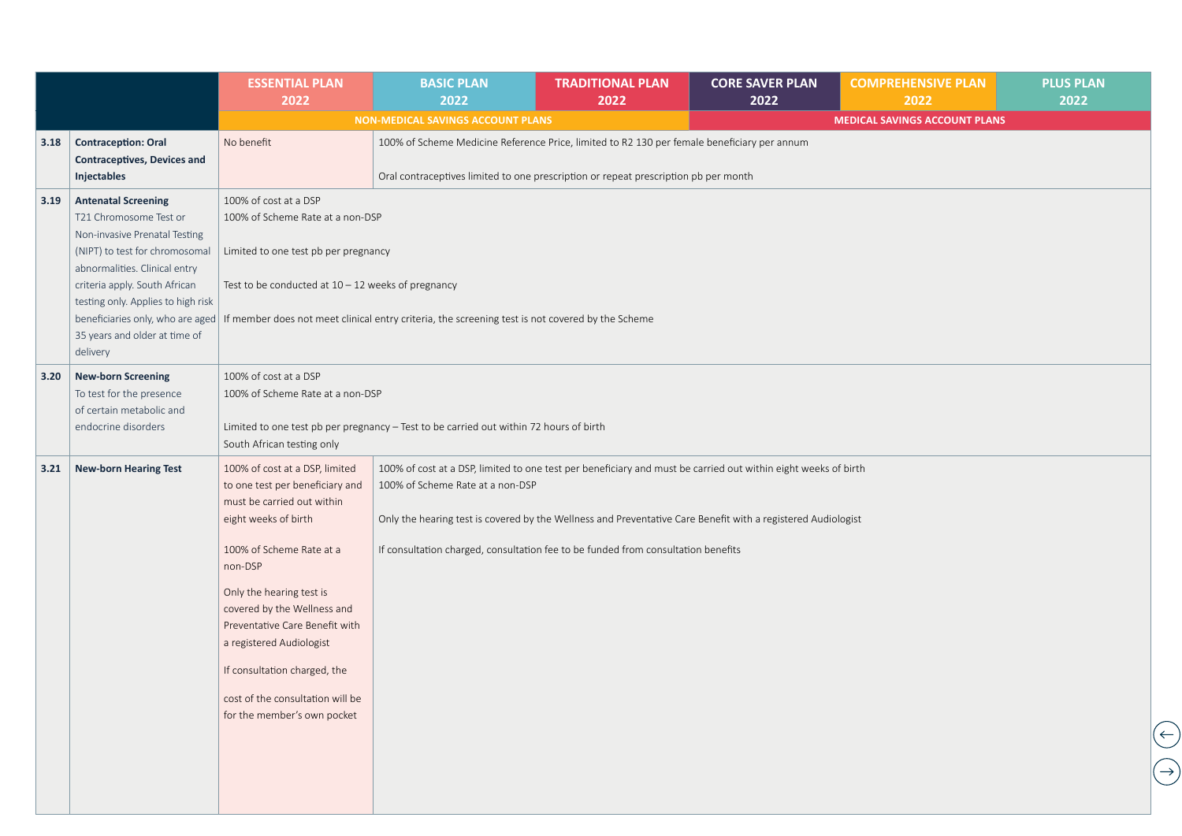| | | ESSENTIAL PLAN 2022 | BASIC PLAN 2022 | TRADITIONAL PLAN 2022 | CORE SAVER PLAN 2022 | COMPREHENSIVE PLAN 2022 | PLUS PLAN 2022 |
|---|---|---|---|---|---|---|---|
| | | NON-MEDICAL SAVINGS ACCOUNT PLANS | | | MEDICAL SAVINGS ACCOUNT PLANS | | |
| 3.18 | **Contraception: Oral Contraceptives, Devices and Injectables** | No benefit | 100% of Scheme Medicine Reference Price, limited to R2 130 per female beneficiary per annum<br><br>Oral contraceptives limited to one prescription or repeat prescription pb per month | | | | |
| 3.19 | **Antenatal Screening**<br>T21 Chromosome Test or Non-invasive Prenatal Testing (NIPT) to test for chromosomal abnormalities. Clinical entry criteria apply. South African testing only. Applies to high risk beneficiaries only, who are aged 35 years and older at time of delivery | 100% of cost at a DSP<br>100% of Scheme Rate at a non-DSP<br><br>Limited to one test pb per pregnancy<br><br>Test to be conducted at 10 – 12 weeks of pregnancy<br><br>If member does not meet clinical entry criteria, the screening test is not covered by the Scheme | | | | | |
| 3.20 | **New-born Screening**<br>To test for the presence of certain metabolic and endocrine disorders | 100% of cost at a DSP<br>100% of Scheme Rate at a non-DSP<br><br>Limited to one test pb per pregnancy – Test to be carried out within 72 hours of birth<br>South African testing only | | | | | |
| 3.21 | **New-born Hearing Test** | 100% of cost at a DSP, limited to one test per beneficiary and must be carried out within eight weeks of birth<br><br>100% of Scheme Rate at a non-DSP<br><br>Only the hearing test is covered by the Wellness and Preventative Care Benefit with a registered Audiologist<br><br>If consultation charged, the<br><br>cost of the consultation will be for the member's own pocket | 100% of cost at a DSP, limited to one test per beneficiary and must be carried out within eight weeks of birth<br>100% of Scheme Rate at a non-DSP<br><br>Only the hearing test is covered by the Wellness and Preventative Care Benefit with a registered Audiologist<br><br>If consultation charged, consultation fee to be funded from consultation benefits | | | | |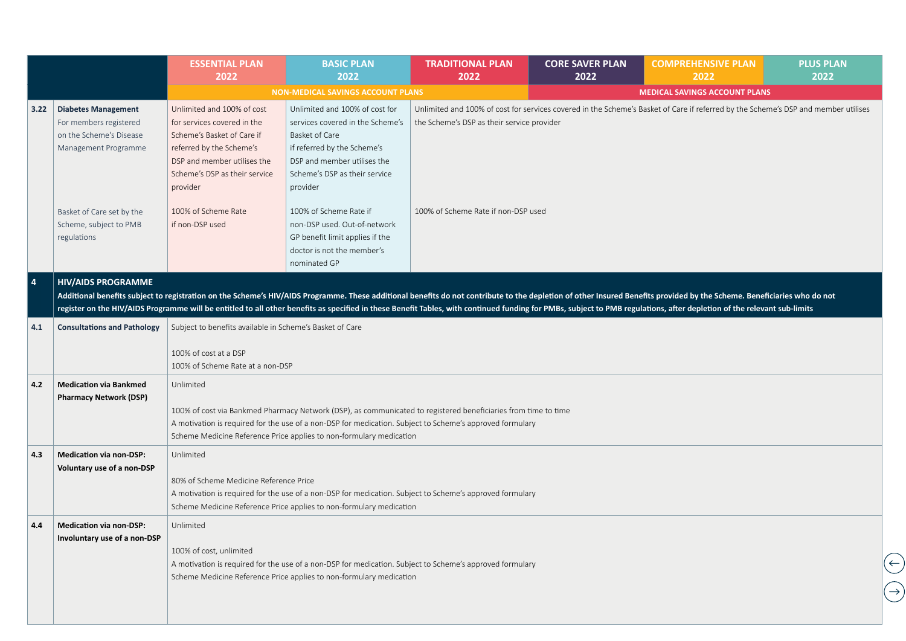| | | ESSENTIAL PLAN 2022 | BASIC PLAN 2022 | TRADITIONAL PLAN 2022 | CORE SAVER PLAN 2022 | COMPREHENSIVE PLAN 2022 | PLUS PLAN 2022 |
|---|---|---|---|---|---|---|---|
| | | NON-MEDICAL SAVINGS ACCOUNT PLANS | | | MEDICAL SAVINGS ACCOUNT PLANS | | |
| 3.22 | **Diabetes Management** For members registered on the Scheme's Disease Management Programme | Unlimited and 100% of cost for services covered in the Scheme's Basket of Care if referred by the Scheme's DSP and member utilises the Scheme's DSP as their service provider | Unlimited and 100% of cost for services covered in the Scheme's Basket of Care if referred by the Scheme's DSP and member utilises the Scheme's DSP as their service provider | Unlimited and 100% of cost for services covered in the Scheme's Basket of Care if referred by the Scheme's DSP and member utilises the Scheme's DSP as their service provider | | | |
| | Basket of Care set by the Scheme, subject to PMB regulations | 100% of Scheme Rate if non-DSP used | 100% of Scheme Rate if non-DSP used. Out-of-network GP benefit limit applies if the doctor is not the member's nominated GP | 100% of Scheme Rate if non-DSP used | | | |
| **4** | **HIV/AIDS PROGRAMME** **Additional benefits subject to registration on the Scheme's HIV/AIDS Programme. These additional benefits do not contribute to the depletion of other Insured Benefits provided by the Scheme. Beneficiaries who do not register on the HIV/AIDS Programme will be entitled to all other benefits as specified in these Benefit Tables, with continued funding for PMBs, subject to PMB regulations, after depletion of the relevant sub-limits** | | | | | | |
| 4.1 | **Consultations and Pathology** | Subject to benefits available in Scheme's Basket of Care<br><br>100% of cost at a DSP<br>100% of Scheme Rate at a non-DSP | | | | | |
| 4.2 | **Medication via Bankmed Pharmacy Network (DSP)** | Unlimited<br><br>100% of cost via Bankmed Pharmacy Network (DSP), as communicated to registered beneficiaries from time to time<br>A motivation is required for the use of a non-DSP for medication. Subject to Scheme's approved formulary<br>Scheme Medicine Reference Price applies to non-formulary medication | | | | | |
| 4.3 | **Medication via non-DSP: Voluntary use of a non-DSP** | Unlimited<br><br>80% of Scheme Medicine Reference Price<br>A motivation is required for the use of a non-DSP for medication. Subject to Scheme's approved formulary<br>Scheme Medicine Reference Price applies to non-formulary medication | | | | | |
| 4.4 | **Medication via non-DSP: Involuntary use of a non-DSP** | Unlimited<br><br>100% of cost, unlimited<br>A motivation is required for the use of a non-DSP for medication. Subject to Scheme's approved formulary<br>Scheme Medicine Reference Price applies to non-formulary medication | | | | | |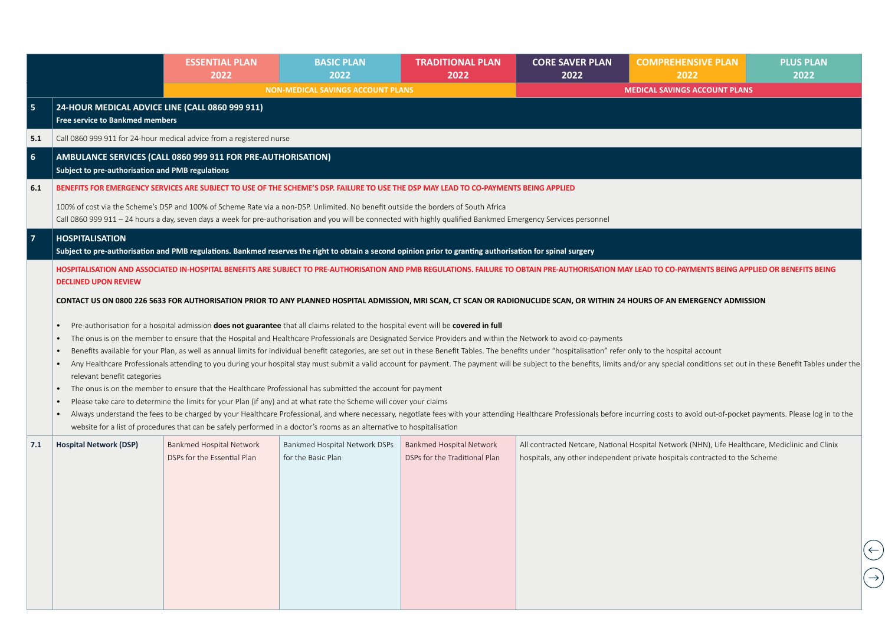| | | ESSENTIAL PLAN 2022 | BASIC PLAN 2022 | TRADITIONAL PLAN 2022 | CORE SAVER PLAN 2022 | COMPREHENSIVE PLAN 2022 | PLUS PLAN 2022 |
|---|---|---|---|---|---|---|---|
| | | NON-MEDICAL SAVINGS ACCOUNT PLANS | | | MEDICAL SAVINGS ACCOUNT PLANS | | |
| **5** | **24-HOUR MEDICAL ADVICE LINE (CALL 0860 999 911)**<br>**Free service to Bankmed members** | | | | | | |
| **5.1** | Call 0860 999 911 for 24-hour medical advice from a registered nurse | | | | | | |
| **6** | **AMBULANCE SERVICES (CALL 0860 999 911 FOR PRE-AUTHORISATION)**<br>**Subject to pre-authorisation and PMB regulations** | | | | | | |
| **6.1** | **BENEFITS FOR EMERGENCY SERVICES ARE SUBJECT TO USE OF THE SCHEME'S DSP. FAILURE TO USE THE DSP MAY LEAD TO CO-PAYMENTS BEING APPLIED**<br><br>100% of cost via the Scheme's DSP and 100% of Scheme Rate via a non-DSP. Unlimited. No benefit outside the borders of South Africa<br>Call 0860 999 911 – 24 hours a day, seven days a week for pre-authorisation and you will be connected with highly qualified Bankmed Emergency Services personnel | | | | | | |
| **7** | **HOSPITALISATION**<br>**Subject to pre-authorisation and PMB regulations. Bankmed reserves the right to obtain a second opinion prior to granting authorisation for spinal surgery** | | | | | | |
| | **HOSPITALISATION AND ASSOCIATED IN-HOSPITAL BENEFITS ARE SUBJECT TO PRE-AUTHORISATION AND PMB REGULATIONS. FAILURE TO OBTAIN PRE-AUTHORISATION MAY LEAD TO CO-PAYMENTS BEING APPLIED OR BENEFITS BEING DECLINED UPON REVIEW**<br><br>**CONTACT US ON 0800 226 5633 FOR AUTHORISATION PRIOR TO ANY PLANNED HOSPITAL ADMISSION, MRI SCAN, CT SCAN OR RADIONUCLIDE SCAN, OR WITHIN 24 HOURS OF AN EMERGENCY ADMISSION**<br><br>• Pre-authorisation for a hospital admission **does not guarantee** that all claims related to the hospital event will be **covered in full**<br>• The onus is on the member to ensure that the Hospital and Healthcare Professionals are Designated Service Providers and within the Network to avoid co-payments<br>• Benefits available for your Plan, as well as annual limits for individual benefit categories, are set out in these Benefit Tables. The benefits under "hospitalisation" refer only to the hospital account<br>• Any Healthcare Professionals attending to you during your hospital stay must submit a valid account for payment. The payment will be subject to the benefits, limits and/or any special conditions set out in these Benefit Tables under the relevant benefit categories<br>• The onus is on the member to ensure that the Healthcare Professional has submitted the account for payment<br>• Please take care to determine the limits for your Plan (if any) and at what rate the Scheme will cover your claims<br>• Always understand the fees to be charged by your Healthcare Professional, and where necessary, negotiate fees with your attending Healthcare Professionals before incurring costs to avoid out-of-pocket payments. Please log in to the website for a list of procedures that can be safely performed in a doctor's rooms as an alternative to hospitalisation | | | | | | |
| **7.1** | **Hospital Network (DSP)** | Bankmed Hospital Network DSPs for the Essential Plan | Bankmed Hospital Network DSPs for the Basic Plan | Bankmed Hospital Network DSPs for the Traditional Plan | All contracted Netcare, National Hospital Network (NHN), Life Healthcare, Mediclinic and Clinix hospitals, any other independent private hospitals contracted to the Scheme | | |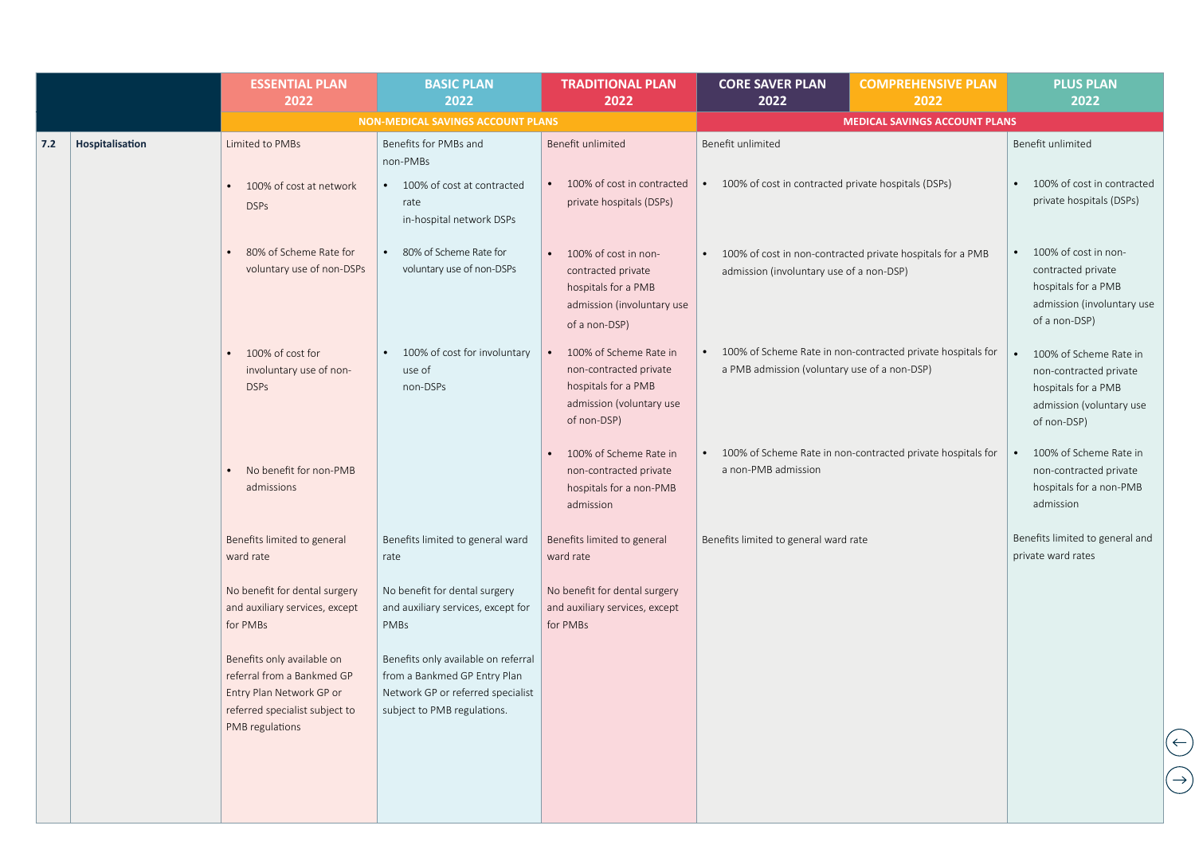| | | ESSENTIAL PLAN 2022 | BASIC PLAN 2022 | TRADITIONAL PLAN 2022 | CORE SAVER PLAN 2022 | COMPREHENSIVE PLAN 2022 | PLUS PLAN 2022 |
|---|---|---|---|---|---|---|---|
| | | NON-MEDICAL SAVINGS ACCOUNT PLANS | | | MEDICAL SAVINGS ACCOUNT PLANS | | |
| 7.2 | Hospitalisation | Limited to PMBs<br><br>• 100% of cost at network DSPs<br><br>• 80% of Scheme Rate for voluntary use of non-DSPs<br><br>• 100% of cost for involuntary use of non-DSPs<br><br>• No benefit for non-PMB admissions<br><br>Benefits limited to general ward rate<br><br>No benefit for dental surgery and auxiliary services, except for PMBs<br><br>Benefits only available on referral from a Bankmed GP Entry Plan Network GP or referred specialist subject to PMB regulations | Benefits for PMBs and non-PMBs<br><br>• 100% of cost at contracted rate in-hospital network DSPs<br><br>• 80% of Scheme Rate for voluntary use of non-DSPs<br><br>• 100% of cost for involuntary use of non-DSPs<br><br>Benefits limited to general ward rate<br><br>No benefit for dental surgery and auxiliary services, except for PMBs<br><br>Benefits only available on referral from a Bankmed GP Entry Plan Network GP or referred specialist subject to PMB regulations. | Benefit unlimited<br><br>• 100% of cost in contracted private hospitals (DSPs)<br><br>• 100% of cost in non-contracted private hospitals for a PMB admission (involuntary use of a non-DSP)<br><br>• 100% of Scheme Rate in non-contracted private hospitals for a PMB admission (voluntary use of non-DSP)<br><br>• 100% of Scheme Rate in non-contracted private hospitals for a non-PMB admission<br><br>Benefits limited to general ward rate<br><br>No benefit for dental surgery and auxiliary services, except for PMBs | Benefit unlimited<br><br>• 100% of cost in contracted private hospitals (DSPs)<br><br>• 100% of cost in non-contracted private hospitals for a PMB admission (involuntary use of a non-DSP)<br><br>• 100% of Scheme Rate in non-contracted private hospitals for a PMB admission (voluntary use of a non-DSP)<br><br>• 100% of Scheme Rate in non-contracted private hospitals for a non-PMB admission<br><br>Benefits limited to general ward rate | | Benefit unlimited<br><br>• 100% of cost in contracted private hospitals (DSPs)<br><br>• 100% of cost in non-contracted private hospitals for a PMB admission (involuntary use of a non-DSP)<br><br>• 100% of Scheme Rate in non-contracted private hospitals for a PMB admission (voluntary use of non-DSP)<br><br>• 100% of Scheme Rate in non-contracted private hospitals for a non-PMB admission<br><br>Benefits limited to general and private ward rates |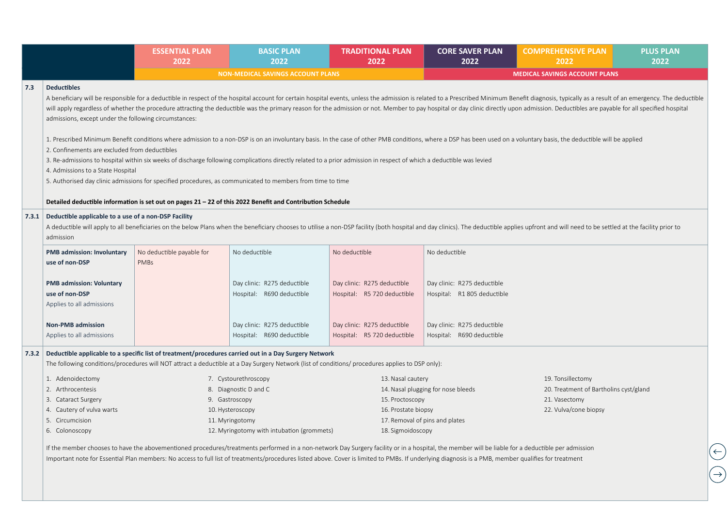| | ESSENTIAL PLAN 2022 | BASIC PLAN 2022 | TRADITIONAL PLAN 2022 | CORE SAVER PLAN 2022 | COMPREHENSIVE PLAN 2022 | PLUS PLAN 2022 |
|---|---|---|---|---|---|---|
| | NON-MEDICAL SAVINGS ACCOUNT PLANS | | | MEDICAL SAVINGS ACCOUNT PLANS | | |

## 7.3 Deductibles

A beneficiary will be responsible for a deductible in respect of the hospital account for certain hospital events, unless the admission is related to a Prescribed Minimum Benefit diagnosis, typically as a result of an emergency. The deductible will apply regardless of whether the procedure attracting the deductible was the primary reason for the admission or not. Member to pay hospital or day clinic directly upon admission. Deductibles are payable for all specified hospital admissions, except under the following circumstances:

1. Prescribed Minimum Benefit conditions where admission to a non-DSP is on an involuntary basis. In the case of other PMB conditions, where a DSP has been used on a voluntary basis, the deductible will be applied
2. Confinements are excluded from deductibles
3. Re-admissions to hospital within six weeks of discharge following complications directly related to a prior admission in respect of which a deductible was levied
4. Admissions to a State Hospital
5. Authorised day clinic admissions for specified procedures, as communicated to members from time to time

**Detailed deductible information is set out on pages 21 – 22 of this 2022 Benefit and Contribution Schedule**

## 7.3.1 Deductible applicable to a use of a non-DSP Facility

A deductible will apply to all beneficiaries on the below Plans when the beneficiary chooses to utilise a non-DSP facility (both hospital and day clinics). The deductible applies upfront and will need to be settled at the facility prior to admission

| | ESSENTIAL PLAN | BASIC PLAN | TRADITIONAL PLAN | CORE SAVER PLAN / COMPREHENSIVE PLAN / PLUS PLAN |
|---|---|---|---|---|
| **PMB admission: Involuntary use of non-DSP** | No deductible payable for PMBs | No deductible | No deductible | No deductible |
| **PMB admission: Voluntary use of non-DSP** Applies to all admissions | | Day clinic: R275 deductible<br>Hospital: R690 deductible | Day clinic: R275 deductible<br>Hospital: R5 720 deductible | Day clinic: R275 deductible<br>Hospital: R1 805 deductible |
| **Non-PMB admission** Applies to all admissions | | Day clinic: R275 deductible<br>Hospital: R690 deductible | Day clinic: R275 deductible<br>Hospital: R5 720 deductible | Day clinic: R275 deductible<br>Hospital: R690 deductible |

## 7.3.2 Deductible applicable to a specific list of treatment/procedures carried out in a Day Surgery Network

The following conditions/procedures will NOT attract a deductible at a Day Surgery Network (list of conditions/ procedures applies to DSP only):

1. Adenoidectomy
2. Arthrocentesis
3. Cataract Surgery
4. Cautery of vulva warts
5. Circumcision
6. Colonoscopy
7. Cystourethroscopy
8. Diagnostic D and C
9. Gastroscopy
10. Hysteroscopy
11. Myringotomy
12. Myringotomy with intubation (grommets)
13. Nasal cautery
14. Nasal plugging for nose bleeds
15. Proctoscopy
16. Prostate biopsy
17. Removal of pins and plates
18. Sigmoidoscopy
19. Tonsillectomy
20. Treatment of Bartholins cyst/gland
21. Vasectomy
22. Vulva/cone biopsy

If the member chooses to have the abovementioned procedures/treatments performed in a non-network Day Surgery facility or in a hospital, the member will be liable for a deductible per admission

Important note for Essential Plan members: No access to full list of treatments/procedures listed above. Cover is limited to PMBs. If underlying diagnosis is a PMB, member qualifies for treatment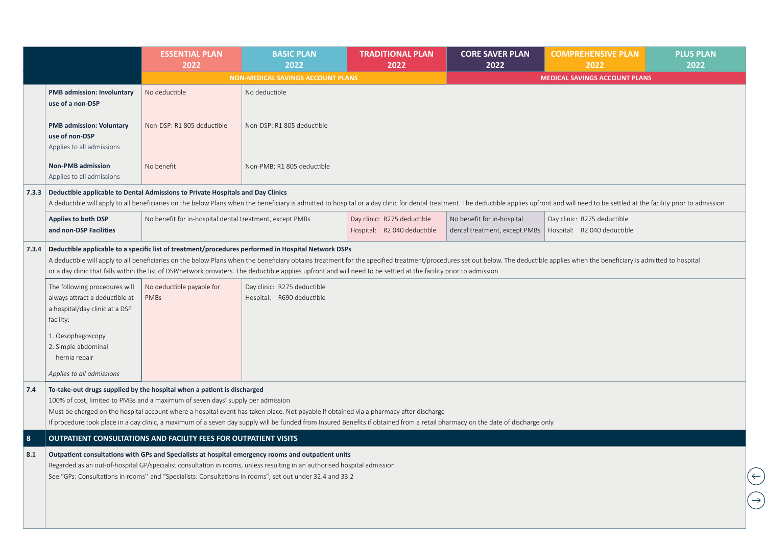| | | ESSENTIAL PLAN 2022 | BASIC PLAN 2022 | TRADITIONAL PLAN 2022 | CORE SAVER PLAN 2022 | COMPREHENSIVE PLAN 2022 | PLUS PLAN 2022 |
|---|---|---|---|---|---|---|---|
| | | NON-MEDICAL SAVINGS ACCOUNT PLANS | | | MEDICAL SAVINGS ACCOUNT PLANS | | |
| | **PMB admission: Involuntary use of a non-DSP** | No deductible | No deductible | | | | |
| | **PMB admission: Voluntary use of non-DSP** Applies to all admissions | Non-DSP: R1 805 deductible | Non-DSP: R1 805 deductible | | | | |
| | **Non-PMB admission** Applies to all admissions | No benefit | Non-PMB: R1 805 deductible | | | | |
| 7.3.3 | **Deductible applicable to Dental Admissions to Private Hospitals and Day Clinics** A deductible will apply to all beneficiaries on the below Plans when the beneficiary is admitted to hospital or a day clinic for dental treatment. The deductible applies upfront and will need to be settled at the facility prior to admission | | | | | | |
| | **Applies to both DSP and non-DSP Facilities** | No benefit for in-hospital dental treatment, except PMBs | | Day clinic: R275 deductible Hospital: R2 040 deductible | No benefit for in-hospital dental treatment, except PMBs | Day clinic: R275 deductible Hospital: R2 040 deductible | |
| 7.3.4 | **Deductible applicable to a specific list of treatment/procedures performed in Hospital Network DSPs** A deductible will apply to all beneficiaries on the below Plans when the beneficiary obtains treatment for the specified treatment/procedures set out below. The deductible applies when the beneficiary is admitted to hospital or a day clinic that falls within the list of DSP/network providers. The deductible applies upfront and will need to be settled at the facility prior to admission | | | | | | |
| | The following procedures will always attract a deductible at a hospital/day clinic at a DSP facility: 1. Oesophagoscopy 2. Simple abdominal hernia repair *Applies to all admissions* | No deductible payable for PMBs | Day clinic: R275 deductible Hospital: R690 deductible | | | | |
| 7.4 | **To-take-out drugs supplied by the hospital when a patient is discharged** 100% of cost, limited to PMBs and a maximum of seven days' supply per admission Must be charged on the hospital account where a hospital event has taken place. Not payable if obtained via a pharmacy after discharge If procedure took place in a day clinic, a maximum of a seven day supply will be funded from Insured Benefits if obtained from a retail pharmacy on the date of discharge only | | | | | | |
| **8** | **OUTPATIENT CONSULTATIONS AND FACILITY FEES FOR OUTPATIENT VISITS** | | | | | | |
| 8.1 | **Outpatient consultations with GPs and Specialists at hospital emergency rooms and outpatient units** Regarded as an out-of-hospital GP/specialist consultation in rooms, unless resulting in an authorised hospital admission See "GPs: Consultations in rooms'' and "Specialists: Consultations in rooms'', set out under 32.4 and 33.2 | | | | | | |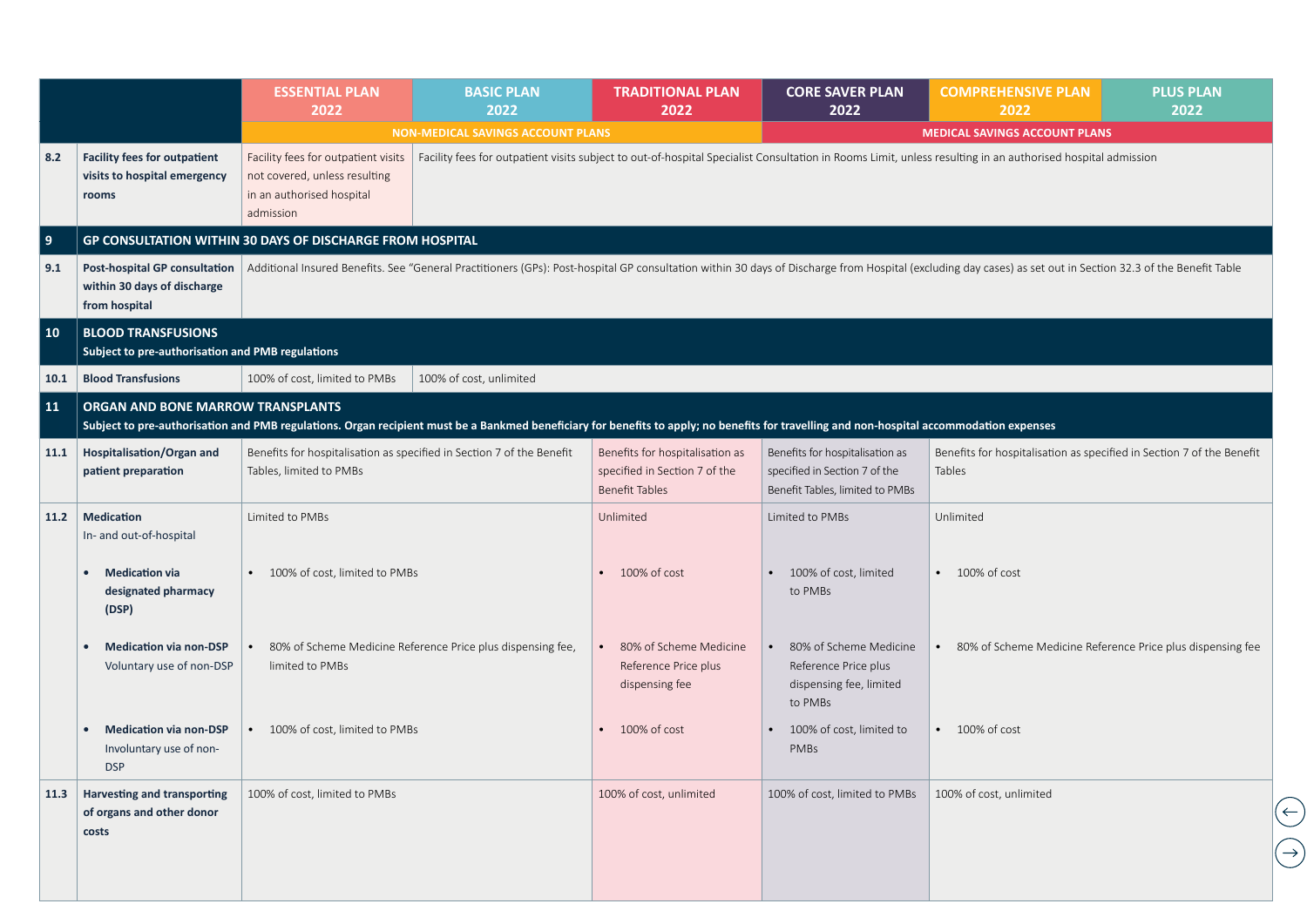| | | ESSENTIAL PLAN 2022 | BASIC PLAN 2022 | TRADITIONAL PLAN 2022 | CORE SAVER PLAN 2022 | COMPREHENSIVE PLAN 2022 | PLUS PLAN 2022 |
|---|---|---|---|---|---|---|---|
| | | NON-MEDICAL SAVINGS ACCOUNT PLANS | | | MEDICAL SAVINGS ACCOUNT PLANS | | |
| **8.2** | **Facility fees for outpatient visits to hospital emergency rooms** | Facility fees for outpatient visits not covered, unless resulting in an authorised hospital admission | Facility fees for outpatient visits subject to out-of-hospital Specialist Consultation in Rooms Limit, unless resulting in an authorised hospital admission | | | | |
| **9** | **GP CONSULTATION WITHIN 30 DAYS OF DISCHARGE FROM HOSPITAL** | | | | | | |
| **9.1** | **Post-hospital GP consultation within 30 days of discharge from hospital** | Additional Insured Benefits. See "General Practitioners (GPs): Post-hospital GP consultation within 30 days of Discharge from Hospital (excluding day cases) as set out in Section 32.3 of the Benefit Table | | | | | |
| **10** | **BLOOD TRANSFUSIONS**<br>**Subject to pre-authorisation and PMB regulations** | | | | | | |
| **10.1** | **Blood Transfusions** | 100% of cost, limited to PMBs | 100% of cost, unlimited | | | | |
| **11** | **ORGAN AND BONE MARROW TRANSPLANTS**<br>**Subject to pre-authorisation and PMB regulations. Organ recipient must be a Bankmed beneficiary for benefits to apply; no benefits for travelling and non-hospital accommodation expenses** | | | | | | |
| **11.1** | **Hospitalisation/Organ and patient preparation** | Benefits for hospitalisation as specified in Section 7 of the Benefit Tables, limited to PMBs | | Benefits for hospitalisation as specified in Section 7 of the Benefit Tables | Benefits for hospitalisation as specified in Section 7 of the Benefit Tables, limited to PMBs | Benefits for hospitalisation as specified in Section 7 of the Benefit Tables | |
| **11.2** | **Medication**<br>In- and out-of-hospital | Limited to PMBs | | Unlimited | Limited to PMBs | Unlimited | |
| | • **Medication via designated pharmacy (DSP)** | • 100% of cost, limited to PMBs | | • 100% of cost | • 100% of cost, limited to PMBs | • 100% of cost | |
| | • **Medication via non-DSP** Voluntary use of non-DSP | • 80% of Scheme Medicine Reference Price plus dispensing fee, limited to PMBs | | • 80% of Scheme Medicine Reference Price plus dispensing fee | • 80% of Scheme Medicine Reference Price plus dispensing fee, limited to PMBs | • 80% of Scheme Medicine Reference Price plus dispensing fee | |
| | • **Medication via non-DSP** Involuntary use of non-DSP | • 100% of cost, limited to PMBs | | • 100% of cost | • 100% of cost, limited to PMBs | • 100% of cost | |
| **11.3** | **Harvesting and transporting of organs and other donor costs** | 100% of cost, limited to PMBs | | 100% of cost, unlimited | 100% of cost, limited to PMBs | 100% of cost, unlimited | |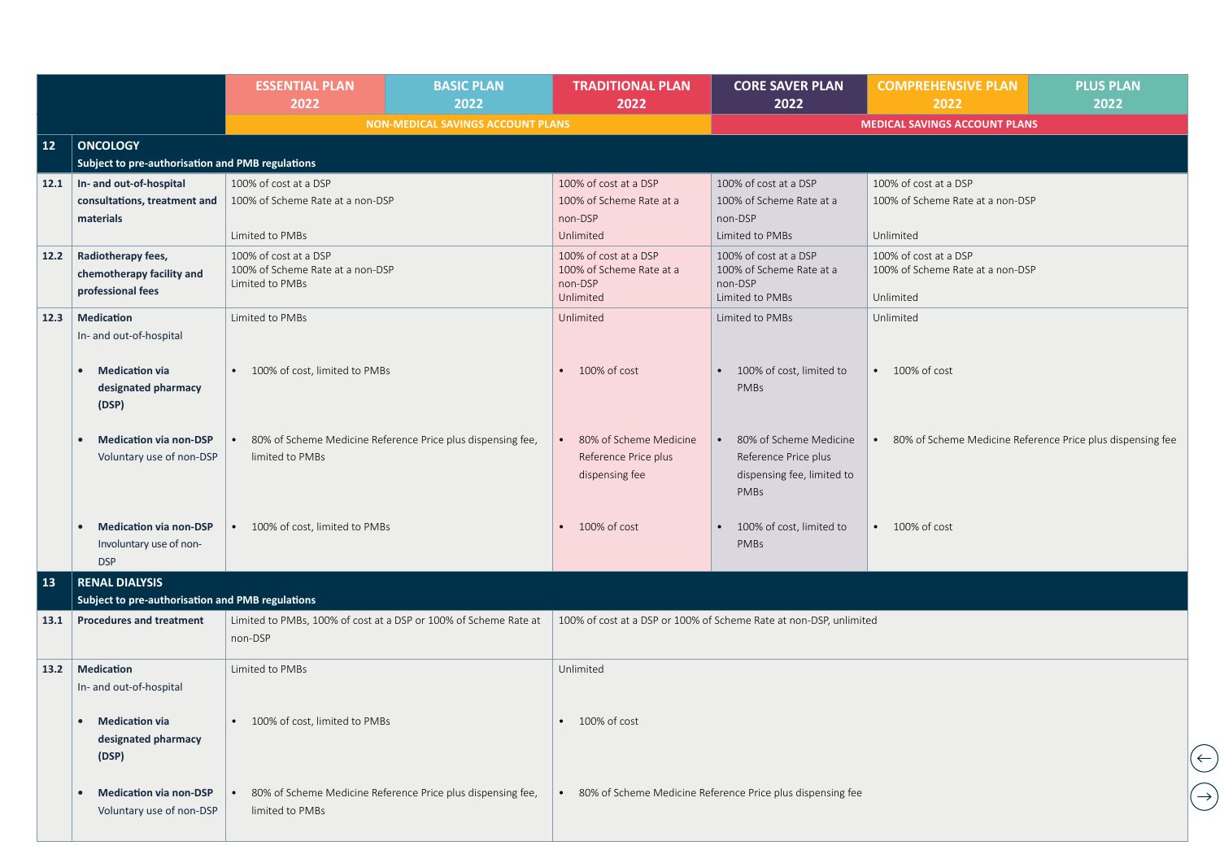| | | ESSENTIAL PLAN 2022 | BASIC PLAN 2022 | TRADITIONAL PLAN 2022 | CORE SAVER PLAN 2022 | COMPREHENSIVE PLAN 2022 | PLUS PLAN 2022 |
|---|---|---|---|---|---|---|---|
| | | NON-MEDICAL SAVINGS ACCOUNT PLANS | | | MEDICAL SAVINGS ACCOUNT PLANS | | |
| **12** | **ONCOLOGY**<br>**Subject to pre-authorisation and PMB regulations** | | | | | | |
| **12.1** | **In- and out-of-hospital consultations, treatment and materials** | 100% of cost at a DSP<br>100% of Scheme Rate at a non-DSP<br>Limited to PMBs | | 100% of cost at a DSP<br>100% of Scheme Rate at a non-DSP<br>Unlimited | 100% of cost at a DSP<br>100% of Scheme Rate at a non-DSP<br>Limited to PMBs | 100% of cost at a DSP<br>100% of Scheme Rate at a non-DSP<br>Unlimited | |
| **12.2** | **Radiotherapy fees, chemotherapy facility and professional fees** | 100% of cost at a DSP<br>100% of Scheme Rate at a non-DSP<br>Limited to PMBs | | 100% of cost at a DSP<br>100% of Scheme Rate at a non-DSP<br>Unlimited | 100% of cost at a DSP<br>100% of Scheme Rate at a non-DSP<br>Limited to PMBs | 100% of cost at a DSP<br>100% of Scheme Rate at a non-DSP<br>Unlimited | |
| **12.3** | **Medication**<br>In- and out-of-hospital | Limited to PMBs | | Unlimited | Limited to PMBs | Unlimited | |
| | • **Medication via designated pharmacy (DSP)** | • 100% of cost, limited to PMBs | | • 100% of cost | • 100% of cost, limited to PMBs | • 100% of cost | |
| | • **Medication via non-DSP** Voluntary use of non-DSP | • 80% of Scheme Medicine Reference Price plus dispensing fee, limited to PMBs | | • 80% of Scheme Medicine Reference Price plus dispensing fee | • 80% of Scheme Medicine Reference Price plus dispensing fee, limited to PMBs | • 80% of Scheme Medicine Reference Price plus dispensing fee | |
| | • **Medication via non-DSP** Involuntary use of non-DSP | • 100% of cost, limited to PMBs | | • 100% of cost | • 100% of cost, limited to PMBs | • 100% of cost | |
| **13** | **RENAL DIALYSIS**<br>**Subject to pre-authorisation and PMB regulations** | | | | | | |
| **13.1** | **Procedures and treatment** | Limited to PMBs, 100% of cost at a DSP or 100% of Scheme Rate at non-DSP | | 100% of cost at a DSP or 100% of Scheme Rate at non-DSP, unlimited | | | |
| **13.2** | **Medication**<br>In- and out-of-hospital | Limited to PMBs | | Unlimited | | | |
| | • **Medication via designated pharmacy (DSP)** | • 100% of cost, limited to PMBs | | • 100% of cost | | | |
| | • **Medication via non-DSP** Voluntary use of non-DSP | • 80% of Scheme Medicine Reference Price plus dispensing fee, limited to PMBs | | • 80% of Scheme Medicine Reference Price plus dispensing fee | | | |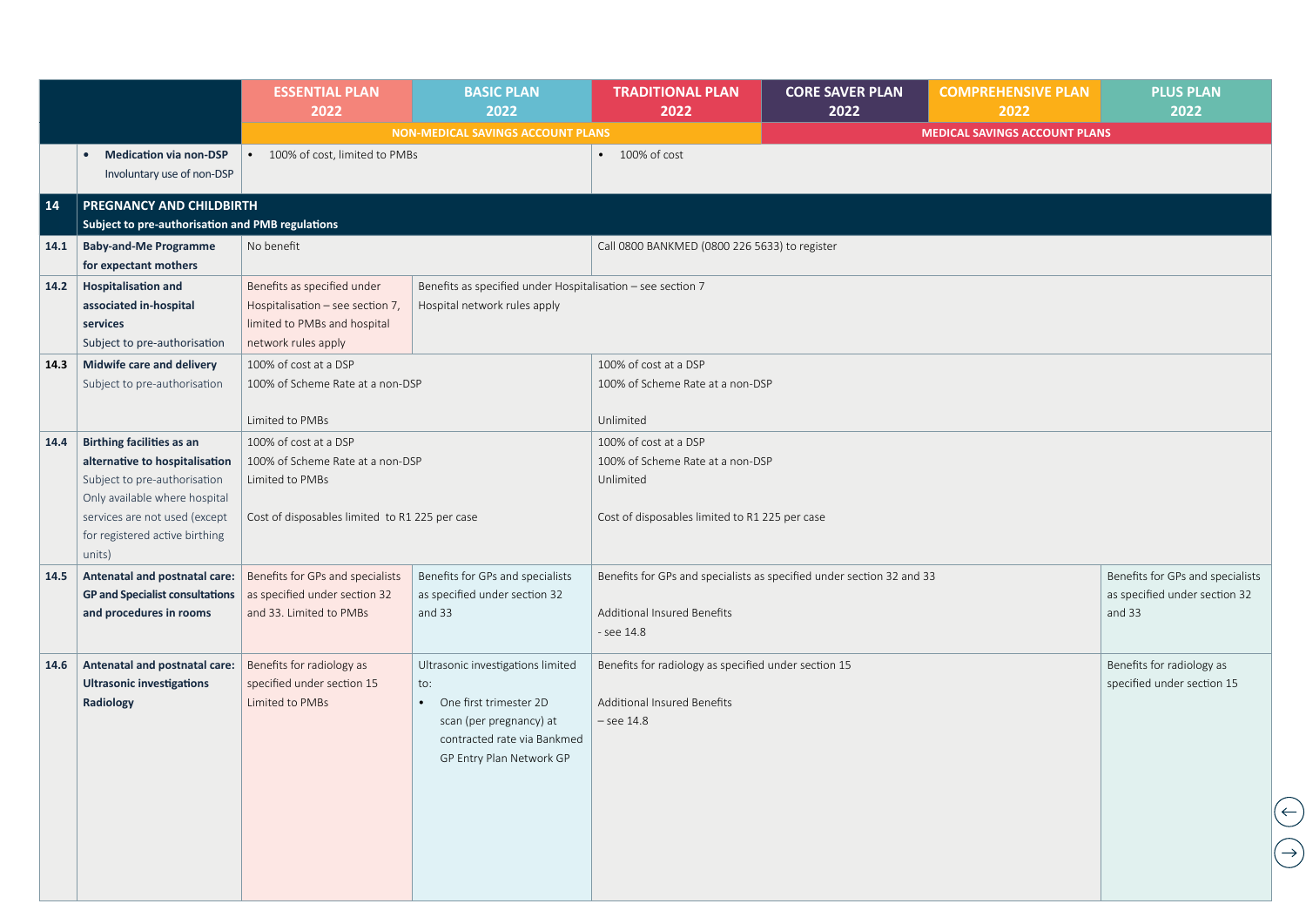| | | ESSENTIAL PLAN 2022 | BASIC PLAN 2022 | TRADITIONAL PLAN 2022 | CORE SAVER PLAN 2022 | COMPREHENSIVE PLAN 2022 | PLUS PLAN 2022 |
|---|---|---|---|---|---|---|---|
| | | NON-MEDICAL SAVINGS ACCOUNT PLANS | | | MEDICAL SAVINGS ACCOUNT PLANS | | |
| | • **Medication via non-DSP** Involuntary use of non-DSP | • 100% of cost, limited to PMBs | | • 100% of cost | | | |
| **14** | **PREGNANCY AND CHILDBIRTH** **Subject to pre-authorisation and PMB regulations** | | | | | | |
| **14.1** | **Baby-and-Me Programme for expectant mothers** | No benefit | | Call 0800 BANKMED (0800 226 5633) to register | | | |
| **14.2** | **Hospitalisation and associated in-hospital services** Subject to pre-authorisation | Benefits as specified under Hospitalisation – see section 7, limited to PMBs and hospital network rules apply | Benefits as specified under Hospitalisation – see section 7 Hospital network rules apply | | | | |
| **14.3** | **Midwife care and delivery** Subject to pre-authorisation | 100% of cost at a DSP 100% of Scheme Rate at a non-DSP Limited to PMBs | | 100% of cost at a DSP 100% of Scheme Rate at a non-DSP Unlimited | | | |
| **14.4** | **Birthing facilities as an alternative to hospitalisation** Subject to pre-authorisation Only available where hospital services are not used (except for registered active birthing units) | 100% of cost at a DSP 100% of Scheme Rate at a non-DSP Limited to PMBs Cost of disposables limited to R1 225 per case | | 100% of cost at a DSP 100% of Scheme Rate at a non-DSP Unlimited Cost of disposables limited to R1 225 per case | | | |
| **14.5** | **Antenatal and postnatal care: GP and Specialist consultations and procedures in rooms** | Benefits for GPs and specialists as specified under section 32 and 33. Limited to PMBs | Benefits for GPs and specialists as specified under section 32 and 33 | Benefits for GPs and specialists as specified under section 32 and 33 Additional Insured Benefits - see 14.8 | | | Benefits for GPs and specialists as specified under section 32 and 33 |
| **14.6** | **Antenatal and postnatal care: Ultrasonic investigations Radiology** | Benefits for radiology as specified under section 15 Limited to PMBs | Ultrasonic investigations limited to: • One first trimester 2D scan (per pregnancy) at contracted rate via Bankmed GP Entry Plan Network GP | Benefits for radiology as specified under section 15 Additional Insured Benefits – see 14.8 | | | Benefits for radiology as specified under section 15 |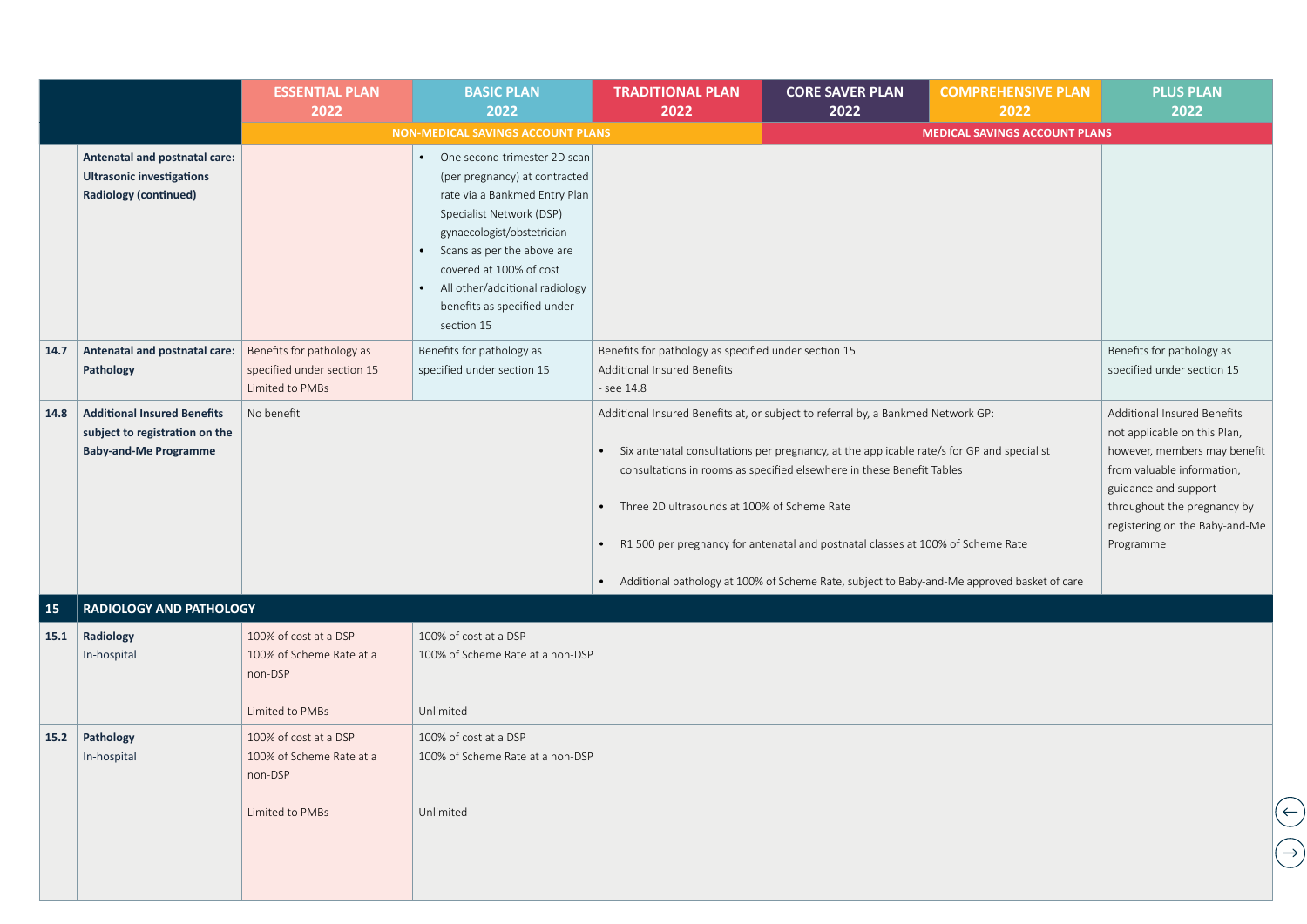| | | ESSENTIAL PLAN 2022 | BASIC PLAN 2022 | TRADITIONAL PLAN 2022 | CORE SAVER PLAN 2022 | COMPREHENSIVE PLAN 2022 | PLUS PLAN 2022 |
|---|---|---|---|---|---|---|---|
| | | NON-MEDICAL SAVINGS ACCOUNT PLANS | | | MEDICAL SAVINGS ACCOUNT PLANS | | |
| | **Antenatal and postnatal care: Ultrasonic investigations Radiology (continued)** | | • One second trimester 2D scan (per pregnancy) at contracted rate via a Bankmed Entry Plan Specialist Network (DSP) gynaecologist/obstetrician<br>• Scans as per the above are covered at 100% of cost<br>• All other/additional radiology benefits as specified under section 15 | | | | |
| **14.7** | **Antenatal and postnatal care: Pathology** | Benefits for pathology as specified under section 15<br>Limited to PMBs | Benefits for pathology as specified under section 15 | Benefits for pathology as specified under section 15<br>Additional Insured Benefits<br>- see 14.8 | | | Benefits for pathology as specified under section 15 |
| **14.8** | **Additional Insured Benefits subject to registration on the Baby-and-Me Programme** | No benefit | | Additional Insured Benefits at, or subject to referral by, a Bankmed Network GP:<br>• Six antenatal consultations per pregnancy, at the applicable rate/s for GP and specialist consultations in rooms as specified elsewhere in these Benefit Tables<br>• Three 2D ultrasounds at 100% of Scheme Rate<br>• R1 500 per pregnancy for antenatal and postnatal classes at 100% of Scheme Rate<br>• Additional pathology at 100% of Scheme Rate, subject to Baby-and-Me approved basket of care | | | Additional Insured Benefits not applicable on this Plan, however, members may benefit from valuable information, guidance and support throughout the pregnancy by registering on the Baby-and-Me Programme |
| **15** | **RADIOLOGY AND PATHOLOGY** | | | | | | |
| **15.1** | **Radiology**<br>In-hospital | 100% of cost at a DSP<br>100% of Scheme Rate at a non-DSP<br><br>Limited to PMBs | 100% of cost at a DSP<br>100% of Scheme Rate at a non-DSP<br><br>Unlimited | | | | |
| **15.2** | **Pathology**<br>In-hospital | 100% of cost at a DSP<br>100% of Scheme Rate at a non-DSP<br><br>Limited to PMBs | 100% of cost at a DSP<br>100% of Scheme Rate at a non-DSP<br><br>Unlimited | | | | |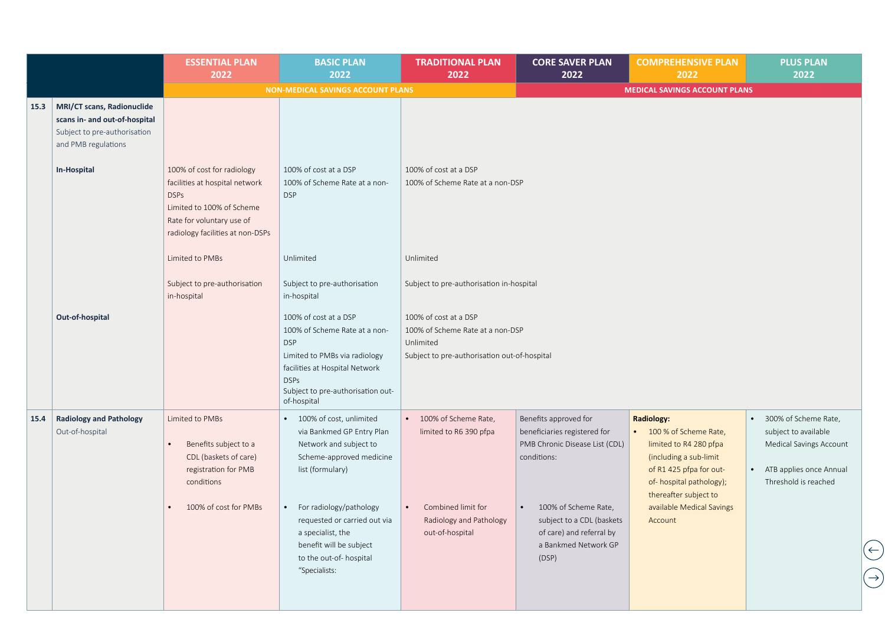| | | ESSENTIAL PLAN 2022 | BASIC PLAN 2022 | TRADITIONAL PLAN 2022 | CORE SAVER PLAN 2022 | COMPREHENSIVE PLAN 2022 | PLUS PLAN 2022 |
|---|---|---|---|---|---|---|---|
| | | NON-MEDICAL SAVINGS ACCOUNT PLANS | | | MEDICAL SAVINGS ACCOUNT PLANS | | |
| 15.3 | **MRI/CT scans, Radionuclide scans in- and out-of-hospital** Subject to pre-authorisation and PMB regulations | | | | | | |
| | **In-Hospital** | 100% of cost for radiology facilities at hospital network DSPs<br>Limited to 100% of Scheme Rate for voluntary use of radiology facilities at non-DSPs<br><br>Limited to PMBs<br><br>Subject to pre-authorisation in-hospital | 100% of cost at a DSP<br>100% of Scheme Rate at a non-DSP<br><br>Unlimited<br><br>Subject to pre-authorisation in-hospital | 100% of cost at a DSP<br>100% of Scheme Rate at a non-DSP<br><br>Unlimited<br><br>Subject to pre-authorisation in-hospital | | | |
| | **Out-of-hospital** | | 100% of cost at a DSP<br>100% of Scheme Rate at a non-DSP<br>Limited to PMBs via radiology facilities at Hospital Network DSPs<br>Subject to pre-authorisation out-of-hospital | 100% of cost at a DSP<br>100% of Scheme Rate at a non-DSP<br>Unlimited<br>Subject to pre-authorisation out-of-hospital | | | |
| 15.4 | **Radiology and Pathology** Out-of-hospital | Limited to PMBs<br>• Benefits subject to a CDL (baskets of care) registration for PMB conditions<br>• 100% of cost for PMBs | • 100% of cost, unlimited via Bankmed GP Entry Plan Network and subject to Scheme-approved medicine list (formulary)<br>• For radiology/pathology requested or carried out via a specialist, the benefit will be subject to the out-of- hospital "Specialists: | • 100% of Scheme Rate, limited to R6 390 pfpa<br>• Combined limit for Radiology and Pathology out-of-hospital | Benefits approved for beneficiaries registered for PMB Chronic Disease List (CDL) conditions:<br>• 100% of Scheme Rate, subject to a CDL (baskets of care) and referral by a Bankmed Network GP (DSP) | **Radiology:**<br>• 100 % of Scheme Rate, limited to R4 280 pfpa (including a sub-limit of R1 425 pfpa for out-of- hospital pathology); thereafter subject to available Medical Savings Account | • 300% of Scheme Rate, subject to available Medical Savings Account<br>• ATB applies once Annual Threshold is reached |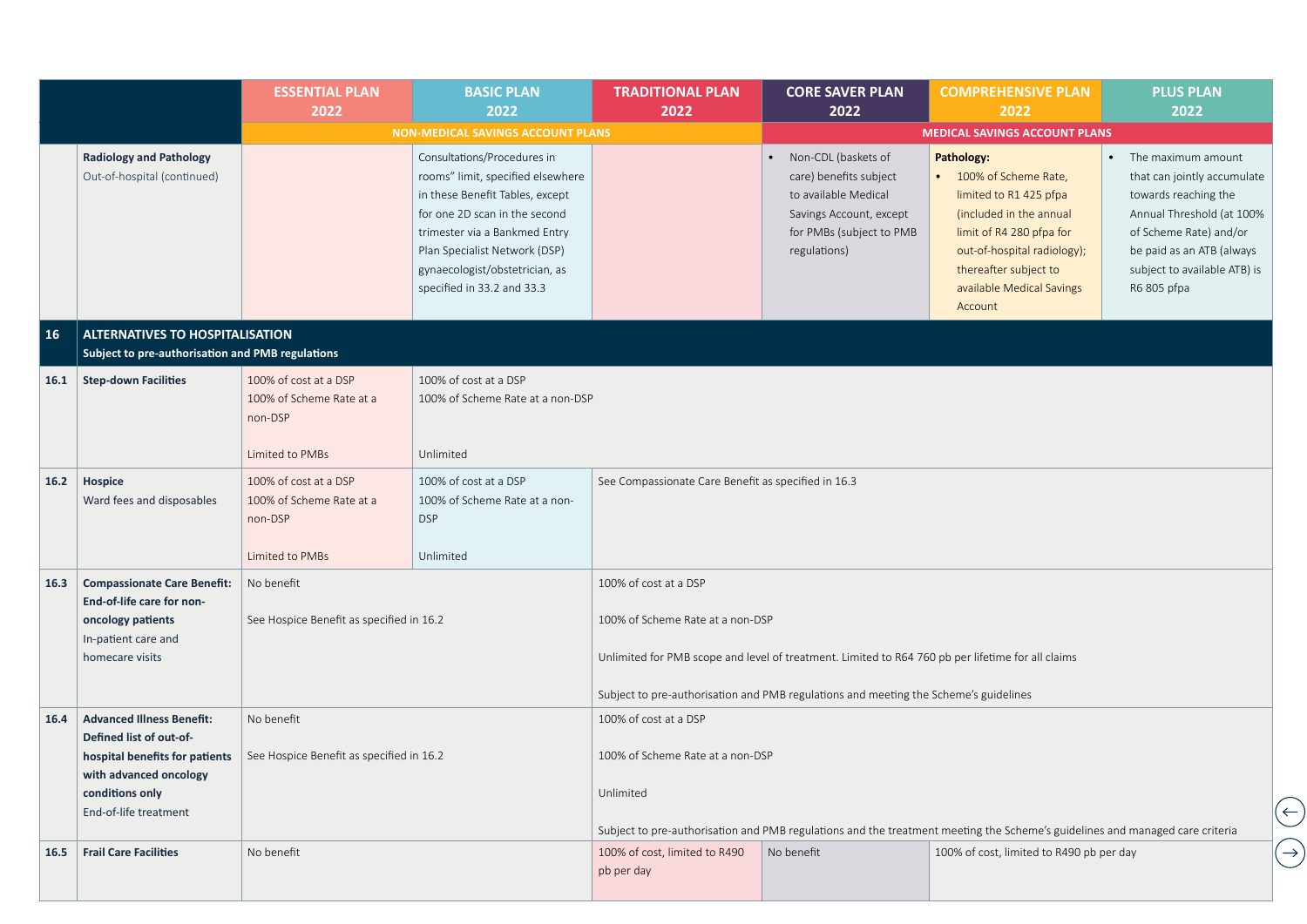| | | ESSENTIAL PLAN 2022 | BASIC PLAN 2022 | TRADITIONAL PLAN 2022 | CORE SAVER PLAN 2022 | COMPREHENSIVE PLAN 2022 | PLUS PLAN 2022 |
|---|---|---|---|---|---|---|---|
| | | NON-MEDICAL SAVINGS ACCOUNT PLANS | | | MEDICAL SAVINGS ACCOUNT PLANS | | |
| | **Radiology and Pathology** Out-of-hospital (continued) | | Consultations/Procedures in rooms" limit, specified elsewhere in these Benefit Tables, except for one 2D scan in the second trimester via a Bankmed Entry Plan Specialist Network (DSP) gynaecologist/obstetrician, as specified in 33.2 and 33.3 | | • Non-CDL (baskets of care) benefits subject to available Medical Savings Account, except for PMBs (subject to PMB regulations) | **Pathology:** • 100% of Scheme Rate, limited to R1 425 pfpa (included in the annual limit of R4 280 pfpa for out-of-hospital radiology); thereafter subject to available Medical Savings Account | • The maximum amount that can jointly accumulate towards reaching the Annual Threshold (at 100% of Scheme Rate) and/or be paid as an ATB (always subject to available ATB) is R6 805 pfpa |
| **16** | **ALTERNATIVES TO HOSPITALISATION** **Subject to pre-authorisation and PMB regulations** | | | | | | |
| **16.1** | **Step-down Facilities** | 100% of cost at a DSP<br>100% of Scheme Rate at a non-DSP<br><br>Limited to PMBs | 100% of cost at a DSP<br>100% of Scheme Rate at a non-DSP<br><br>Unlimited | | | | |
| **16.2** | **Hospice** Ward fees and disposables | 100% of cost at a DSP<br>100% of Scheme Rate at a non-DSP<br><br>Limited to PMBs | 100% of cost at a DSP<br>100% of Scheme Rate at a non-DSP<br><br>Unlimited | See Compassionate Care Benefit as specified in 16.3 | | | |
| **16.3** | **Compassionate Care Benefit: End-of-life care for non-oncology patients** In-patient care and homecare visits | No benefit<br><br>See Hospice Benefit as specified in 16.2 | | 100% of cost at a DSP<br><br>100% of Scheme Rate at a non-DSP<br><br>Unlimited for PMB scope and level of treatment. Limited to R64 760 pb per lifetime for all claims<br><br>Subject to pre-authorisation and PMB regulations and meeting the Scheme's guidelines | | | |
| **16.4** | **Advanced Illness Benefit: Defined list of out-of-hospital benefits for patients with advanced oncology conditions only** End-of-life treatment | No benefit<br><br>See Hospice Benefit as specified in 16.2 | | 100% of cost at a DSP<br><br>100% of Scheme Rate at a non-DSP<br><br>Unlimited<br><br>Subject to pre-authorisation and PMB regulations and the treatment meeting the Scheme's guidelines and managed care criteria | | | |
| **16.5** | **Frail Care Facilities** | No benefit | | 100% of cost, limited to R490 pb per day | No benefit | 100% of cost, limited to R490 pb per day | |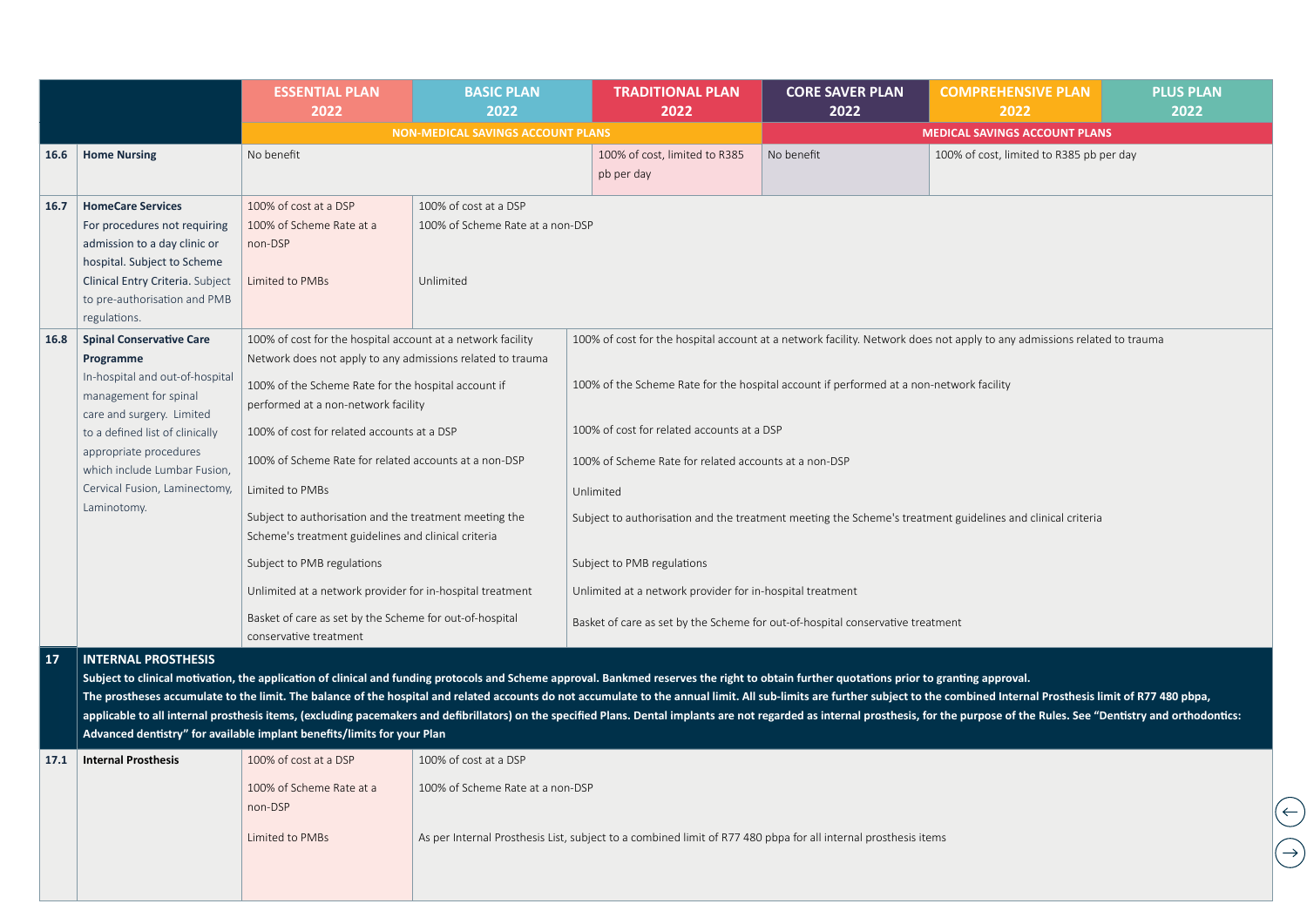| | | ESSENTIAL PLAN 2022 | BASIC PLAN 2022 | TRADITIONAL PLAN 2022 | CORE SAVER PLAN 2022 | COMPREHENSIVE PLAN 2022 | PLUS PLAN 2022 |
|---|---|---|---|---|---|---|---|
| | | NON-MEDICAL SAVINGS ACCOUNT PLANS | | | MEDICAL SAVINGS ACCOUNT PLANS | | |
| 16.6 | **Home Nursing** | No benefit | | 100% of cost, limited to R385 pb per day | No benefit | 100% of cost, limited to R385 pb per day | |
| 16.7 | **HomeCare Services** For procedures not requiring admission to a day clinic or hospital. Subject to Scheme Clinical Entry Criteria. Subject to pre-authorisation and PMB regulations. | 100% of cost at a DSP<br>100% of Scheme Rate at a non-DSP<br>Limited to PMBs | 100% of cost at a DSP<br>100% of Scheme Rate at a non-DSP<br>Unlimited | | | | |
| 16.8 | **Spinal Conservative Care Programme** In-hospital and out-of-hospital management for spinal care and surgery. Limited to a defined list of clinically appropriate procedures which include Lumbar Fusion, Cervical Fusion, Laminectomy, Laminotomy. | 100% of cost for the hospital account at a network facility Network does not apply to any admissions related to trauma<br>100% of the Scheme Rate for the hospital account if performed at a non-network facility<br>100% of cost for related accounts at a DSP<br>100% of Scheme Rate for related accounts at a non-DSP<br>Limited to PMBs<br>Subject to authorisation and the treatment meeting the Scheme's treatment guidelines and clinical criteria<br>Subject to PMB regulations<br>Unlimited at a network provider for in-hospital treatment<br>Basket of care as set by the Scheme for out-of-hospital conservative treatment | | 100% of cost for the hospital account at a network facility. Network does not apply to any admissions related to trauma<br>100% of the Scheme Rate for the hospital account if performed at a non-network facility<br>100% of cost for related accounts at a DSP<br>100% of Scheme Rate for related accounts at a non-DSP<br>Unlimited<br>Subject to authorisation and the treatment meeting the Scheme's treatment guidelines and clinical criteria<br>Subject to PMB regulations<br>Unlimited at a network provider for in-hospital treatment<br>Basket of care as set by the Scheme for out-of-hospital conservative treatment | | | |
| **17** | **INTERNAL PROSTHESIS** **Subject to clinical motivation, the application of clinical and funding protocols and Scheme approval. Bankmed reserves the right to obtain further quotations prior to granting approval. The prostheses accumulate to the limit. The balance of the hospital and related accounts do not accumulate to the annual limit. All sub-limits are further subject to the combined Internal Prosthesis limit of R77 480 pbpa, applicable to all internal prosthesis items, (excluding pacemakers and defibrillators) on the specified Plans. Dental implants are not regarded as internal prosthesis, for the purpose of the Rules. See "Dentistry and orthodontics: Advanced dentistry" for available implant benefits/limits for your Plan** | | | | | | |
| 17.1 | **Internal Prosthesis** | 100% of cost at a DSP<br>100% of Scheme Rate at a non-DSP<br>Limited to PMBs | 100% of cost at a DSP<br>100% of Scheme Rate at a non-DSP<br>As per Internal Prosthesis List, subject to a combined limit of R77 480 pbpa for all internal prosthesis items | | | | |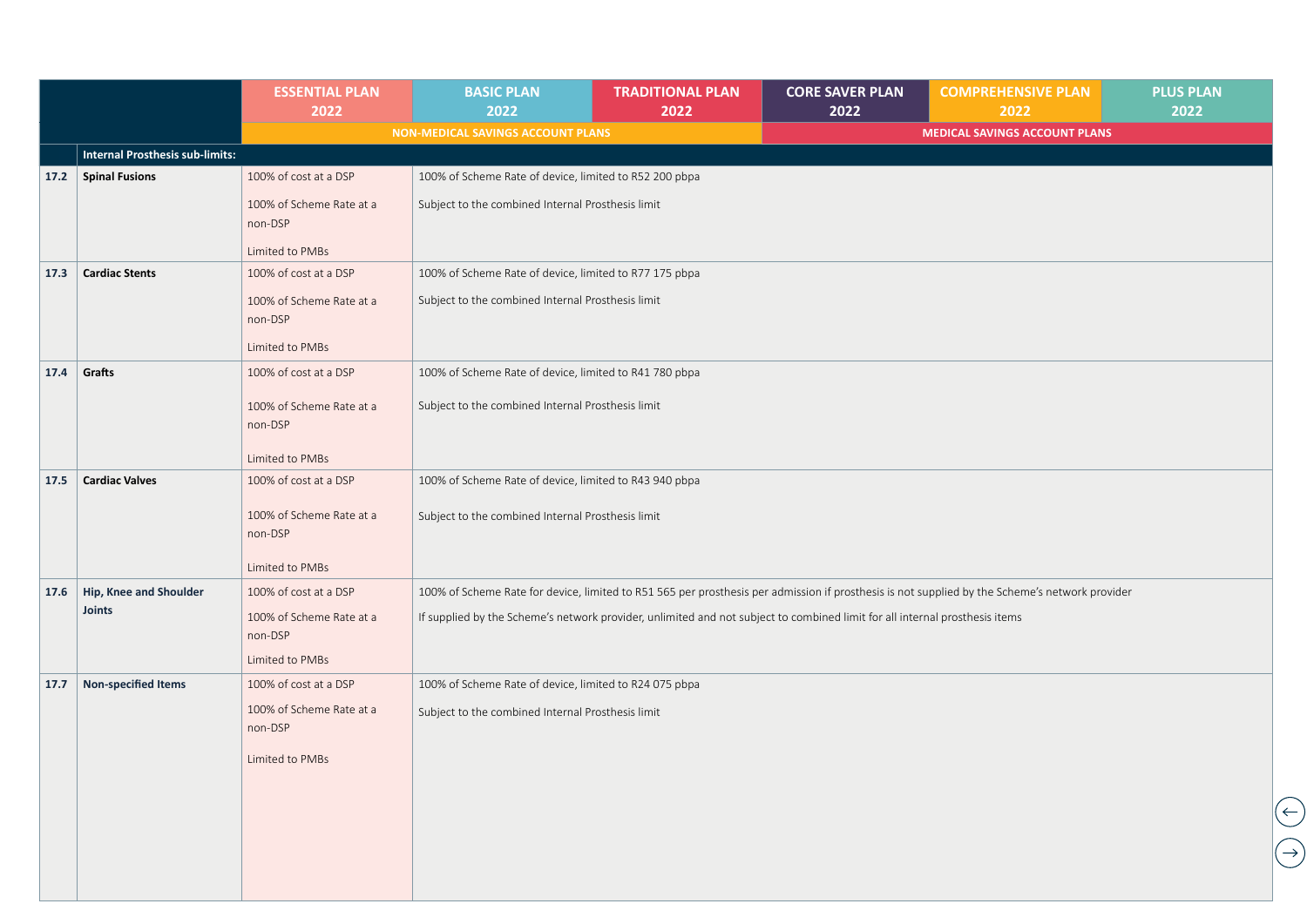| | | ESSENTIAL PLAN 2022 | BASIC PLAN 2022 | TRADITIONAL PLAN 2022 | CORE SAVER PLAN 2022 | COMPREHENSIVE PLAN 2022 | PLUS PLAN 2022 |
|---|---|---|---|---|---|---|---|
| | | NON-MEDICAL SAVINGS ACCOUNT PLANS | | | MEDICAL SAVINGS ACCOUNT PLANS | | |
| | **Internal Prosthesis sub-limits:** | | | | | | |
| **17.2** | **Spinal Fusions** | 100% of cost at a DSP<br><br>100% of Scheme Rate at a non-DSP<br><br>Limited to PMBs | 100% of Scheme Rate of device, limited to R52 200 pbpa<br><br>Subject to the combined Internal Prosthesis limit | | | | |
| **17.3** | **Cardiac Stents** | 100% of cost at a DSP<br><br>100% of Scheme Rate at a non-DSP<br><br>Limited to PMBs | 100% of Scheme Rate of device, limited to R77 175 pbpa<br><br>Subject to the combined Internal Prosthesis limit | | | | |
| **17.4** | **Grafts** | 100% of cost at a DSP<br><br>100% of Scheme Rate at a non-DSP<br><br>Limited to PMBs | 100% of Scheme Rate of device, limited to R41 780 pbpa<br><br>Subject to the combined Internal Prosthesis limit | | | | |
| **17.5** | **Cardiac Valves** | 100% of cost at a DSP<br><br>100% of Scheme Rate at a non-DSP<br><br>Limited to PMBs | 100% of Scheme Rate of device, limited to R43 940 pbpa<br><br>Subject to the combined Internal Prosthesis limit | | | | |
| **17.6** | **Hip, Knee and Shoulder Joints** | 100% of cost at a DSP<br><br>100% of Scheme Rate at a non-DSP<br><br>Limited to PMBs | 100% of Scheme Rate for device, limited to R51 565 per prosthesis per admission if prosthesis is not supplied by the Scheme's network provider<br><br>If supplied by the Scheme's network provider, unlimited and not subject to combined limit for all internal prosthesis items | | | | |
| **17.7** | **Non-specified Items** | 100% of cost at a DSP<br><br>100% of Scheme Rate at a non-DSP<br><br>Limited to PMBs | 100% of Scheme Rate of device, limited to R24 075 pbpa<br><br>Subject to the combined Internal Prosthesis limit | | | | |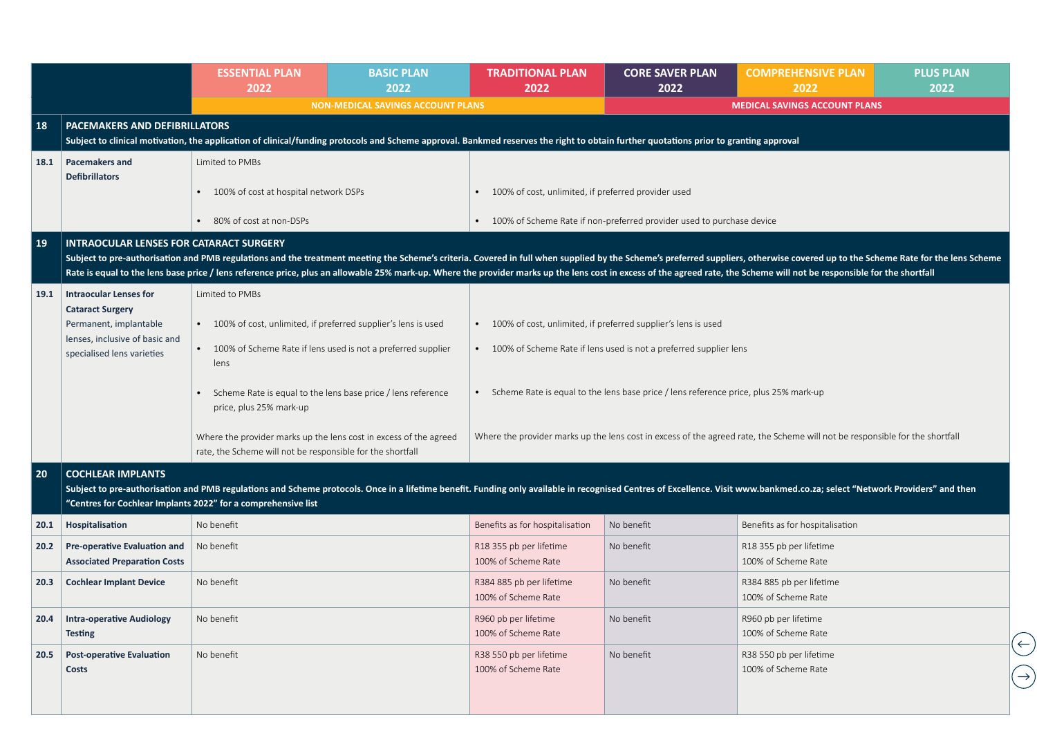| | | ESSENTIAL PLAN 2022 | BASIC PLAN 2022 | TRADITIONAL PLAN 2022 | CORE SAVER PLAN 2022 | COMPREHENSIVE PLAN 2022 | PLUS PLAN 2022 |
|---|---|---|---|---|---|---|---|
| | | NON-MEDICAL SAVINGS ACCOUNT PLANS | | | MEDICAL SAVINGS ACCOUNT PLANS | | |
| **18** | **PACEMAKERS AND DEFIBRILLATORS**<br>**Subject to clinical motivation, the application of clinical/funding protocols and Scheme approval. Bankmed reserves the right to obtain further quotations prior to granting approval** | | | | | | |
| **18.1** | **Pacemakers and Defibrillators** | Limited to PMBs<br>• 100% of cost at hospital network DSPs<br>• 80% of cost at non-DSPs | | • 100% of cost, unlimited, if preferred provider used<br>• 100% of Scheme Rate if non-preferred provider used to purchase device | | | |
| **19** | **INTRAOCULAR LENSES FOR CATARACT SURGERY**<br>**Subject to pre-authorisation and PMB regulations and the treatment meeting the Scheme's criteria. Covered in full when supplied by the Scheme's preferred suppliers, otherwise covered up to the Scheme Rate for the lens Scheme Rate is equal to the lens base price / lens reference price, plus an allowable 25% mark-up. Where the provider marks up the lens cost in excess of the agreed rate, the Scheme will not be responsible for the shortfall** | | | | | | |
| **19.1** | **Intraocular Lenses for Cataract Surgery**<br>Permanent, implantable lenses, inclusive of basic and specialised lens varieties | Limited to PMBs<br>• 100% of cost, unlimited, if preferred supplier's lens is used<br>• 100% of Scheme Rate if lens used is not a preferred supplier lens<br>• Scheme Rate is equal to the lens base price / lens reference price, plus 25% mark-up<br>Where the provider marks up the lens cost in excess of the agreed rate, the Scheme will not be responsible for the shortfall | | • 100% of cost, unlimited, if preferred supplier's lens is used<br>• 100% of Scheme Rate if lens used is not a preferred supplier lens<br>• Scheme Rate is equal to the lens base price / lens reference price, plus 25% mark-up<br>Where the provider marks up the lens cost in excess of the agreed rate, the Scheme will not be responsible for the shortfall | | | |
| **20** | **COCHLEAR IMPLANTS**<br>**Subject to pre-authorisation and PMB regulations and Scheme protocols. Once in a lifetime benefit. Funding only available in recognised Centres of Excellence. Visit www.bankmed.co.za; select "Network Providers" and then "Centres for Cochlear Implants 2022" for a comprehensive list** | | | | | | |
| **20.1** | **Hospitalisation** | No benefit | | Benefits as for hospitalisation | No benefit | Benefits as for hospitalisation | |
| **20.2** | **Pre-operative Evaluation and Associated Preparation Costs** | No benefit | | R18 355 pb per lifetime<br>100% of Scheme Rate | No benefit | R18 355 pb per lifetime<br>100% of Scheme Rate | |
| **20.3** | **Cochlear Implant Device** | No benefit | | R384 885 pb per lifetime<br>100% of Scheme Rate | No benefit | R384 885 pb per lifetime<br>100% of Scheme Rate | |
| **20.4** | **Intra-operative Audiology Testing** | No benefit | | R960 pb per lifetime<br>100% of Scheme Rate | No benefit | R960 pb per lifetime<br>100% of Scheme Rate | |
| **20.5** | **Post-operative Evaluation Costs** | No benefit | | R38 550 pb per lifetime<br>100% of Scheme Rate | No benefit | R38 550 pb per lifetime<br>100% of Scheme Rate | |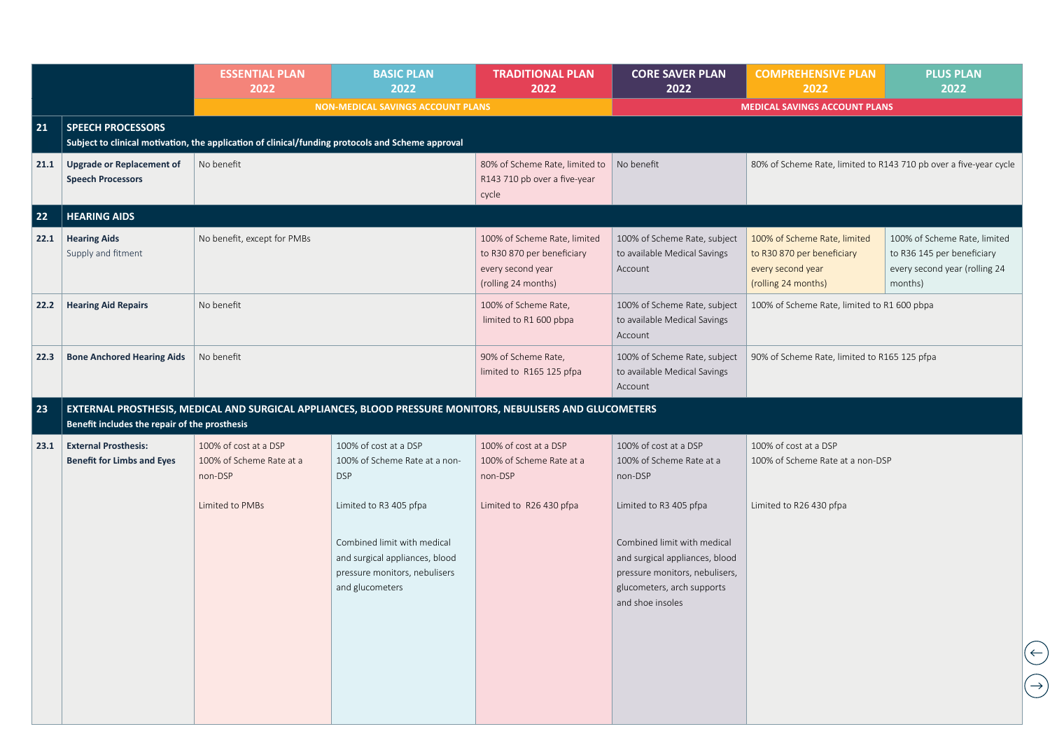| | | ESSENTIAL PLAN 2022 | BASIC PLAN 2022 | TRADITIONAL PLAN 2022 | CORE SAVER PLAN 2022 | COMPREHENSIVE PLAN 2022 | PLUS PLAN 2022 |
|---|---|---|---|---|---|---|---|
| | | NON-MEDICAL SAVINGS ACCOUNT PLANS | | | MEDICAL SAVINGS ACCOUNT PLANS | | |
| **21** | **SPEECH PROCESSORS** Subject to clinical motivation, the application of clinical/funding protocols and Scheme approval | | | | | | |
| **21.1** | **Upgrade or Replacement of Speech Processors** | No benefit | | 80% of Scheme Rate, limited to R143 710 pb over a five-year cycle | No benefit | 80% of Scheme Rate, limited to R143 710 pb over a five-year cycle | |
| **22** | **HEARING AIDS** | | | | | | |
| **22.1** | **Hearing Aids** Supply and fitment | No benefit, except for PMBs | | 100% of Scheme Rate, limited to R30 870 per beneficiary every second year (rolling 24 months) | 100% of Scheme Rate, subject to available Medical Savings Account | 100% of Scheme Rate, limited to R30 870 per beneficiary every second year (rolling 24 months) | 100% of Scheme Rate, limited to R36 145 per beneficiary every second year (rolling 24 months) |
| **22.2** | **Hearing Aid Repairs** | No benefit | | 100% of Scheme Rate, limited to R1 600 pbpa | 100% of Scheme Rate, subject to available Medical Savings Account | 100% of Scheme Rate, limited to R1 600 pbpa | |
| **22.3** | **Bone Anchored Hearing Aids** | No benefit | | 90% of Scheme Rate, limited to R165 125 pfpa | 100% of Scheme Rate, subject to available Medical Savings Account | 90% of Scheme Rate, limited to R165 125 pfpa | |
| **23** | **EXTERNAL PROSTHESIS, MEDICAL AND SURGICAL APPLIANCES, BLOOD PRESSURE MONITORS, NEBULISERS AND GLUCOMETERS** Benefit includes the repair of the prosthesis | | | | | | |
| **23.1** | **External Prosthesis: Benefit for Limbs and Eyes** | 100% of cost at a DSP<br>100% of Scheme Rate at a non-DSP<br><br>Limited to PMBs | 100% of cost at a DSP<br>100% of Scheme Rate at a non-DSP<br><br>Limited to R3 405 pfpa<br><br>Combined limit with medical and surgical appliances, blood pressure monitors, nebulisers and glucometers | 100% of cost at a DSP<br>100% of Scheme Rate at a non-DSP<br><br>Limited to R26 430 pfpa | 100% of cost at a DSP<br>100% of Scheme Rate at a non-DSP<br><br>Limited to R3 405 pfpa<br><br>Combined limit with medical and surgical appliances, blood pressure monitors, nebulisers, glucometers, arch supports and shoe insoles | 100% of cost at a DSP<br>100% of Scheme Rate at a non-DSP<br><br>Limited to R26 430 pfpa | |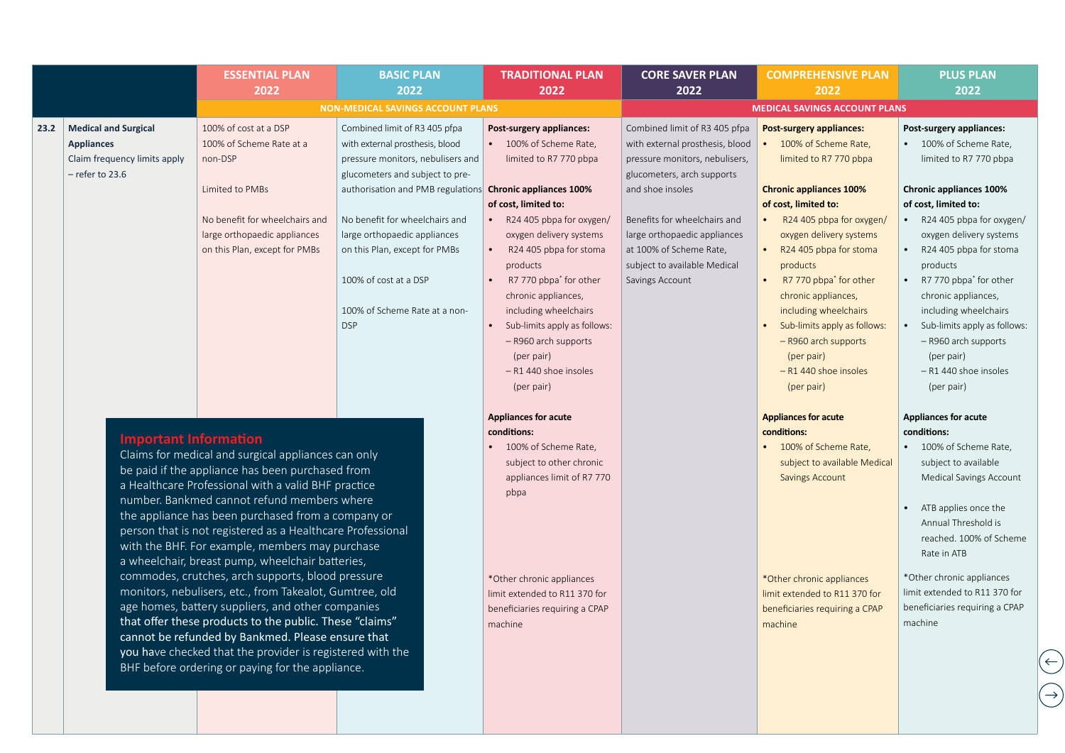| | | ESSENTIAL PLAN 2022 | BASIC PLAN 2022 | TRADITIONAL PLAN 2022 | CORE SAVER PLAN 2022 | COMPREHENSIVE PLAN 2022 | PLUS PLAN 2022 |
|---|---|---|---|---|---|---|---|
| | | NON-MEDICAL SAVINGS ACCOUNT PLANS | | | MEDICAL SAVINGS ACCOUNT PLANS | | |
| 23.2 | **Medical and Surgical Appliances** Claim frequency limits apply – refer to 23.6 | 100% of cost at a DSP<br>100% of Scheme Rate at a non-DSP<br><br>Limited to PMBs<br><br>No benefit for wheelchairs and large orthopaedic appliances on this Plan, except for PMBs | Combined limit of R3 405 pfpa with external prosthesis, blood pressure monitors, nebulisers and glucometers and subject to pre-authorisation and PMB regulations<br><br>No benefit for wheelchairs and large orthopaedic appliances on this Plan, except for PMBs<br><br>100% of cost at a DSP<br><br>100% of Scheme Rate at a non-DSP | **Post-surgery appliances:**<br>• 100% of Scheme Rate, limited to R7 770 pbpa<br><br>**Chronic appliances 100% of cost, limited to:**<br>• R24 405 pbpa for oxygen/ oxygen delivery systems<br>• R24 405 pbpa for stoma products<br>• R7 770 pbpa* for other chronic appliances, including wheelchairs<br>• Sub-limits apply as follows:<br>– R960 arch supports (per pair)<br>– R1 440 shoe insoles (per pair)<br><br>**Appliances for acute conditions:**<br>• 100% of Scheme Rate, subject to other chronic appliances limit of R7 770 pbpa<br><br>*Other chronic appliances limit extended to R11 370 for beneficiaries requiring a CPAP machine | Combined limit of R3 405 pfpa with external prosthesis, blood pressure monitors, nebulisers, glucometers, arch supports and shoe insoles<br><br>Benefits for wheelchairs and large orthopaedic appliances at 100% of Scheme Rate, subject to available Medical Savings Account | **Post-surgery appliances:**<br>• 100% of Scheme Rate, limited to R7 770 pbpa<br><br>**Chronic appliances 100% of cost, limited to:**<br>• R24 405 pbpa for oxygen/ oxygen delivery systems<br>• R24 405 pbpa for stoma products<br>• R7 770 pbpa* for other chronic appliances, including wheelchairs<br>• Sub-limits apply as follows:<br>– R960 arch supports (per pair)<br>– R1 440 shoe insoles (per pair)<br><br>**Appliances for acute conditions:**<br>• 100% of Scheme Rate, subject to available Medical Savings Account<br><br>*Other chronic appliances limit extended to R11 370 for beneficiaries requiring a CPAP machine | **Post-surgery appliances:**<br>• 100% of Scheme Rate, limited to R7 770 pbpa<br><br>**Chronic appliances 100% of cost, limited to:**<br>• R24 405 pbpa for oxygen/ oxygen delivery systems<br>• R24 405 pbpa for stoma products<br>• R7 770 pbpa* for other chronic appliances, including wheelchairs<br>• Sub-limits apply as follows:<br>– R960 arch supports (per pair)<br>– R1 440 shoe insoles (per pair)<br><br>**Appliances for acute conditions:**<br>• 100% of Scheme Rate, subject to available Medical Savings Account<br><br>• ATB applies once the Annual Threshold is reached. 100% of Scheme Rate in ATB<br><br>*Other chronic appliances limit extended to R11 370 for beneficiaries requiring a CPAP machine |

**Important Information**

Claims for medical and surgical appliances can only be paid if the appliance has been purchased from a Healthcare Professional with a valid BHF practice number. Bankmed cannot refund members where the appliance has been purchased from a company or person that is not registered as a Healthcare Professional with the BHF. For example, members may purchase a wheelchair, breast pump, wheelchair batteries, commodes, crutches, arch supports, blood pressure monitors, nebulisers, etc., from Takealot, Gumtree, old age homes, battery suppliers, and other companies that offer these products to the public. These "claims" cannot be refunded by Bankmed. Please ensure that you have checked that the provider is registered with the BHF before ordering or paying for the appliance.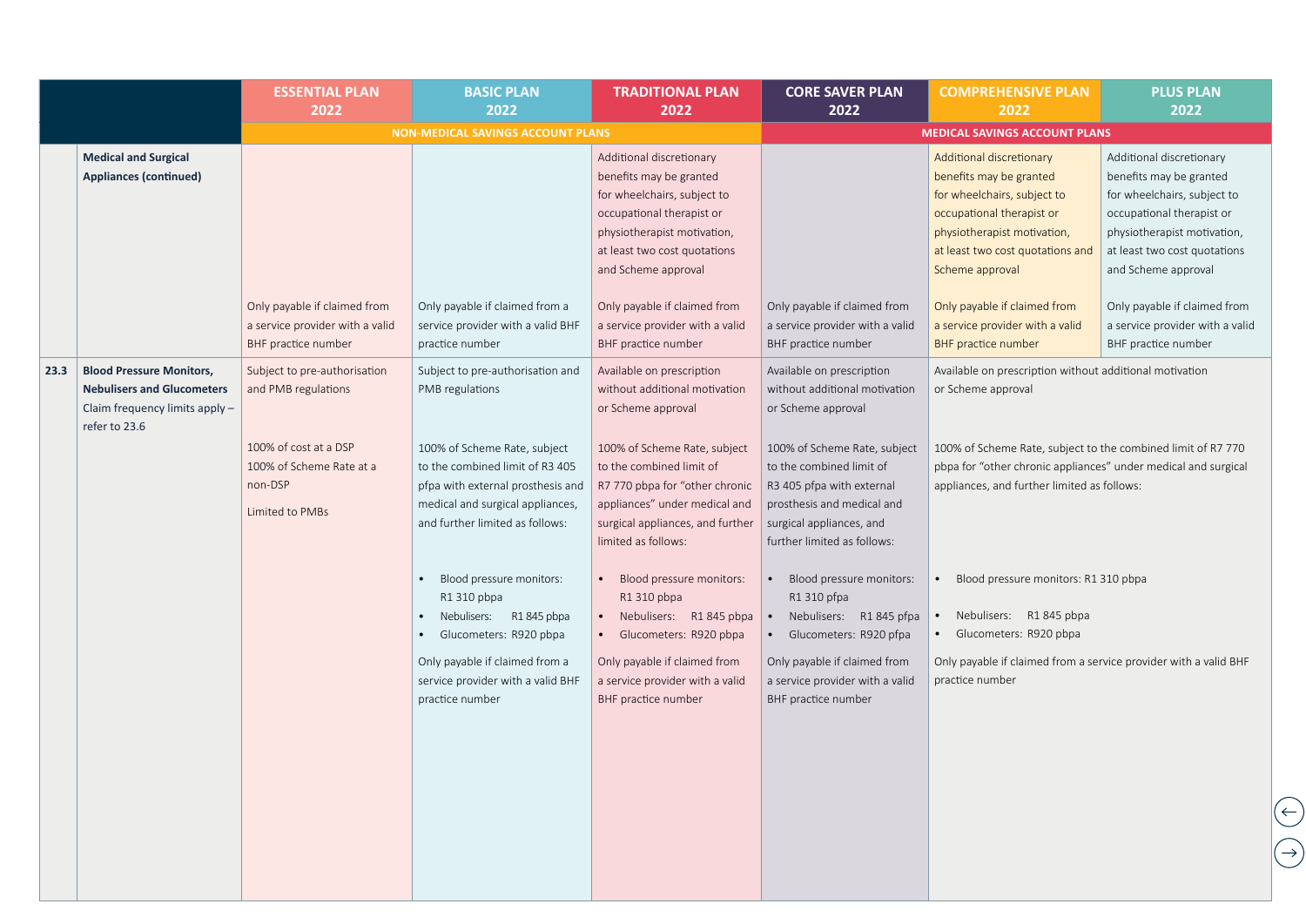| | | ESSENTIAL PLAN 2022 | BASIC PLAN 2022 | TRADITIONAL PLAN 2022 | CORE SAVER PLAN 2022 | COMPREHENSIVE PLAN 2022 | PLUS PLAN 2022 |
|---|---|---|---|---|---|---|---|
| | | NON-MEDICAL SAVINGS ACCOUNT PLANS | | | MEDICAL SAVINGS ACCOUNT PLANS | | |
| | **Medical and Surgical Appliances (continued)** | | | Additional discretionary benefits may be granted for wheelchairs, subject to occupational therapist or physiotherapist motivation, at least two cost quotations and Scheme approval | | Additional discretionary benefits may be granted for wheelchairs, subject to occupational therapist or physiotherapist motivation, at least two cost quotations and Scheme approval | Additional discretionary benefits may be granted for wheelchairs, subject to occupational therapist or physiotherapist motivation, at least two cost quotations and Scheme approval |
| | | Only payable if claimed from a service provider with a valid BHF practice number | Only payable if claimed from a service provider with a valid BHF practice number | Only payable if claimed from a service provider with a valid BHF practice number | Only payable if claimed from a service provider with a valid BHF practice number | Only payable if claimed from a service provider with a valid BHF practice number | Only payable if claimed from a service provider with a valid BHF practice number |
| 23.3 | **Blood Pressure Monitors, Nebulisers and Glucometers** Claim frequency limits apply – refer to 23.6 | Subject to pre-authorisation and PMB regulations<br><br>100% of cost at a DSP<br>100% of Scheme Rate at a non-DSP<br><br>Limited to PMBs | Subject to pre-authorisation and PMB regulations<br><br>100% of Scheme Rate, subject to the combined limit of R3 405 pfpa with external prosthesis and medical and surgical appliances, and further limited as follows:<br>• Blood pressure monitors: R1 310 pbpa<br>• Nebulisers: R1 845 pbpa<br>• Glucometers: R920 pbpa<br><br>Only payable if claimed from a service provider with a valid BHF practice number | Available on prescription without additional motivation or Scheme approval<br><br>100% of Scheme Rate, subject to the combined limit of R7 770 pbpa for "other chronic appliances" under medical and surgical appliances, and further limited as follows:<br>• Blood pressure monitors: R1 310 pbpa<br>• Nebulisers: R1 845 pbpa<br>• Glucometers: R920 pbpa<br><br>Only payable if claimed from a service provider with a valid BHF practice number | Available on prescription without additional motivation or Scheme approval<br><br>100% of Scheme Rate, subject to the combined limit of R3 405 pfpa with external prosthesis and medical and surgical appliances, and further limited as follows:<br>• Blood pressure monitors: R1 310 pfpa<br>• Nebulisers: R1 845 pfpa<br>• Glucometers: R920 pfpa<br><br>Only payable if claimed from a service provider with a valid BHF practice number | Available on prescription without additional motivation or Scheme approval<br><br>100% of Scheme Rate, subject to the combined limit of R7 770 pbpa for "other chronic appliances" under medical and surgical appliances, and further limited as follows:<br>• Blood pressure monitors: R1 310 pbpa<br>• Nebulisers: R1 845 pbpa<br>• Glucometers: R920 pbpa<br><br>Only payable if claimed from a service provider with a valid BHF practice number | |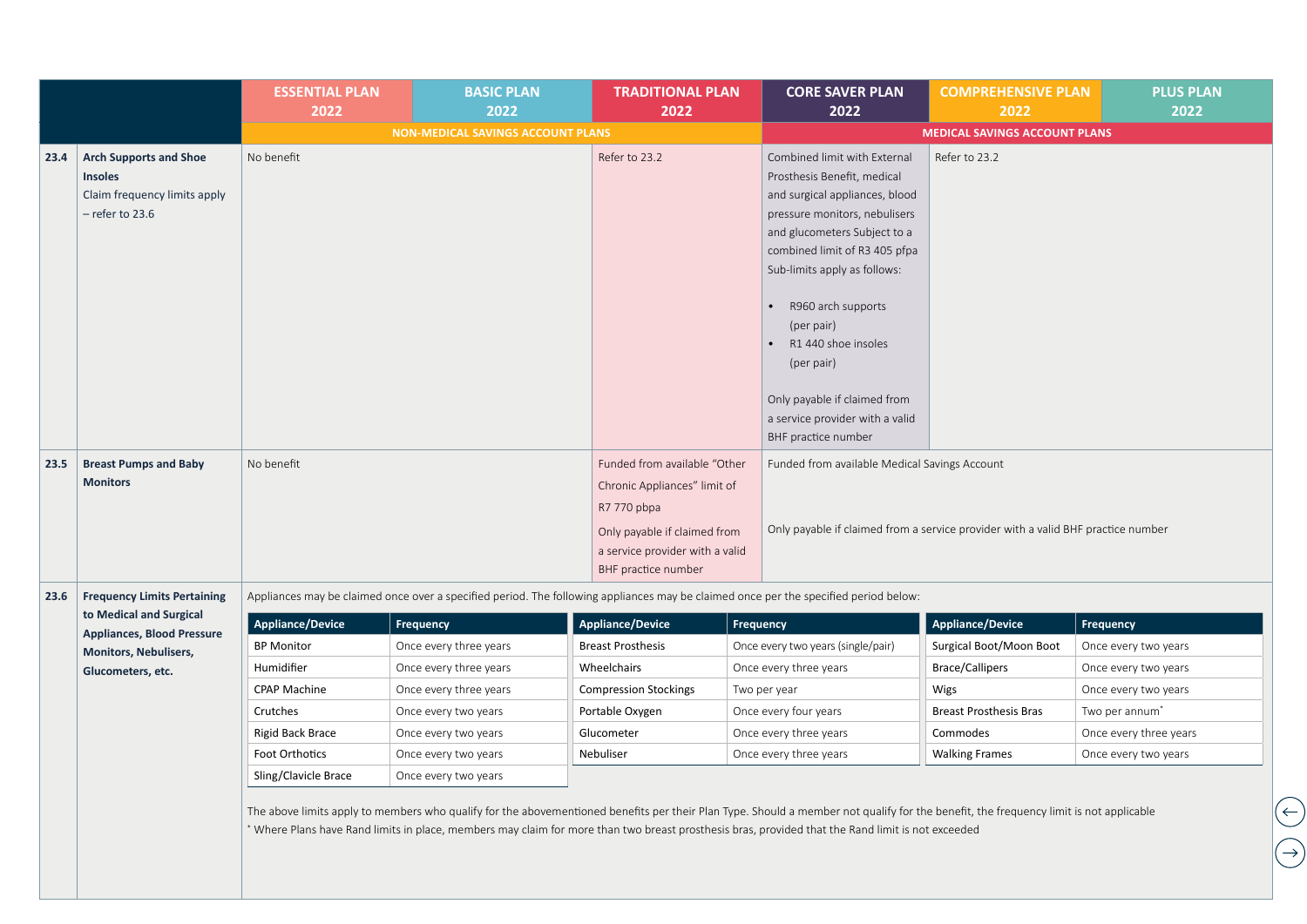| | | ESSENTIAL PLAN 2022 | BASIC PLAN 2022 | TRADITIONAL PLAN 2022 | CORE SAVER PLAN 2022 | COMPREHENSIVE PLAN 2022 | PLUS PLAN 2022 |
|---|---|---|---|---|---|---|---|
| | | NON-MEDICAL SAVINGS ACCOUNT PLANS | | | MEDICAL SAVINGS ACCOUNT PLANS | | |
| 23.4 | **Arch Supports and Shoe Insoles** Claim frequency limits apply – refer to 23.6 | No benefit | | Refer to 23.2 | Combined limit with External Prosthesis Benefit, medical and surgical appliances, blood pressure monitors, nebulisers and glucometers Subject to a combined limit of R3 405 pfpa Sub-limits apply as follows: • R960 arch supports (per pair) • R1 440 shoe insoles (per pair) Only payable if claimed from a service provider with a valid BHF practice number | Refer to 23.2 | |
| 23.5 | **Breast Pumps and Baby Monitors** | No benefit | | Funded from available "Other Chronic Appliances" limit of R7 770 pbpa Only payable if claimed from a service provider with a valid BHF practice number | Funded from available Medical Savings Account Only payable if claimed from a service provider with a valid BHF practice number | | |
| 23.6 | **Frequency Limits Pertaining to Medical and Surgical Appliances, Blood Pressure Monitors, Nebulisers, Glucometers, etc.** | Appliances may be claimed once over a specified period. The following appliances may be claimed once per the specified period below: | | | | | |

| Appliance/Device | Frequency |
|---|---|
| BP Monitor | Once every three years |
| Humidifier | Once every three years |
| CPAP Machine | Once every three years |
| Crutches | Once every two years |
| Rigid Back Brace | Once every two years |
| Foot Orthotics | Once every two years |
| Sling/Clavicle Brace | Once every two years |

| Appliance/Device | Frequency |
|---|---|
| Breast Prosthesis | Once every two years (single/pair) |
| Wheelchairs | Once every three years |
| Compression Stockings | Two per year |
| Portable Oxygen | Once every four years |
| Glucometer | Once every three years |
| Nebuliser | Once every three years |

| Appliance/Device | Frequency |
|---|---|
| Surgical Boot/Moon Boot | Once every two years |
| Brace/Callipers | Once every two years |
| Wigs | Once every two years |
| Breast Prosthesis Bras | Two per annum* |
| Commodes | Once every three years |
| Walking Frames | Once every two years |

The above limits apply to members who qualify for the abovementioned benefits per their Plan Type. Should a member not qualify for the benefit, the frequency limit is not applicable

\* Where Plans have Rand limits in place, members may claim for more than two breast prosthesis bras, provided that the Rand limit is not exceeded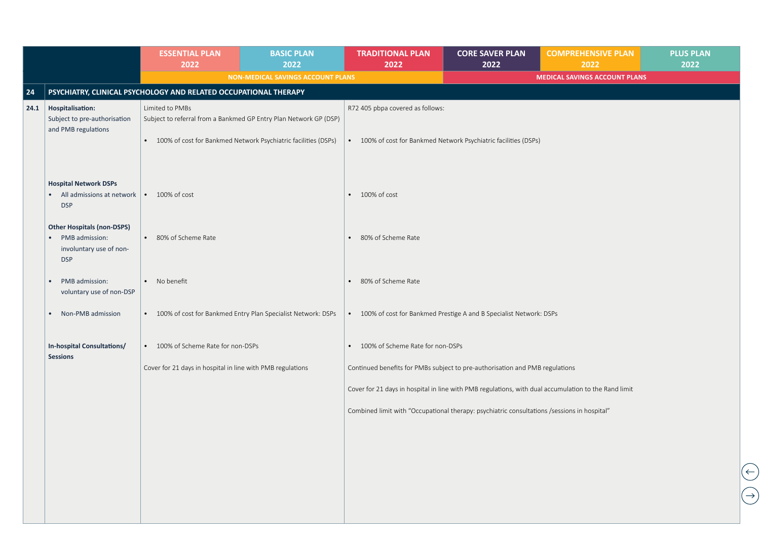| | | ESSENTIAL PLAN 2022 | BASIC PLAN 2022 | TRADITIONAL PLAN 2022 | CORE SAVER PLAN 2022 | COMPREHENSIVE PLAN 2022 | PLUS PLAN 2022 |
|---|---|---|---|---|---|---|---|
| | | NON-MEDICAL SAVINGS ACCOUNT PLANS | | | MEDICAL SAVINGS ACCOUNT PLANS | | |
| **24** | **PSYCHIATRY, CLINICAL PSYCHOLOGY AND RELATED OCCUPATIONAL THERAPY** | | | | | | |
| **24.1** | **Hospitalisation:** Subject to pre-authorisation and PMB regulations | Limited to PMBs<br>Subject to referral from a Bankmed GP Entry Plan Network GP (DSP)<br>• 100% of cost for Bankmed Network Psychiatric facilities (DSPs) | | R72 405 pbpa covered as follows:<br>• 100% of cost for Bankmed Network Psychiatric facilities (DSPs) | | | |
| | **Hospital Network DSPs**<br>• All admissions at network DSP | • 100% of cost | | • 100% of cost | | | |
| | **Other Hospitals (non-DSPS)**<br>• PMB admission: involuntary use of non-DSP | • 80% of Scheme Rate | | • 80% of Scheme Rate | | | |
| | • PMB admission: voluntary use of non-DSP | • No benefit | | • 80% of Scheme Rate | | | |
| | • Non-PMB admission | • 100% of cost for Bankmed Entry Plan Specialist Network: DSPs | | • 100% of cost for Bankmed Prestige A and B Specialist Network: DSPs | | | |
| | **In-hospital Consultations/ Sessions** | • 100% of Scheme Rate for non-DSPs<br>Cover for 21 days in hospital in line with PMB regulations | | • 100% of Scheme Rate for non-DSPs<br>Continued benefits for PMBs subject to pre-authorisation and PMB regulations<br>Cover for 21 days in hospital in line with PMB regulations, with dual accumulation to the Rand limit<br>Combined limit with "Occupational therapy: psychiatric consultations /sessions in hospital" | | | |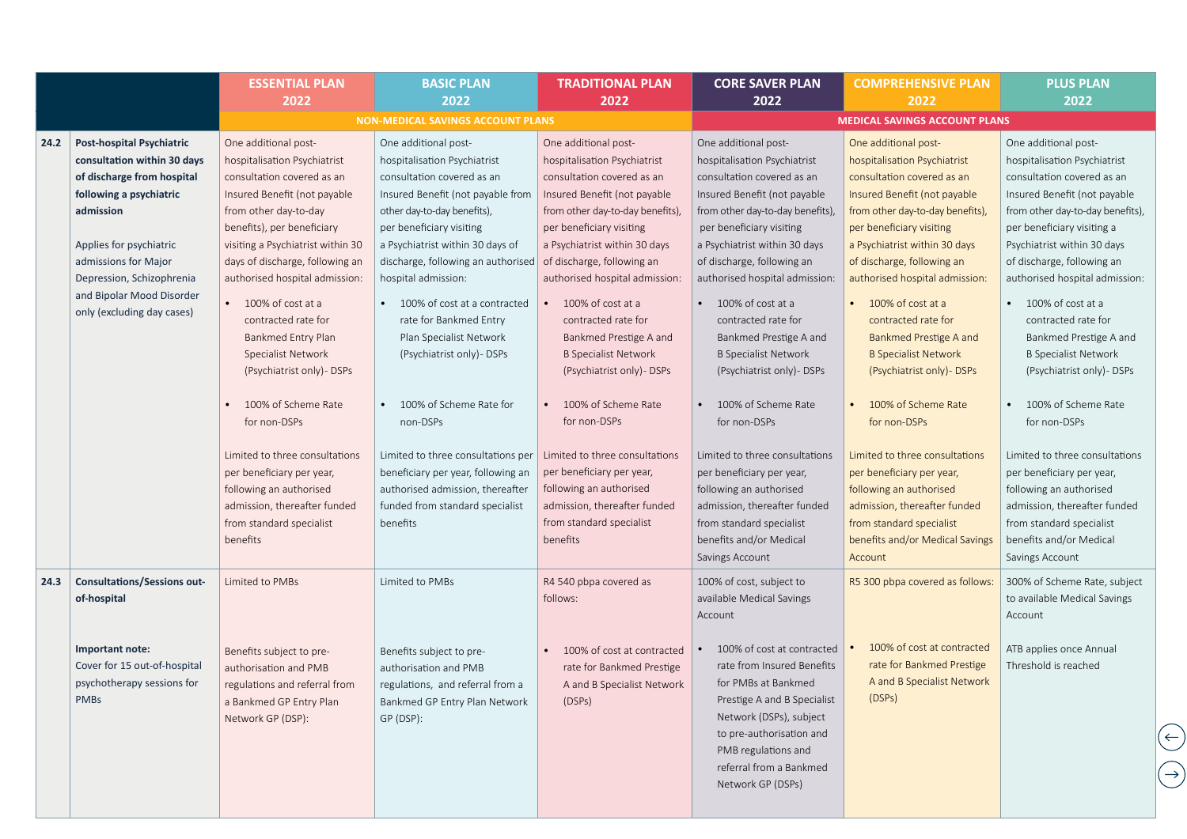| | | ESSENTIAL PLAN 2022 | BASIC PLAN 2022 | TRADITIONAL PLAN 2022 | CORE SAVER PLAN 2022 | COMPREHENSIVE PLAN 2022 | PLUS PLAN 2022 |
|---|---|---|---|---|---|---|---|
| | | NON-MEDICAL SAVINGS ACCOUNT PLANS | | | MEDICAL SAVINGS ACCOUNT PLANS | | |
| 24.2 | **Post-hospital Psychiatric consultation within 30 days of discharge from hospital following a psychiatric admission**<br><br>Applies for psychiatric admissions for Major Depression, Schizophrenia and Bipolar Mood Disorder only (excluding day cases) | One additional post-hospitalisation Psychiatrist consultation covered as an Insured Benefit (not payable from other day-to-day benefits), per beneficiary visiting a Psychiatrist within 30 days of discharge, following an authorised hospital admission:<br>• 100% of cost at a contracted rate for Bankmed Entry Plan Specialist Network (Psychiatrist only)- DSPs<br>• 100% of Scheme Rate for non-DSPs<br><br>Limited to three consultations per beneficiary per year, following an authorised admission, thereafter funded from standard specialist benefits | One additional post-hospitalisation Psychiatrist consultation covered as an Insured Benefit (not payable from other day-to-day benefits), per beneficiary visiting a Psychiatrist within 30 days of discharge, following an authorised hospital admission:<br>• 100% of cost at a contracted rate for Bankmed Entry Plan Specialist Network (Psychiatrist only)- DSPs<br>• 100% of Scheme Rate for non-DSPs<br><br>Limited to three consultations per beneficiary per year, following an authorised admission, thereafter funded from standard specialist benefits | One additional post-hospitalisation Psychiatrist consultation covered as an Insured Benefit (not payable from other day-to-day benefits), per beneficiary visiting a Psychiatrist within 30 days of discharge, following an authorised hospital admission:<br>• 100% of cost at a contracted rate for Bankmed Prestige A and B Specialist Network (Psychiatrist only)- DSPs<br>• 100% of Scheme Rate for non-DSPs<br><br>Limited to three consultations per beneficiary per year, following an authorised admission, thereafter funded from standard specialist benefits | One additional post-hospitalisation Psychiatrist consultation covered as an Insured Benefit (not payable from other day-to-day benefits), per beneficiary visiting a Psychiatrist within 30 days of discharge, following an authorised hospital admission:<br>• 100% of cost at a contracted rate for Bankmed Prestige A and B Specialist Network (Psychiatrist only)- DSPs<br>• 100% of Scheme Rate for non-DSPs<br><br>Limited to three consultations per beneficiary per year, following an authorised admission, thereafter funded from standard specialist benefits and/or Medical Savings Account | One additional post-hospitalisation Psychiatrist consultation covered as an Insured Benefit (not payable from other day-to-day benefits), per beneficiary visiting a Psychiatrist within 30 days of discharge, following an authorised hospital admission:<br>• 100% of cost at a contracted rate for Bankmed Prestige A and B Specialist Network (Psychiatrist only)- DSPs<br>• 100% of Scheme Rate for non-DSPs<br><br>Limited to three consultations per beneficiary per year, following an authorised admission, thereafter funded from standard specialist benefits and/or Medical Savings Account | One additional post-hospitalisation Psychiatrist consultation covered as an Insured Benefit (not payable from other day-to-day benefits), per beneficiary visiting a Psychiatrist within 30 days of discharge, following an authorised hospital admission:<br>• 100% of cost at a contracted rate for Bankmed Prestige A and B Specialist Network (Psychiatrist only)- DSPs<br>• 100% of Scheme Rate for non-DSPs<br><br>Limited to three consultations per beneficiary per year, following an authorised admission, thereafter funded from standard specialist benefits and/or Medical Savings Account |
| 24.3 | **Consultations/Sessions out-of-hospital**<br><br>**Important note:**<br>Cover for 15 out-of-hospital psychotherapy sessions for PMBs | Limited to PMBs<br><br>Benefits subject to pre-authorisation and PMB regulations and referral from a Bankmed GP Entry Plan Network GP (DSP): | Limited to PMBs<br><br>Benefits subject to pre-authorisation and PMB regulations, and referral from a Bankmed GP Entry Plan Network GP (DSP): | R4 540 pbpa covered as follows:<br>• 100% of cost at contracted rate for Bankmed Prestige A and B Specialist Network (DSPs) | 100% of cost, subject to available Medical Savings Account<br>• 100% of cost at contracted rate from Insured Benefits for PMBs at Bankmed Prestige A and B Specialist Network (DSPs), subject to pre-authorisation and PMB regulations and referral from a Bankmed Network GP (DSPs) | R5 300 pbpa covered as follows:<br>• 100% of cost at contracted rate for Bankmed Prestige A and B Specialist Network (DSPs) | 300% of Scheme Rate, subject to available Medical Savings Account<br><br>ATB applies once Annual Threshold is reached |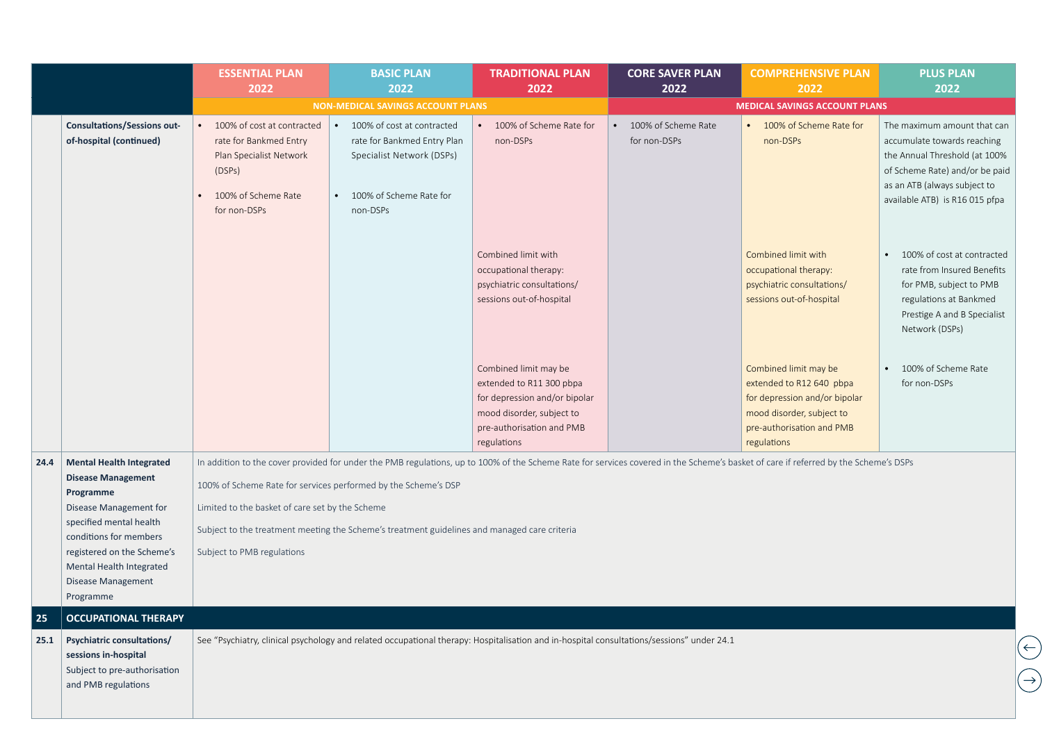| | | ESSENTIAL PLAN 2022 | BASIC PLAN 2022 | TRADITIONAL PLAN 2022 | CORE SAVER PLAN 2022 | COMPREHENSIVE PLAN 2022 | PLUS PLAN 2022 |
|---|---|---|---|---|---|---|---|
| | | NON-MEDICAL SAVINGS ACCOUNT PLANS | | | MEDICAL SAVINGS ACCOUNT PLANS | | |
| | **Consultations/Sessions out-of-hospital (continued)** | • 100% of cost at contracted rate for Bankmed Entry Plan Specialist Network (DSPs)<br>• 100% of Scheme Rate for non-DSPs | • 100% of cost at contracted rate for Bankmed Entry Plan Specialist Network (DSPs)<br>• 100% of Scheme Rate for non-DSPs | • 100% of Scheme Rate for non-DSPs<br><br>Combined limit with occupational therapy: psychiatric consultations/ sessions out-of-hospital<br><br>Combined limit may be extended to R11 300 pbpa for depression and/or bipolar mood disorder, subject to pre-authorisation and PMB regulations | • 100% of Scheme Rate for non-DSPs | • 100% of Scheme Rate for non-DSPs<br><br>Combined limit with occupational therapy: psychiatric consultations/ sessions out-of-hospital<br><br>Combined limit may be extended to R12 640 pbpa for depression and/or bipolar mood disorder, subject to pre-authorisation and PMB regulations | The maximum amount that can accumulate towards reaching the Annual Threshold (at 100% of Scheme Rate) and/or be paid as an ATB (always subject to available ATB) is R16 015 pfpa<br>• 100% of cost at contracted rate from Insured Benefits for PMB, subject to PMB regulations at Bankmed Prestige A and B Specialist Network (DSPs)<br>• 100% of Scheme Rate for non-DSPs |
| **24.4** | **Mental Health Integrated Disease Management Programme**<br>Disease Management for specified mental health conditions for members registered on the Scheme's Mental Health Integrated Disease Management Programme | In addition to the cover provided for under the PMB regulations, up to 100% of the Scheme Rate for services covered in the Scheme's basket of care if referred by the Scheme's DSPs<br>100% of Scheme Rate for services performed by the Scheme's DSP<br>Limited to the basket of care set by the Scheme<br>Subject to the treatment meeting the Scheme's treatment guidelines and managed care criteria<br>Subject to PMB regulations | | | | | |
| **25** | **OCCUPATIONAL THERAPY** | | | | | | |
| **25.1** | **Psychiatric consultations/ sessions in-hospital**<br>Subject to pre-authorisation and PMB regulations | See "Psychiatry, clinical psychology and related occupational therapy: Hospitalisation and in-hospital consultations/sessions" under 24.1 | | | | | |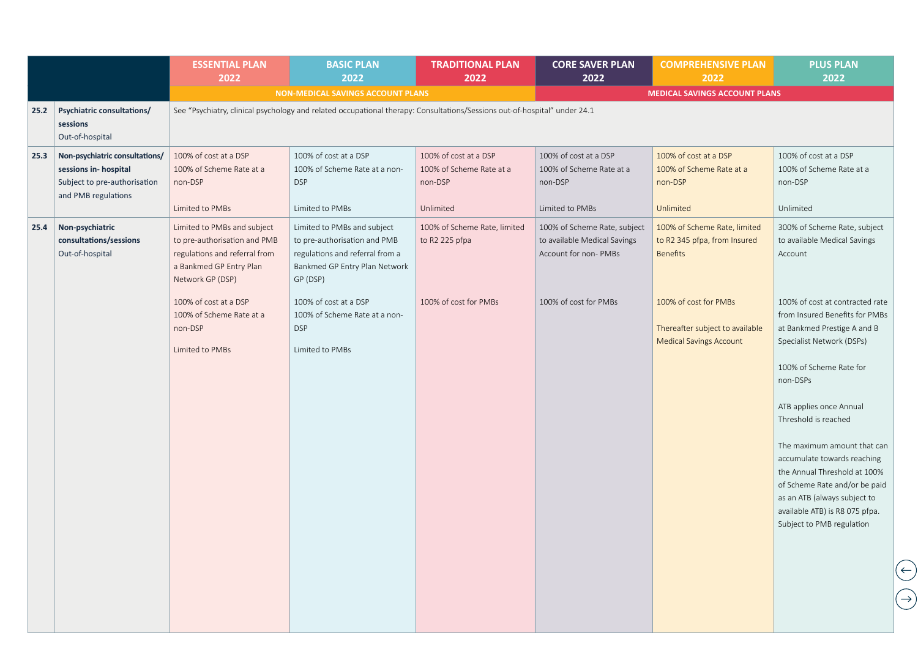| | | ESSENTIAL PLAN 2022 | BASIC PLAN 2022 | TRADITIONAL PLAN 2022 | CORE SAVER PLAN 2022 | COMPREHENSIVE PLAN 2022 | PLUS PLAN 2022 |
|---|---|---|---|---|---|---|---|
| | | NON-MEDICAL SAVINGS ACCOUNT PLANS | | | MEDICAL SAVINGS ACCOUNT PLANS | | |
| 25.2 | **Psychiatric consultations/ sessions** Out-of-hospital | See "Psychiatry, clinical psychology and related occupational therapy: Consultations/Sessions out-of-hospital" under 24.1 | | | | | |
| 25.3 | **Non-psychiatric consultations/ sessions in- hospital** Subject to pre-authorisation and PMB regulations | 100% of cost at a DSP 100% of Scheme Rate at a non-DSP Limited to PMBs | 100% of cost at a DSP 100% of Scheme Rate at a non-DSP Limited to PMBs | 100% of cost at a DSP 100% of Scheme Rate at a non-DSP Unlimited | 100% of cost at a DSP 100% of Scheme Rate at a non-DSP Limited to PMBs | 100% of cost at a DSP 100% of Scheme Rate at a non-DSP Unlimited | 100% of cost at a DSP 100% of Scheme Rate at a non-DSP Unlimited |
| 25.4 | **Non-psychiatric consultations/sessions** Out-of-hospital | Limited to PMBs and subject to pre-authorisation and PMB regulations and referral from a Bankmed GP Entry Plan Network GP (DSP) 100% of cost at a DSP 100% of Scheme Rate at a non-DSP Limited to PMBs | Limited to PMBs and subject to pre-authorisation and PMB regulations and referral from a Bankmed GP Entry Plan Network GP (DSP) 100% of cost at a DSP 100% of Scheme Rate at a non-DSP Limited to PMBs | 100% of Scheme Rate, limited to R2 225 pfpa 100% of cost for PMBs | 100% of Scheme Rate, subject to available Medical Savings Account for non- PMBs 100% of cost for PMBs | 100% of Scheme Rate, limited to R2 345 pfpa, from Insured Benefits 100% of cost for PMBs Thereafter subject to available Medical Savings Account | 300% of Scheme Rate, subject to available Medical Savings Account 100% of cost at contracted rate from Insured Benefits for PMBs at Bankmed Prestige A and B Specialist Network (DSPs) 100% of Scheme Rate for non-DSPs ATB applies once Annual Threshold is reached The maximum amount that can accumulate towards reaching the Annual Threshold at 100% of Scheme Rate and/or be paid as an ATB (always subject to available ATB) is R8 075 pfpa. Subject to PMB regulation |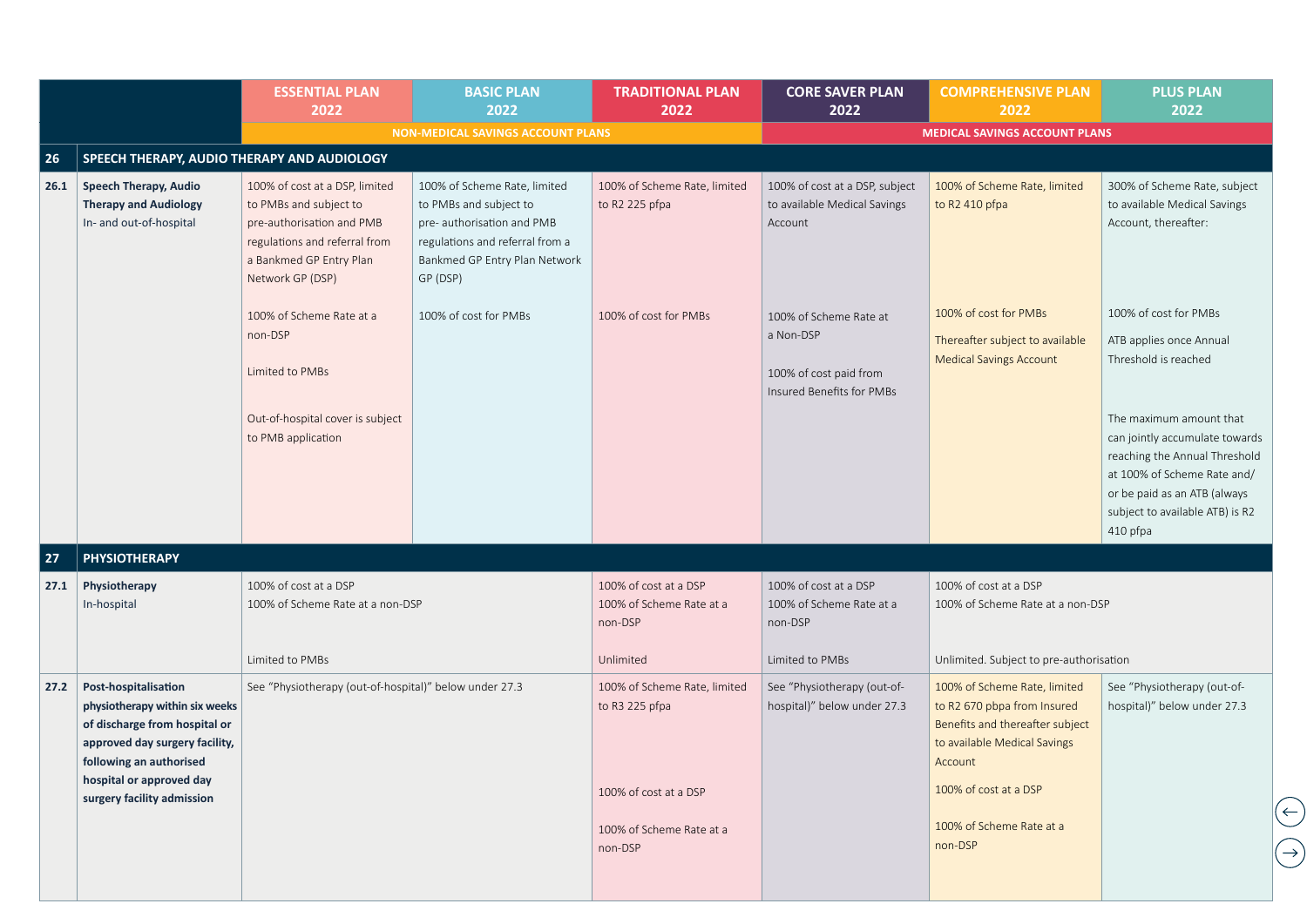| | | ESSENTIAL PLAN 2022 | BASIC PLAN 2022 | TRADITIONAL PLAN 2022 | CORE SAVER PLAN 2022 | COMPREHENSIVE PLAN 2022 | PLUS PLAN 2022 |
|---|---|---|---|---|---|---|---|
| | | NON-MEDICAL SAVINGS ACCOUNT PLANS | | | MEDICAL SAVINGS ACCOUNT PLANS | | |
| **26** | **SPEECH THERAPY, AUDIO THERAPY AND AUDIOLOGY** | | | | | | |
| **26.1** | **Speech Therapy, Audio Therapy and Audiology** In- and out-of-hospital | 100% of cost at a DSP, limited to PMBs and subject to pre-authorisation and PMB regulations and referral from a Bankmed GP Entry Plan Network GP (DSP)<br><br>100% of Scheme Rate at a non-DSP<br><br>Limited to PMBs<br><br>Out-of-hospital cover is subject to PMB application | 100% of Scheme Rate, limited to PMBs and subject to pre- authorisation and PMB regulations and referral from a Bankmed GP Entry Plan Network GP (DSP)<br><br>100% of cost for PMBs | 100% of Scheme Rate, limited to R2 225 pfpa<br><br>100% of cost for PMBs | 100% of cost at a DSP, subject to available Medical Savings Account<br><br>100% of Scheme Rate at a Non-DSP<br><br>100% of cost paid from Insured Benefits for PMBs | 100% of Scheme Rate, limited to R2 410 pfpa<br><br>100% of cost for PMBs<br><br>Thereafter subject to available Medical Savings Account | 300% of Scheme Rate, subject to available Medical Savings Account, thereafter:<br><br>100% of cost for PMBs<br><br>ATB applies once Annual Threshold is reached<br><br>The maximum amount that can jointly accumulate towards reaching the Annual Threshold at 100% of Scheme Rate and/or be paid as an ATB (always subject to available ATB) is R2 410 pfpa |
| **27** | **PHYSIOTHERAPY** | | | | | | |
| **27.1** | **Physiotherapy** In-hospital | 100% of cost at a DSP<br>100% of Scheme Rate at a non-DSP<br><br>Limited to PMBs | | 100% of cost at a DSP<br>100% of Scheme Rate at a non-DSP<br><br>Unlimited | 100% of cost at a DSP<br>100% of Scheme Rate at a non-DSP<br><br>Limited to PMBs | 100% of cost at a DSP<br>100% of Scheme Rate at a non-DSP<br><br>Unlimited. Subject to pre-authorisation | |
| **27.2** | **Post-hospitalisation physiotherapy within six weeks of discharge from hospital or approved day surgery facility, following an authorised hospital or approved day surgery facility admission** | See "Physiotherapy (out-of-hospital)" below under 27.3 | | 100% of Scheme Rate, limited to R3 225 pfpa<br><br>100% of cost at a DSP<br><br>100% of Scheme Rate at a non-DSP | See "Physiotherapy (out-of-hospital)" below under 27.3 | 100% of Scheme Rate, limited to R2 670 pbpa from Insured Benefits and thereafter subject to available Medical Savings Account<br><br>100% of cost at a DSP<br><br>100% of Scheme Rate at a non-DSP | See "Physiotherapy (out-of-hospital)" below under 27.3 |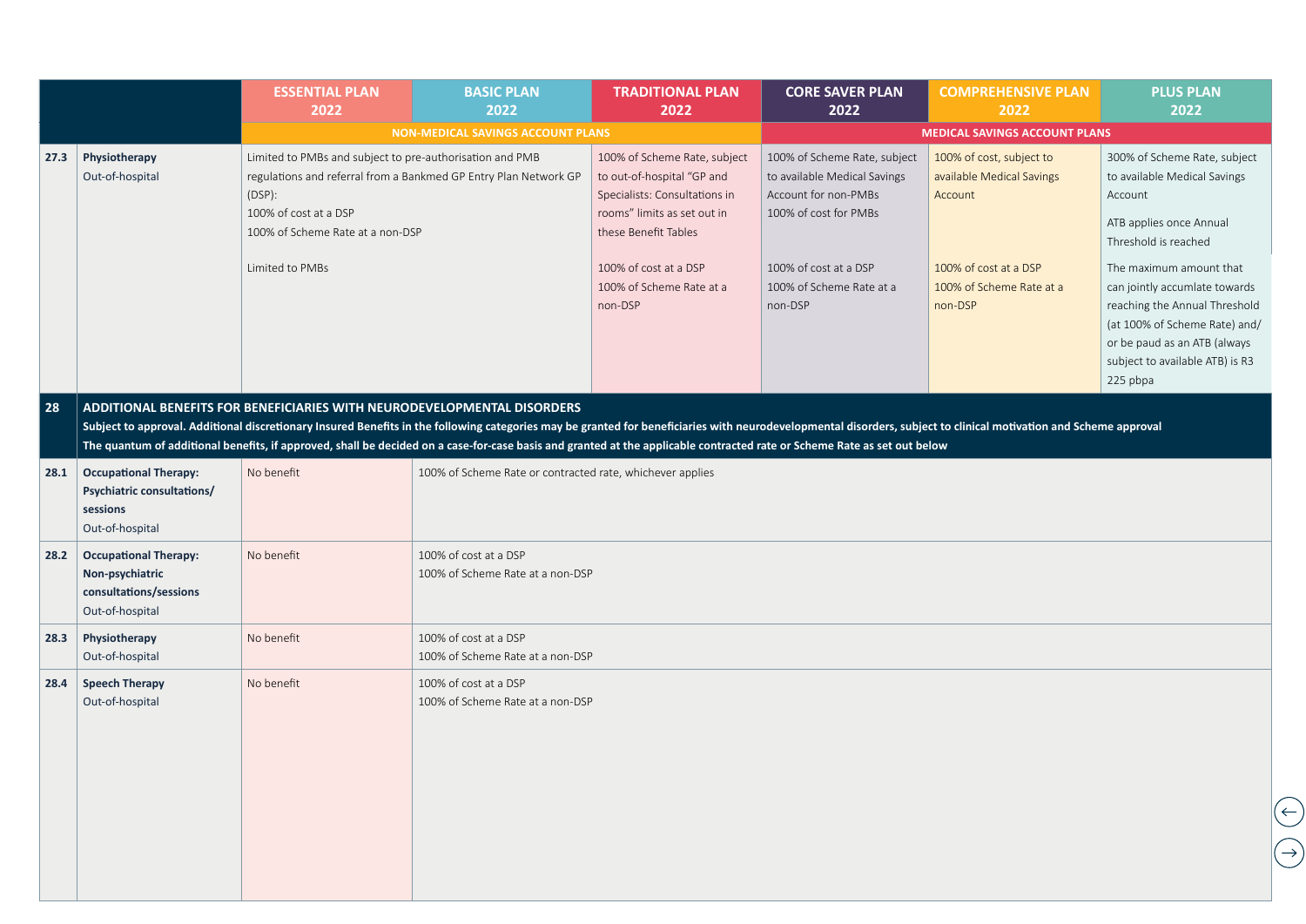| | | ESSENTIAL PLAN 2022 | BASIC PLAN 2022 | TRADITIONAL PLAN 2022 | CORE SAVER PLAN 2022 | COMPREHENSIVE PLAN 2022 | PLUS PLAN 2022 |
|---|---|---|---|---|---|---|---|
| | | NON-MEDICAL SAVINGS ACCOUNT PLANS | | | MEDICAL SAVINGS ACCOUNT PLANS | | |
| 27.3 | **Physiotherapy** Out-of-hospital | Limited to PMBs and subject to pre-authorisation and PMB regulations and referral from a Bankmed GP Entry Plan Network GP (DSP): 100% of cost at a DSP 100% of Scheme Rate at a non-DSP | Limited to PMBs | 100% of Scheme Rate, subject to out-of-hospital "GP and Specialists: Consultations in rooms" limits as set out in these Benefit Tables 100% of cost at a DSP 100% of Scheme Rate at a non-DSP | 100% of Scheme Rate, subject to available Medical Savings Account for non-PMBs 100% of cost for PMBs 100% of cost at a DSP 100% of Scheme Rate at a non-DSP | 100% of cost, subject to available Medical Savings Account 100% of cost at a DSP 100% of Scheme Rate at a non-DSP | 300% of Scheme Rate, subject to available Medical Savings Account ATB applies once Annual Threshold is reached The maximum amount that can jointly accumlate towards reaching the Annual Threshold (at 100% of Scheme Rate) and/or be paud as an ATB (always subject to available ATB) is R3 225 pbpa |
| **28** | **ADDITIONAL BENEFITS FOR BENEFICIARIES WITH NEURODEVELOPMENTAL DISORDERS** **Subject to approval. Additional discretionary Insured Benefits in the following categories may be granted for beneficiaries with neurodevelopmental disorders, subject to clinical motivation and Scheme approval** **The quantum of additional benefits, if approved, shall be decided on a case-for-case basis and granted at the applicable contracted rate or Scheme Rate as set out below** | | | | | | |
| 28.1 | **Occupational Therapy: Psychiatric consultations/ sessions** Out-of-hospital | No benefit | 100% of Scheme Rate or contracted rate, whichever applies | | | | |
| 28.2 | **Occupational Therapy: Non-psychiatric consultations/sessions** Out-of-hospital | No benefit | 100% of cost at a DSP 100% of Scheme Rate at a non-DSP | | | | |
| 28.3 | **Physiotherapy** Out-of-hospital | No benefit | 100% of cost at a DSP 100% of Scheme Rate at a non-DSP | | | | |
| 28.4 | **Speech Therapy** Out-of-hospital | No benefit | 100% of cost at a DSP 100% of Scheme Rate at a non-DSP | | | | |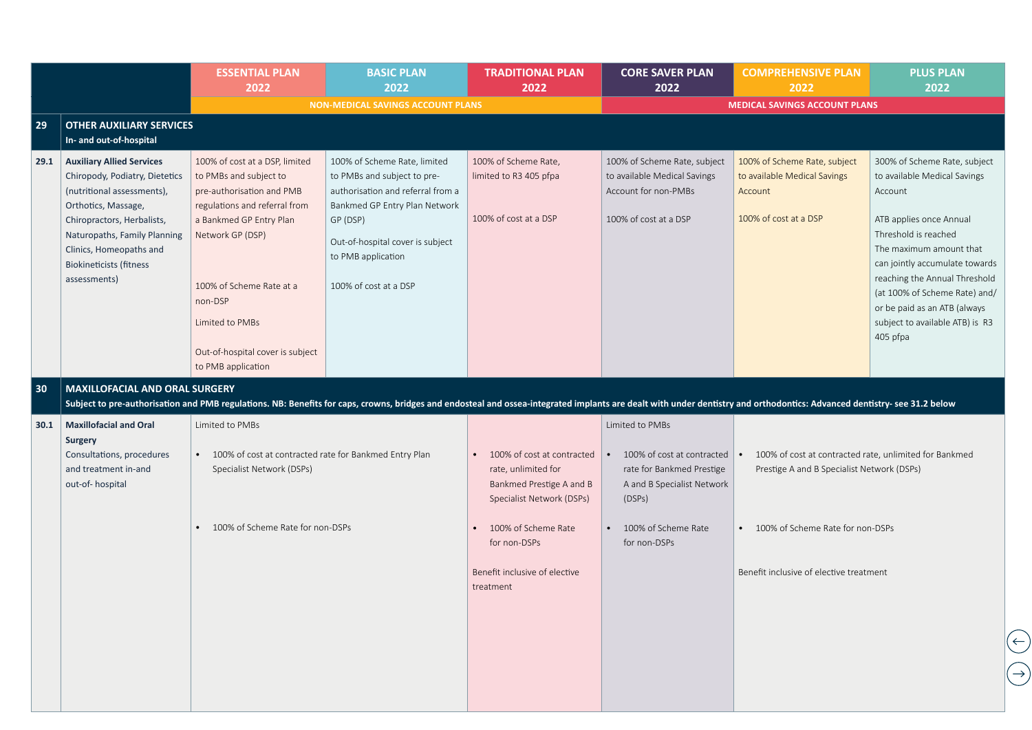| | | ESSENTIAL PLAN 2022 | BASIC PLAN 2022 | TRADITIONAL PLAN 2022 | CORE SAVER PLAN 2022 | COMPREHENSIVE PLAN 2022 | PLUS PLAN 2022 |
|---|---|---|---|---|---|---|---|
| | | NON-MEDICAL SAVINGS ACCOUNT PLANS | | | MEDICAL SAVINGS ACCOUNT PLANS | | |
| **29** | **OTHER AUXILIARY SERVICES**<br>**In- and out-of-hospital** | | | | | | |
| **29.1** | **Auxiliary Allied Services**<br>Chiropody, Podiatry, Dietetics (nutritional assessments), Orthotics, Massage, Chiropractors, Herbalists, Naturopaths, Family Planning Clinics, Homeopaths and Biokineticists (fitness assessments) | 100% of cost at a DSP, limited to PMBs and subject to pre-authorisation and PMB regulations and referral from a Bankmed GP Entry Plan Network GP (DSP)<br><br>100% of Scheme Rate at a non-DSP<br><br>Limited to PMBs<br><br>Out-of-hospital cover is subject to PMB application | 100% of Scheme Rate, limited to PMBs and subject to pre-authorisation and referral from a Bankmed GP Entry Plan Network GP (DSP)<br><br>Out-of-hospital cover is subject to PMB application<br><br>100% of cost at a DSP | 100% of Scheme Rate, limited to R3 405 pfpa<br><br>100% of cost at a DSP | 100% of Scheme Rate, subject to available Medical Savings Account for non-PMBs<br><br>100% of cost at a DSP | 100% of Scheme Rate, subject to available Medical Savings Account<br><br>100% of cost at a DSP | 300% of Scheme Rate, subject to available Medical Savings Account<br><br>ATB applies once Annual Threshold is reached<br>The maximum amount that can jointly accumulate towards reaching the Annual Threshold (at 100% of Scheme Rate) and/ or be paid as an ATB (always subject to available ATB) is R3 405 pfpa |
| **30** | **MAXILLOFACIAL AND ORAL SURGERY**<br>**Subject to pre-authorisation and PMB regulations. NB: Benefits for caps, crowns, bridges and endosteal and ossea-integrated implants are dealt with under dentistry and orthodontics: Advanced dentistry- see 31.2 below** | | | | | | |
| **30.1** | **Maxillofacial and Oral Surgery**<br>Consultations, procedures and treatment in-and out-of- hospital | Limited to PMBs<br><br>• 100% of cost at contracted rate for Bankmed Entry Plan Specialist Network (DSPs)<br><br>• 100% of Scheme Rate for non-DSPs | | • 100% of cost at contracted rate, unlimited for Bankmed Prestige A and B Specialist Network (DSPs)<br><br>• 100% of Scheme Rate for non-DSPs<br><br>Benefit inclusive of elective treatment | Limited to PMBs<br><br>• 100% of cost at contracted rate for Bankmed Prestige A and B Specialist Network (DSPs)<br><br>• 100% of Scheme Rate for non-DSPs | • 100% of cost at contracted rate, unlimited for Bankmed Prestige A and B Specialist Network (DSPs)<br><br>• 100% of Scheme Rate for non-DSPs<br><br>Benefit inclusive of elective treatment | |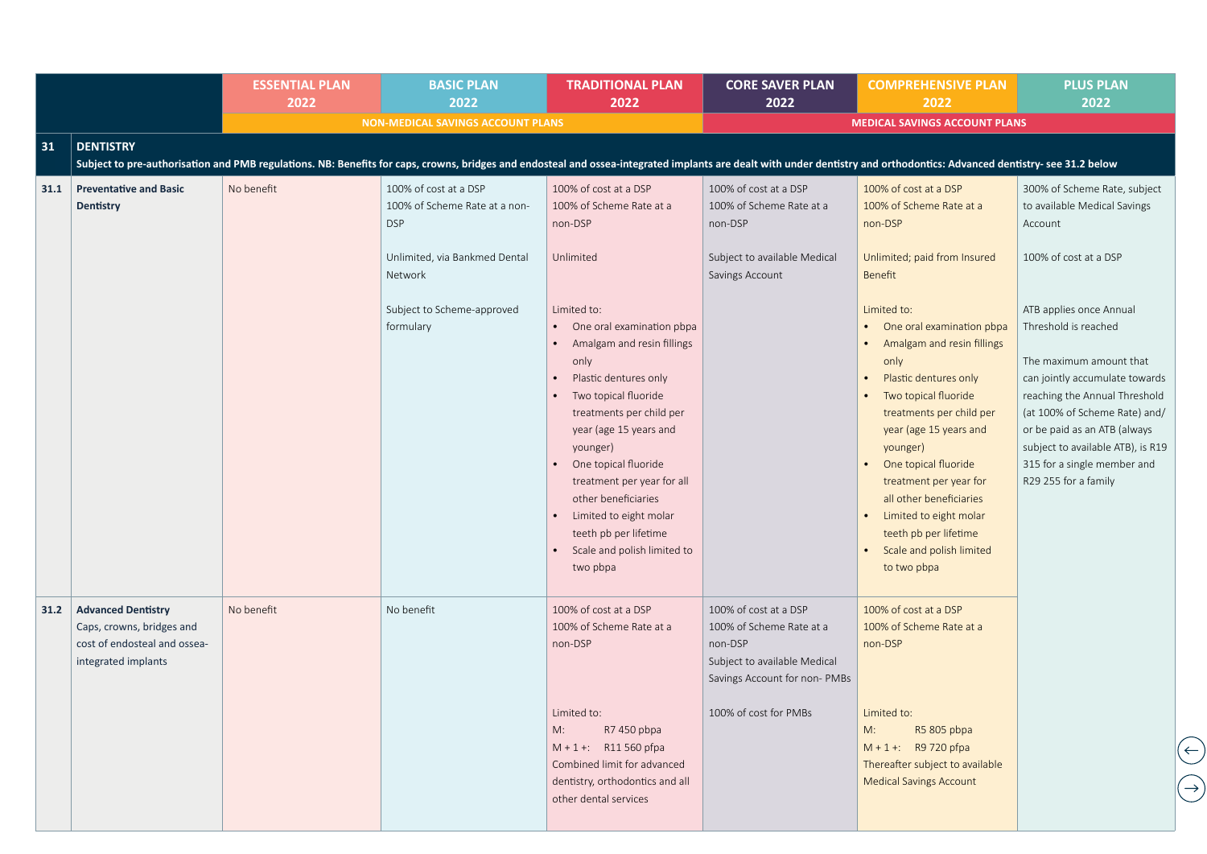| | | ESSENTIAL PLAN 2022 | BASIC PLAN 2022 | TRADITIONAL PLAN 2022 | CORE SAVER PLAN 2022 | COMPREHENSIVE PLAN 2022 | PLUS PLAN 2022 |
|---|---|---|---|---|---|---|---|
| | | NON-MEDICAL SAVINGS ACCOUNT PLANS | | | MEDICAL SAVINGS ACCOUNT PLANS | | |
| **31** | **DENTISTRY**<br>**Subject to pre-authorisation and PMB regulations. NB: Benefits for caps, crowns, bridges and endosteal and ossea-integrated implants are dealt with under dentistry and orthodontics: Advanced dentistry- see 31.2 below** | | | | | | |
| **31.1** | **Preventative and Basic Dentistry** | No benefit | 100% of cost at a DSP<br>100% of Scheme Rate at a non-DSP<br><br>Unlimited, via Bankmed Dental Network<br><br>Subject to Scheme-approved formulary | 100% of cost at a DSP<br>100% of Scheme Rate at a non-DSP<br><br>Unlimited<br><br>Limited to:<br>• One oral examination pbpa<br>• Amalgam and resin fillings only<br>• Plastic dentures only<br>• Two topical fluoride treatments per child per year (age 15 years and younger)<br>• One topical fluoride treatment per year for all other beneficiaries<br>• Limited to eight molar teeth pb per lifetime<br>• Scale and polish limited to two pbpa | 100% of cost at a DSP<br>100% of Scheme Rate at a non-DSP<br><br>Subject to available Medical Savings Account | 100% of cost at a DSP<br>100% of Scheme Rate at a non-DSP<br><br>Unlimited; paid from Insured Benefit<br><br>Limited to:<br>• One oral examination pbpa<br>• Amalgam and resin fillings only<br>• Plastic dentures only<br>• Two topical fluoride treatments per child per year (age 15 years and younger)<br>• One topical fluoride treatment per year for all other beneficiaries<br>• Limited to eight molar teeth pb per lifetime<br>• Scale and polish limited to two pbpa | 300% of Scheme Rate, subject to available Medical Savings Account<br><br>100% of cost at a DSP<br><br>ATB applies once Annual Threshold is reached<br><br>The maximum amount that can jointly accumulate towards reaching the Annual Threshold (at 100% of Scheme Rate) and/or be paid as an ATB (always subject to available ATB), is R19 315 for a single member and R29 255 for a family |
| **31.2** | **Advanced Dentistry**<br>Caps, crowns, bridges and cost of endosteal and ossea-integrated implants | No benefit | No benefit | 100% of cost at a DSP<br>100% of Scheme Rate at a non-DSP<br><br>Limited to:<br>M: R7 450 pbpa<br>M + 1 +: R11 560 pfpa<br>Combined limit for advanced dentistry, orthodontics and all other dental services | 100% of cost at a DSP<br>100% of Scheme Rate at a non-DSP<br>Subject to available Medical Savings Account for non- PMBs<br><br>100% of cost for PMBs | 100% of cost at a DSP<br>100% of Scheme Rate at a non-DSP<br><br>Limited to:<br>M: R5 805 pbpa<br>M + 1 +: R9 720 pfpa<br>Thereafter subject to available Medical Savings Account | |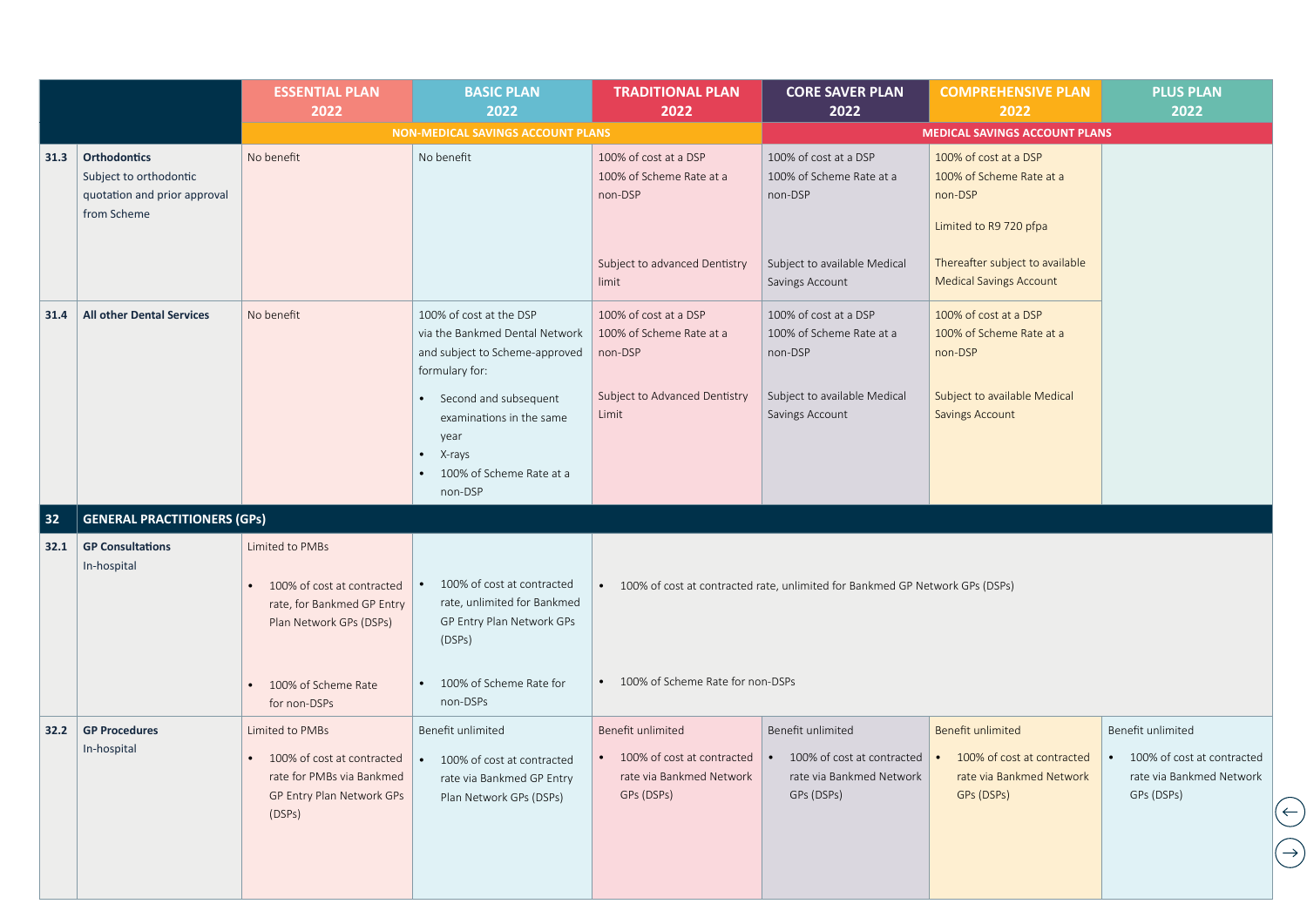| | | ESSENTIAL PLAN 2022 | BASIC PLAN 2022 | TRADITIONAL PLAN 2022 | CORE SAVER PLAN 2022 | COMPREHENSIVE PLAN 2022 | PLUS PLAN 2022 |
|---|---|---|---|---|---|---|---|
| | | NON-MEDICAL SAVINGS ACCOUNT PLANS | | | MEDICAL SAVINGS ACCOUNT PLANS | | |
| 31.3 | **Orthodontics** Subject to orthodontic quotation and prior approval from Scheme | No benefit | No benefit | 100% of cost at a DSP 100% of Scheme Rate at a non-DSP Subject to advanced Dentistry limit | 100% of cost at a DSP 100% of Scheme Rate at a non-DSP Subject to available Medical Savings Account | 100% of cost at a DSP 100% of Scheme Rate at a non-DSP Limited to R9 720 pfpa Thereafter subject to available Medical Savings Account | |
| 31.4 | **All other Dental Services** | No benefit | 100% of cost at the DSP via the Bankmed Dental Network and subject to Scheme-approved formulary for: • Second and subsequent examinations in the same year • X-rays • 100% of Scheme Rate at a non-DSP | 100% of cost at a DSP 100% of Scheme Rate at a non-DSP Subject to Advanced Dentistry Limit | 100% of cost at a DSP 100% of Scheme Rate at a non-DSP Subject to available Medical Savings Account | 100% of cost at a DSP 100% of Scheme Rate at a non-DSP Subject to available Medical Savings Account | |
| **32** | **GENERAL PRACTITIONERS (GPs)** | | | | | | |
| 32.1 | **GP Consultations** In-hospital | Limited to PMBs • 100% of cost at contracted rate, for Bankmed GP Entry Plan Network GPs (DSPs) • 100% of Scheme Rate for non-DSPs | • 100% of cost at contracted rate, unlimited for Bankmed GP Entry Plan Network GPs (DSPs) • 100% of Scheme Rate for non-DSPs | • 100% of cost at contracted rate, unlimited for Bankmed GP Network GPs (DSPs) • 100% of Scheme Rate for non-DSPs | | | |
| 32.2 | **GP Procedures** In-hospital | Limited to PMBs • 100% of cost at contracted rate for PMBs via Bankmed GP Entry Plan Network GPs (DSPs) | Benefit unlimited • 100% of cost at contracted rate via Bankmed GP Entry Plan Network GPs (DSPs) | Benefit unlimited • 100% of cost at contracted rate via Bankmed Network GPs (DSPs) | Benefit unlimited • 100% of cost at contracted rate via Bankmed Network GPs (DSPs) | Benefit unlimited • 100% of cost at contracted rate via Bankmed Network GPs (DSPs) | Benefit unlimited • 100% of cost at contracted rate via Bankmed Network GPs (DSPs) |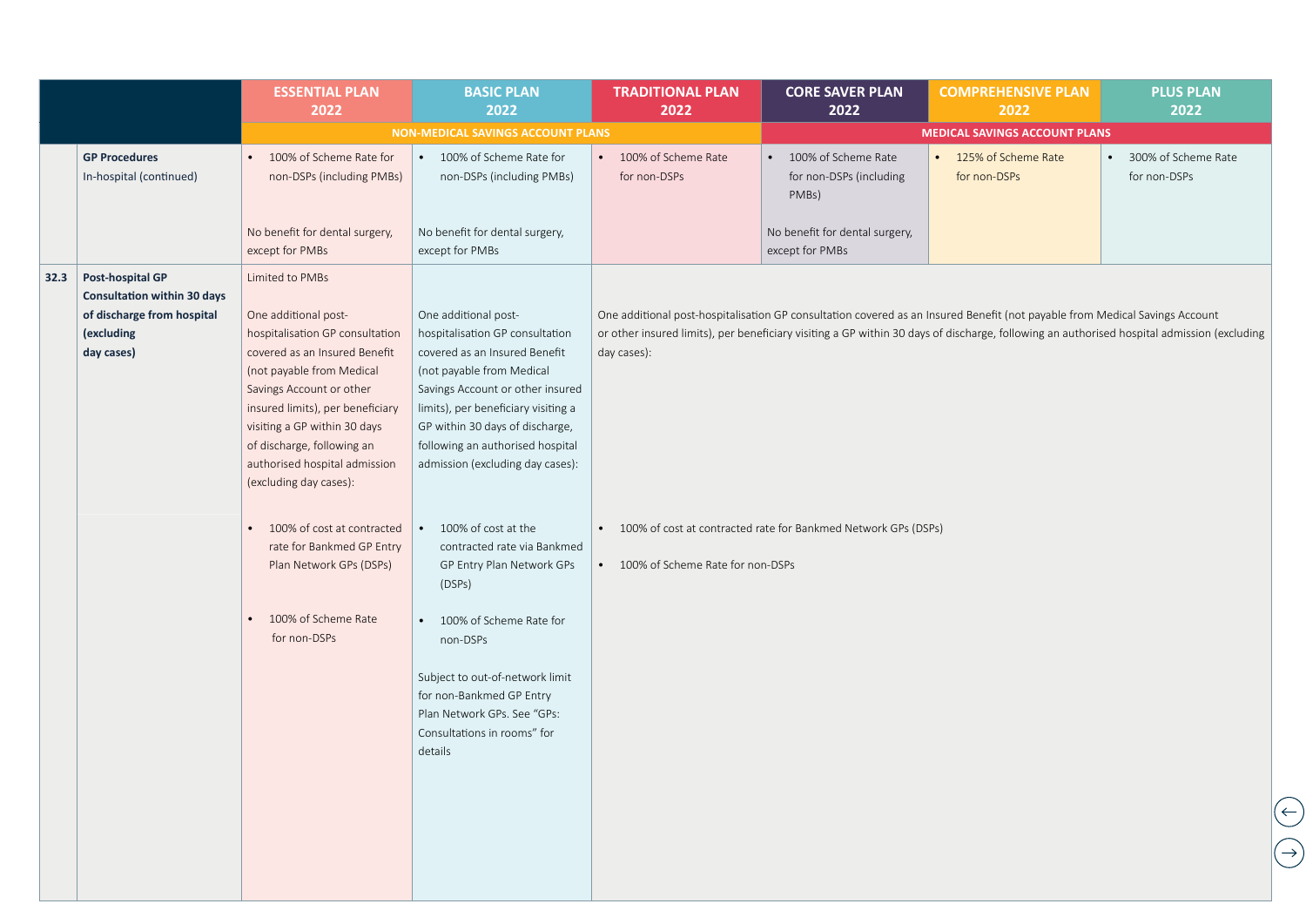| | | ESSENTIAL PLAN 2022 | BASIC PLAN 2022 | TRADITIONAL PLAN 2022 | CORE SAVER PLAN 2022 | COMPREHENSIVE PLAN 2022 | PLUS PLAN 2022 |
|---|---|---|---|---|---|---|---|
| | | NON-MEDICAL SAVINGS ACCOUNT PLANS | | | MEDICAL SAVINGS ACCOUNT PLANS | | |
| | **GP Procedures** In-hospital (continued) | • 100% of Scheme Rate for non-DSPs (including PMBs)<br><br>No benefit for dental surgery, except for PMBs | • 100% of Scheme Rate for non-DSPs (including PMBs)<br><br>No benefit for dental surgery, except for PMBs | • 100% of Scheme Rate for non-DSPs | • 100% of Scheme Rate for non-DSPs (including PMBs)<br><br>No benefit for dental surgery, except for PMBs | • 125% of Scheme Rate for non-DSPs | • 300% of Scheme Rate for non-DSPs |
| **32.3** | **Post-hospital GP Consultation within 30 days of discharge from hospital (excluding day cases)** | Limited to PMBs<br><br>One additional post-hospitalisation GP consultation covered as an Insured Benefit (not payable from Medical Savings Account or other insured limits), per beneficiary visiting a GP within 30 days of discharge, following an authorised hospital admission (excluding day cases):<br><br>• 100% of cost at contracted rate for Bankmed GP Entry Plan Network GPs (DSPs)<br><br>• 100% of Scheme Rate for non-DSPs | One additional post-hospitalisation GP consultation covered as an Insured Benefit (not payable from Medical Savings Account or other insured limits), per beneficiary visiting a GP within 30 days of discharge, following an authorised hospital admission (excluding day cases):<br><br>• 100% of cost at the contracted rate via Bankmed GP Entry Plan Network GPs (DSPs)<br><br>• 100% of Scheme Rate for non-DSPs<br><br>Subject to out-of-network limit for non-Bankmed GP Entry Plan Network GPs. See "GPs: Consultations in rooms" for details | One additional post-hospitalisation GP consultation covered as an Insured Benefit (not payable from Medical Savings Account or other insured limits), per beneficiary visiting a GP within 30 days of discharge, following an authorised hospital admission (excluding day cases):<br><br>• 100% of cost at contracted rate for Bankmed Network GPs (DSPs)<br><br>• 100% of Scheme Rate for non-DSPs | | | |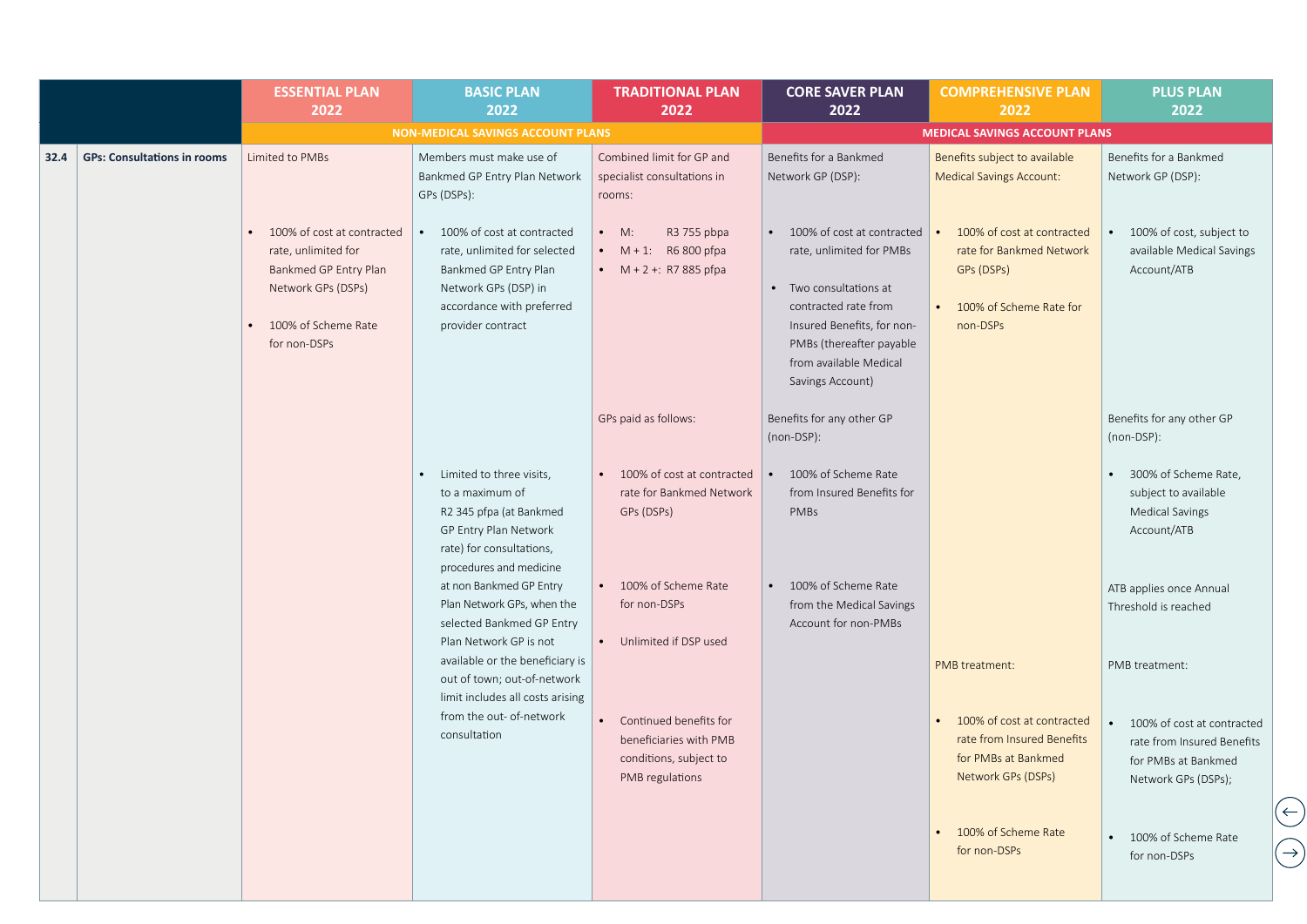| | | ESSENTIAL PLAN 2022 | BASIC PLAN 2022 | TRADITIONAL PLAN 2022 | CORE SAVER PLAN 2022 | COMPREHENSIVE PLAN 2022 | PLUS PLAN 2022 |
|---|---|---|---|---|---|---|---|
| | | NON-MEDICAL SAVINGS ACCOUNT PLANS | | | MEDICAL SAVINGS ACCOUNT PLANS | | |
| 32.4 | GPs: Consultations in rooms | Limited to PMBs<br><br>• 100% of cost at contracted rate, unlimited for Bankmed GP Entry Plan Network GPs (DSPs)<br><br>• 100% of Scheme Rate for non-DSPs | Members must make use of Bankmed GP Entry Plan Network GPs (DSPs):<br><br>• 100% of cost at contracted rate, unlimited for selected Bankmed GP Entry Plan Network GPs (DSP) in accordance with preferred provider contract<br><br>• Limited to three visits, to a maximum of R2 345 pfpa (at Bankmed GP Entry Plan Network rate) for consultations, procedures and medicine at non Bankmed GP Entry Plan Network GPs, when the selected Bankmed GP Entry Plan Network GP is not available or the beneficiary is out of town; out-of-network limit includes all costs arising from the out- of-network consultation | Combined limit for GP and specialist consultations in rooms:<br><br>• M: R3 755 pbpa<br>• M + 1: R6 800 pfpa<br>• M + 2 +: R7 885 pfpa<br><br>GPs paid as follows:<br><br>• 100% of cost at contracted rate for Bankmed Network GPs (DSPs)<br><br>• 100% of Scheme Rate for non-DSPs<br><br>• Unlimited if DSP used<br><br>• Continued benefits for beneficiaries with PMB conditions, subject to PMB regulations | Benefits for a Bankmed Network GP (DSP):<br><br>• 100% of cost at contracted rate, unlimited for PMBs<br><br>• Two consultations at contracted rate from Insured Benefits, for non-PMBs (thereafter payable from available Medical Savings Account)<br><br>Benefits for any other GP (non-DSP):<br><br>• 100% of Scheme Rate from Insured Benefits for PMBs<br><br>• 100% of Scheme Rate from the Medical Savings Account for non-PMBs | Benefits subject to available Medical Savings Account:<br><br>• 100% of cost at contracted rate for Bankmed Network GPs (DSPs)<br><br>• 100% of Scheme Rate for non-DSPs<br><br>PMB treatment:<br><br>• 100% of cost at contracted rate from Insured Benefits for PMBs at Bankmed Network GPs (DSPs)<br><br>• 100% of Scheme Rate for non-DSPs | Benefits for a Bankmed Network GP (DSP):<br><br>• 100% of cost, subject to available Medical Savings Account/ATB<br><br>Benefits for any other GP (non-DSP):<br><br>• 300% of Scheme Rate, subject to available Medical Savings Account/ATB<br><br>ATB applies once Annual Threshold is reached<br><br>PMB treatment:<br><br>• 100% of cost at contracted rate from Insured Benefits for PMBs at Bankmed Network GPs (DSPs);<br><br>• 100% of Scheme Rate for non-DSPs |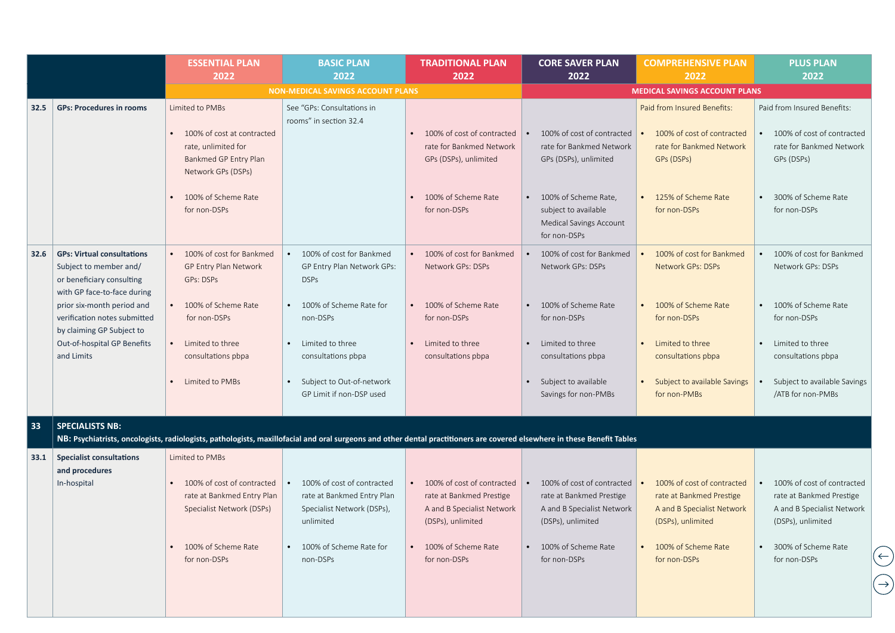| | | ESSENTIAL PLAN 2022 | BASIC PLAN 2022 | TRADITIONAL PLAN 2022 | CORE SAVER PLAN 2022 | COMPREHENSIVE PLAN 2022 | PLUS PLAN 2022 |
|---|---|---|---|---|---|---|---|
| | | NON-MEDICAL SAVINGS ACCOUNT PLANS | | | MEDICAL SAVINGS ACCOUNT PLANS | | |
| **32.5** | **GPs: Procedures in rooms** | Limited to PMBs<br>• 100% of cost at contracted rate, unlimited for Bankmed GP Entry Plan Network GPs (DSPs)<br>• 100% of Scheme Rate for non-DSPs | See "GPs: Consultations in rooms" in section 32.4 | • 100% of cost of contracted rate for Bankmed Network GPs (DSPs), unlimited<br>• 100% of Scheme Rate for non-DSPs | • 100% of cost of contracted rate for Bankmed Network GPs (DSPs), unlimited<br>• 100% of Scheme Rate, subject to available Medical Savings Account for non-DSPs | Paid from Insured Benefits:<br>• 100% of cost of contracted rate for Bankmed Network GPs (DSPs)<br>• 125% of Scheme Rate for non-DSPs | Paid from Insured Benefits:<br>• 100% of cost of contracted rate for Bankmed Network GPs (DSPs)<br>• 300% of Scheme Rate for non-DSPs |
| **32.6** | **GPs: Virtual consultations**<br>Subject to member and/ or beneficiary consulting with GP face-to-face during prior six-month period and verification notes submitted by claiming GP Subject to Out-of-hospital GP Benefits and Limits | • 100% of cost for Bankmed GP Entry Plan Network GPs: DSPs<br>• 100% of Scheme Rate for non-DSPs<br>• Limited to three consultations pbpa<br>• Limited to PMBs | • 100% of cost for Bankmed GP Entry Plan Network GPs: DSPs<br>• 100% of Scheme Rate for non-DSPs<br>• Limited to three consultations pbpa<br>• Subject to Out-of-network GP Limit if non-DSP used | • 100% of cost for Bankmed Network GPs: DSPs<br>• 100% of Scheme Rate for non-DSPs<br>• Limited to three consultations pbpa | • 100% of cost for Bankmed Network GPs: DSPs<br>• 100% of Scheme Rate for non-DSPs<br>• Limited to three consultations pbpa<br>• Subject to available Savings for non-PMBs | • 100% of cost for Bankmed Network GPs: DSPs<br>• 100% of Scheme Rate for non-DSPs<br>• Limited to three consultations pbpa<br>• Subject to available Savings for non-PMBs | • 100% of cost for Bankmed Network GPs: DSPs<br>• 100% of Scheme Rate for non-DSPs<br>• Limited to three consultations pbpa<br>• Subject to available Savings /ATB for non-PMBs |
| **33** | **SPECIALISTS NB:**<br>**NB: Psychiatrists, oncologists, radiologists, pathologists, maxillofacial and oral surgeons and other dental practitioners are covered elsewhere in these Benefit Tables** | | | | | | |
| **33.1** | **Specialist consultations and procedures**<br>In-hospital | Limited to PMBs<br>• 100% of cost of contracted rate at Bankmed Entry Plan Specialist Network (DSPs)<br>• 100% of Scheme Rate for non-DSPs | • 100% of cost of contracted rate at Bankmed Entry Plan Specialist Network (DSPs), unlimited<br>• 100% of Scheme Rate for non-DSPs | • 100% of cost of contracted rate at Bankmed Prestige A and B Specialist Network (DSPs), unlimited<br>• 100% of Scheme Rate for non-DSPs | • 100% of cost of contracted rate at Bankmed Prestige A and B Specialist Network (DSPs), unlimited<br>• 100% of Scheme Rate for non-DSPs | • 100% of cost of contracted rate at Bankmed Prestige A and B Specialist Network (DSPs), unlimited<br>• 100% of Scheme Rate for non-DSPs | • 100% of cost of contracted rate at Bankmed Prestige A and B Specialist Network (DSPs), unlimited<br>• 300% of Scheme Rate for non-DSPs |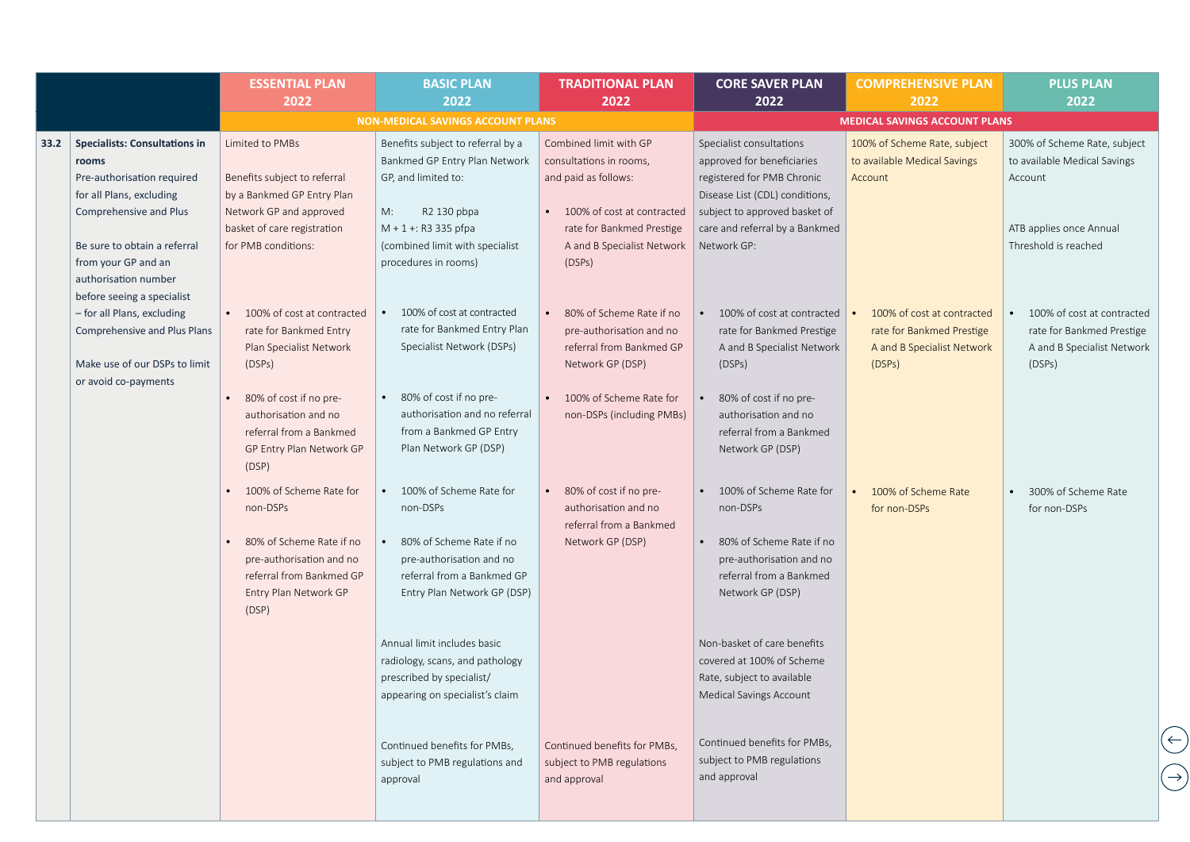| | | ESSENTIAL PLAN 2022 | BASIC PLAN 2022 | TRADITIONAL PLAN 2022 | CORE SAVER PLAN 2022 | COMPREHENSIVE PLAN 2022 | PLUS PLAN 2022 |
|---|---|---|---|---|---|---|---|
| | | NON-MEDICAL SAVINGS ACCOUNT PLANS | | | MEDICAL SAVINGS ACCOUNT PLANS | | |
| 33.2 | **Specialists: Consultations in rooms**<br>Pre-authorisation required for all Plans, excluding Comprehensive and Plus<br><br>Be sure to obtain a referral from your GP and an authorisation number before seeing a specialist – for all Plans, excluding Comprehensive and Plus Plans<br><br>Make use of our DSPs to limit or avoid co-payments | Limited to PMBs<br><br>Benefits subject to referral by a Bankmed GP Entry Plan Network GP and approved basket of care registration for PMB conditions:<br><br>• 100% of cost at contracted rate for Bankmed Entry Plan Specialist Network (DSPs)<br>• 80% of cost if no pre-authorisation and no referral from a Bankmed GP Entry Plan Network GP (DSP)<br>• 100% of Scheme Rate for non-DSPs<br>• 80% of Scheme Rate if no pre-authorisation and no referral from Bankmed GP Entry Plan Network GP (DSP) | Benefits subject to referral by a Bankmed GP Entry Plan Network GP, and limited to:<br><br>M: R2 130 pbpa<br>M + 1 +: R3 335 pfpa<br>(combined limit with specialist procedures in rooms)<br><br>• 100% of cost at contracted rate for Bankmed Entry Plan Specialist Network (DSPs)<br>• 80% of cost if no pre-authorisation and no referral from a Bankmed GP Entry Plan Network GP (DSP)<br>• 100% of Scheme Rate for non-DSPs<br>• 80% of Scheme Rate if no pre-authorisation and no referral from a Bankmed GP Entry Plan Network GP (DSP)<br><br>Annual limit includes basic radiology, scans, and pathology prescribed by specialist/ appearing on specialist's claim<br><br>Continued benefits for PMBs, subject to PMB regulations and approval | Combined limit with GP consultations in rooms, and paid as follows:<br><br>• 100% of cost at contracted rate for Bankmed Prestige A and B Specialist Network (DSPs)<br>• 80% of Scheme Rate if no pre-authorisation and no referral from Bankmed GP Network GP (DSP)<br>• 100% of Scheme Rate for non-DSPs (including PMBs)<br>• 80% of cost if no pre-authorisation and no referral from a Bankmed Network GP (DSP)<br><br>Continued benefits for PMBs, subject to PMB regulations and approval | Specialist consultations approved for beneficiaries registered for PMB Chronic Disease List (CDL) conditions, subject to approved basket of care and referral by a Bankmed Network GP:<br><br>• 100% of cost at contracted rate for Bankmed Prestige A and B Specialist Network (DSPs)<br>• 80% of cost if no pre-authorisation and no referral from a Bankmed Network GP (DSP)<br>• 100% of Scheme Rate for non-DSPs<br>• 80% of Scheme Rate if no pre-authorisation and no referral from a Bankmed Network GP (DSP)<br><br>Non-basket of care benefits covered at 100% of Scheme Rate, subject to available Medical Savings Account<br><br>Continued benefits for PMBs, subject to PMB regulations and approval | 100% of Scheme Rate, subject to available Medical Savings Account<br><br>• 100% of cost at contracted rate for Bankmed Prestige A and B Specialist Network (DSPs)<br>• 100% of Scheme Rate for non-DSPs | 300% of Scheme Rate, subject to available Medical Savings Account<br><br>ATB applies once Annual Threshold is reached<br><br>• 100% of cost at contracted rate for Bankmed Prestige A and B Specialist Network (DSPs)<br>• 300% of Scheme Rate for non-DSPs |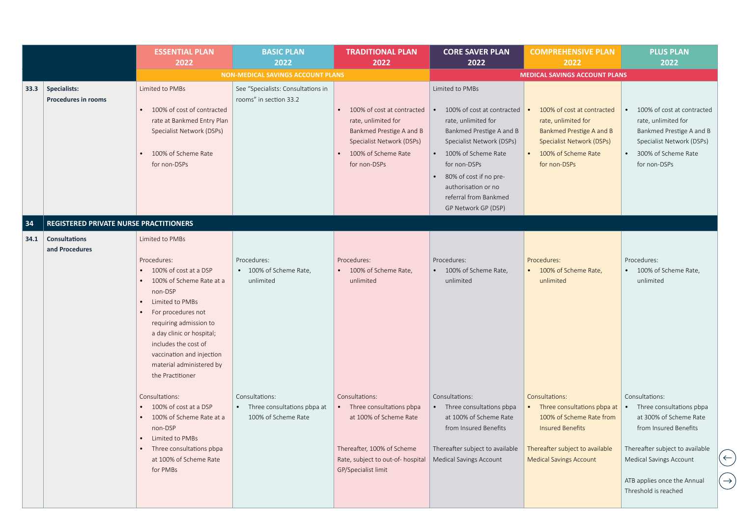| | | ESSENTIAL PLAN 2022 | BASIC PLAN 2022 | TRADITIONAL PLAN 2022 | CORE SAVER PLAN 2022 | COMPREHENSIVE PLAN 2022 | PLUS PLAN 2022 |
|---|---|---|---|---|---|---|---|
| | | NON-MEDICAL SAVINGS ACCOUNT PLANS | | | MEDICAL SAVINGS ACCOUNT PLANS | | |
| **33.3** | **Specialists: Procedures in rooms** | Limited to PMBs<br>• 100% of cost of contracted rate at Bankmed Entry Plan Specialist Network (DSPs)<br>• 100% of Scheme Rate for non-DSPs | See "Specialists: Consultations in rooms" in section 33.2 | • 100% of cost at contracted rate, unlimited for Bankmed Prestige A and B Specialist Network (DSPs)<br>• 100% of Scheme Rate for non-DSPs | Limited to PMBs<br>• 100% of cost at contracted rate, unlimited for Bankmed Prestige A and B Specialist Network (DSPs)<br>• 100% of Scheme Rate for non-DSPs<br>• 80% of cost if no pre-authorisation or no referral from Bankmed GP Network GP (DSP) | • 100% of cost at contracted rate, unlimited for Bankmed Prestige A and B Specialist Network (DSPs)<br>• 100% of Scheme Rate for non-DSPs | • 100% of cost at contracted rate, unlimited for Bankmed Prestige A and B Specialist Network (DSPs)<br>• 300% of Scheme Rate for non-DSPs |
| **34** | **REGISTERED PRIVATE NURSE PRACTITIONERS** | | | | | | |
| **34.1** | **Consultations and Procedures** | Limited to PMBs<br>Procedures:<br>• 100% of cost at a DSP<br>• 100% of Scheme Rate at a non-DSP<br>• Limited to PMBs<br>• For procedures not requiring admission to a day clinic or hospital; includes the cost of vaccination and injection material administered by the Practitioner<br>Consultations:<br>• 100% of cost at a DSP<br>• 100% of Scheme Rate at a non-DSP<br>• Limited to PMBs<br>• Three consultations pbpa at 100% of Scheme Rate for PMBs | Procedures:<br>• 100% of Scheme Rate, unlimited<br>Consultations:<br>• Three consultations pbpa at 100% of Scheme Rate | Procedures:<br>• 100% of Scheme Rate, unlimited<br>Consultations:<br>• Three consultations pbpa at 100% of Scheme Rate<br>Thereafter, 100% of Scheme Rate, subject to out-of- hospital GP/Specialist limit | Procedures:<br>• 100% of Scheme Rate, unlimited<br>Consultations:<br>• Three consultations pbpa at 100% of Scheme Rate from Insured Benefits<br>Thereafter subject to available Medical Savings Account | Procedures:<br>• 100% of Scheme Rate, unlimited<br>Consultations:<br>• Three consultations pbpa at 100% of Scheme Rate from Insured Benefits<br>Thereafter subject to available Medical Savings Account | Procedures:<br>• 100% of Scheme Rate, unlimited<br>Consultations:<br>• Three consultations pbpa at 300% of Scheme Rate from Insured Benefits<br>Thereafter subject to available Medical Savings Account<br>ATB applies once the Annual Threshold is reached |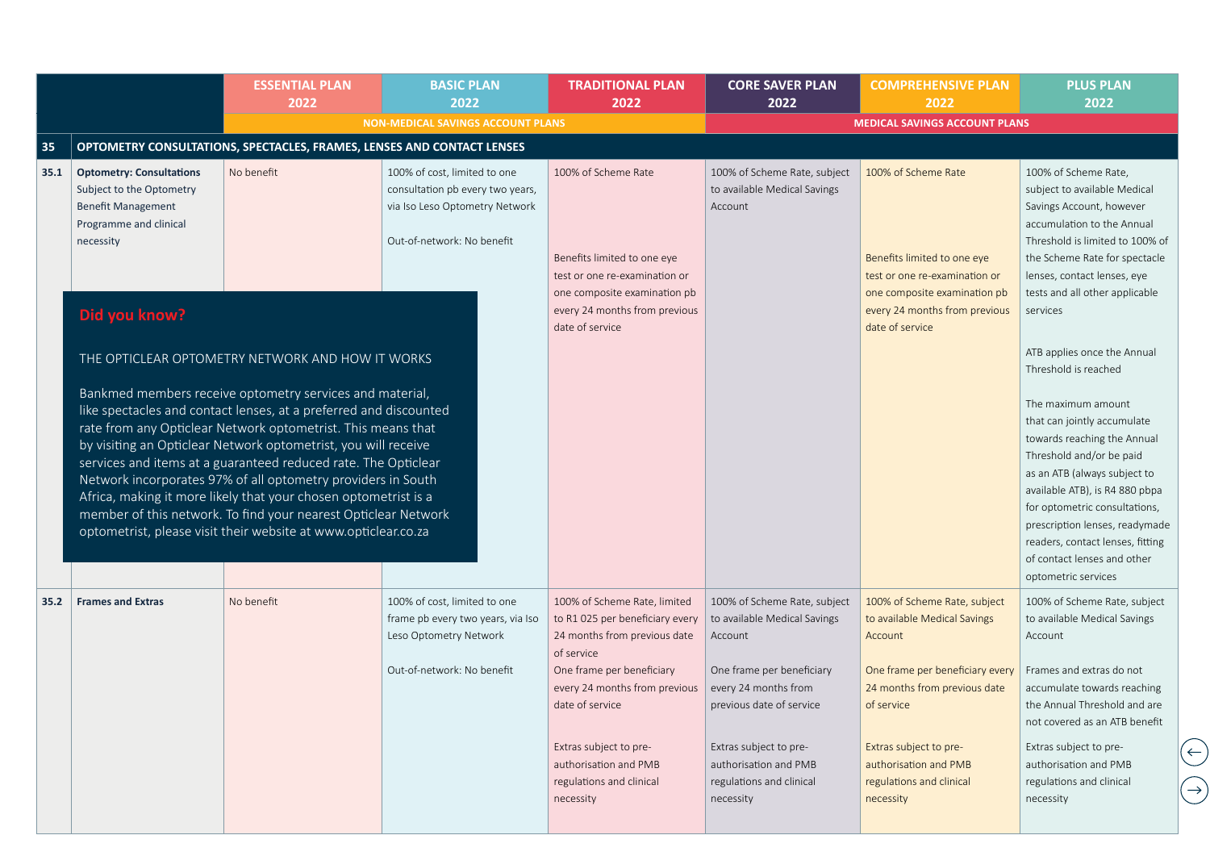| | | ESSENTIAL PLAN 2022 | BASIC PLAN 2022 | TRADITIONAL PLAN 2022 | CORE SAVER PLAN 2022 | COMPREHENSIVE PLAN 2022 | PLUS PLAN 2022 |
|---|---|---|---|---|---|---|---|
| | | NON-MEDICAL SAVINGS ACCOUNT PLANS | | | MEDICAL SAVINGS ACCOUNT PLANS | | |
| **35** | **OPTOMETRY CONSULTATIONS, SPECTACLES, FRAMES, LENSES AND CONTACT LENSES** | | | | | | |
| **35.1** | **Optometry: Consultations** Subject to the Optometry Benefit Management Programme and clinical necessity | No benefit | 100% of cost, limited to one consultation pb every two years, via Iso Leso Optometry Network<br><br>Out-of-network: No benefit | 100% of Scheme Rate<br><br>Benefits limited to one eye test or one re-examination or one composite examination pb every 24 months from previous date of service | 100% of Scheme Rate, subject to available Medical Savings Account | 100% of Scheme Rate<br><br>Benefits limited to one eye test or one re-examination or one composite examination pb every 24 months from previous date of service | 100% of Scheme Rate, subject to available Medical Savings Account, however accumulation to the Annual Threshold is limited to 100% of the Scheme Rate for spectacle lenses, contact lenses, eye tests and all other applicable services<br><br>ATB applies once the Annual Threshold is reached<br><br>The maximum amount that can jointly accumulate towards reaching the Annual Threshold and/or be paid as an ATB (always subject to available ATB), is R4 880 pbpa for optometric consultations, prescription lenses, readymade readers, contact lenses, fitting of contact lenses and other optometric services |
| **35.2** | **Frames and Extras** | No benefit | 100% of cost, limited to one frame pb every two years, via Iso Leso Optometry Network<br><br>Out-of-network: No benefit | 100% of Scheme Rate, limited to R1 025 per beneficiary every 24 months from previous date of service<br>One frame per beneficiary every 24 months from previous date of service<br><br>Extras subject to pre-authorisation and PMB regulations and clinical necessity | 100% of Scheme Rate, subject to available Medical Savings Account<br><br>One frame per beneficiary every 24 months from previous date of service<br><br>Extras subject to pre-authorisation and PMB regulations and clinical necessity | 100% of Scheme Rate, subject to available Medical Savings Account<br><br>One frame per beneficiary every 24 months from previous date of service<br><br>Extras subject to pre-authorisation and PMB regulations and clinical necessity | 100% of Scheme Rate, subject to available Medical Savings Account<br><br>Frames and extras do not accumulate towards reaching the Annual Threshold and are not covered as an ATB benefit<br><br>Extras subject to pre-authorisation and PMB regulations and clinical necessity |

## Did you know?

THE OPTICLEAR OPTOMETRY NETWORK AND HOW IT WORKS

Bankmed members receive optometry services and material, like spectacles and contact lenses, at a preferred and discounted rate from any Opticlear Network optometrist. This means that by visiting an Opticlear Network optometrist, you will receive services and items at a guaranteed reduced rate. The Opticlear Network incorporates 97% of all optometry providers in South Africa, making it more likely that your chosen optometrist is a member of this network. To find your nearest Opticlear Network optometrist, please visit their website at www.opticlear.co.za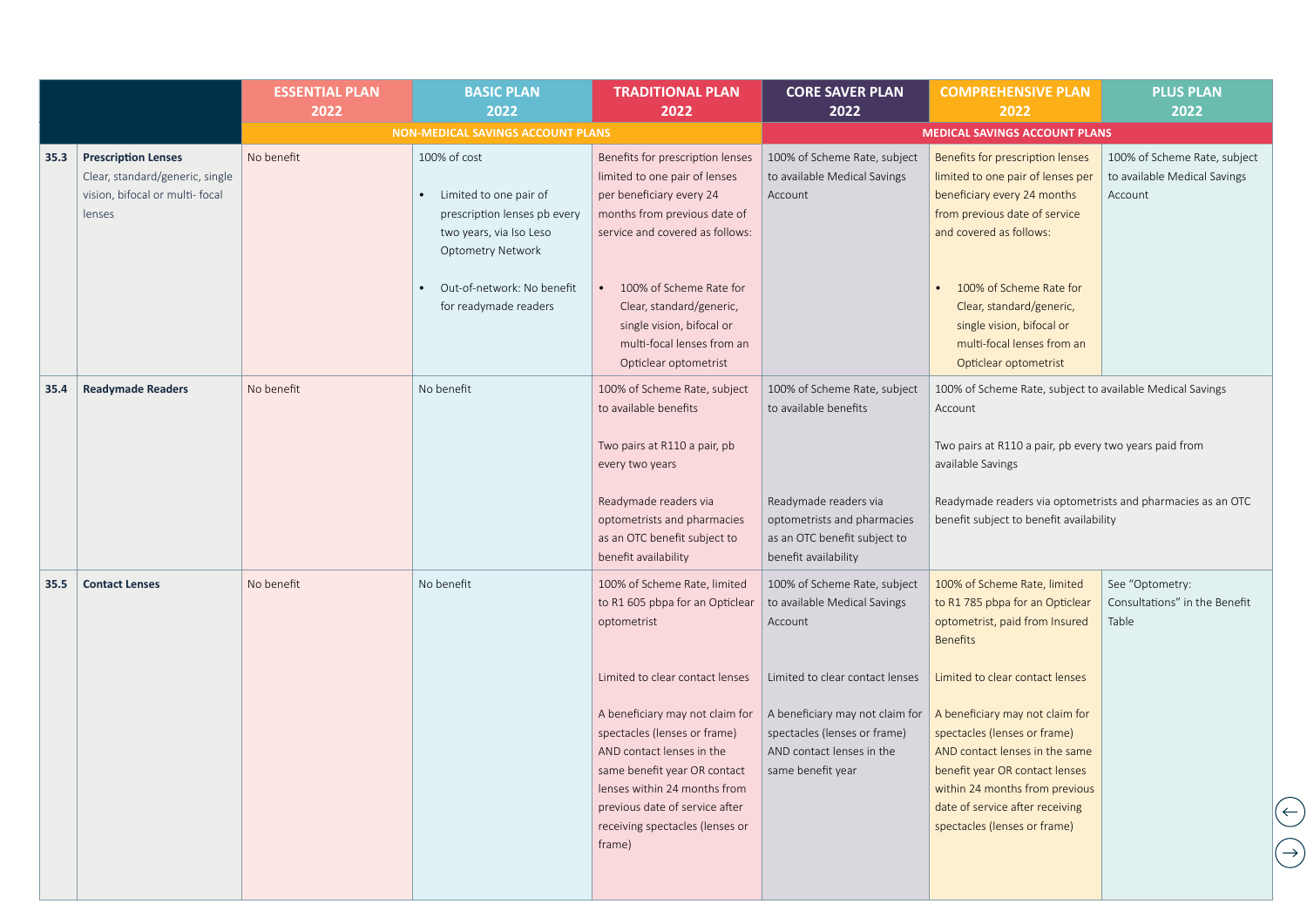| | | ESSENTIAL PLAN 2022 | BASIC PLAN 2022 | TRADITIONAL PLAN 2022 | CORE SAVER PLAN 2022 | COMPREHENSIVE PLAN 2022 | PLUS PLAN 2022 |
|---|---|---|---|---|---|---|---|
| | | NON-MEDICAL SAVINGS ACCOUNT PLANS | | | MEDICAL SAVINGS ACCOUNT PLANS | | |
| 35.3 | **Prescription Lenses** Clear, standard/generic, single vision, bifocal or multi- focal lenses | No benefit | 100% of cost<br>• Limited to one pair of prescription lenses pb every two years, via Iso Leso Optometry Network<br>• Out-of-network: No benefit for readymade readers | Benefits for prescription lenses limited to one pair of lenses per beneficiary every 24 months from previous date of service and covered as follows:<br>• 100% of Scheme Rate for Clear, standard/generic, single vision, bifocal or multi-focal lenses from an Opticlear optometrist | 100% of Scheme Rate, subject to available Medical Savings Account | Benefits for prescription lenses limited to one pair of lenses per beneficiary every 24 months from previous date of service and covered as follows:<br>• 100% of Scheme Rate for Clear, standard/generic, single vision, bifocal or multi-focal lenses from an Opticlear optometrist | 100% of Scheme Rate, subject to available Medical Savings Account |
| 35.4 | **Readymade Readers** | No benefit | No benefit | 100% of Scheme Rate, subject to available benefits<br>Two pairs at R110 a pair, pb every two years<br>Readymade readers via optometrists and pharmacies as an OTC benefit subject to benefit availability | 100% of Scheme Rate, subject to available benefits<br>Readymade readers via optometrists and pharmacies as an OTC benefit subject to benefit availability | 100% of Scheme Rate, subject to available Medical Savings Account<br>Two pairs at R110 a pair, pb every two years paid from available Savings<br>Readymade readers via optometrists and pharmacies as an OTC benefit subject to benefit availability | |
| 35.5 | **Contact Lenses** | No benefit | No benefit | 100% of Scheme Rate, limited to R1 605 pbpa for an Opticlear optometrist<br>Limited to clear contact lenses<br>A beneficiary may not claim for spectacles (lenses or frame) AND contact lenses in the same benefit year OR contact lenses within 24 months from previous date of service after receiving spectacles (lenses or frame) | 100% of Scheme Rate, subject to available Medical Savings Account<br>Limited to clear contact lenses<br>A beneficiary may not claim for spectacles (lenses or frame) AND contact lenses in the same benefit year | 100% of Scheme Rate, limited to R1 785 pbpa for an Opticlear optometrist, paid from Insured Benefits<br>Limited to clear contact lenses<br>A beneficiary may not claim for spectacles (lenses or frame) AND contact lenses in the same benefit year OR contact lenses within 24 months from previous date of service after receiving spectacles (lenses or frame) | See "Optometry: Consultations" in the Benefit Table |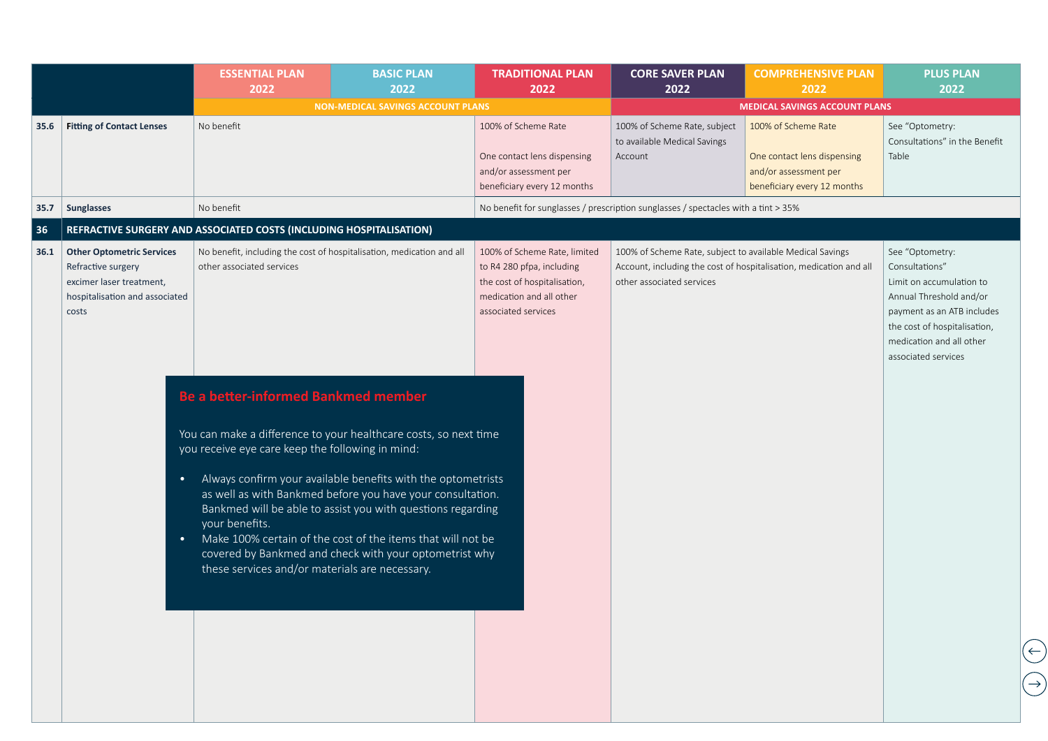| | | ESSENTIAL PLAN 2022 | BASIC PLAN 2022 | TRADITIONAL PLAN 2022 | CORE SAVER PLAN 2022 | COMPREHENSIVE PLAN 2022 | PLUS PLAN 2022 |
|---|---|---|---|---|---|---|---|
| | | NON-MEDICAL SAVINGS ACCOUNT PLANS | | | MEDICAL SAVINGS ACCOUNT PLANS | | |
| 35.6 | **Fitting of Contact Lenses** | No benefit | | 100% of Scheme Rate<br><br>One contact lens dispensing and/or assessment per beneficiary every 12 months | 100% of Scheme Rate, subject to available Medical Savings Account | 100% of Scheme Rate<br><br>One contact lens dispensing and/or assessment per beneficiary every 12 months | See "Optometry: Consultations" in the Benefit Table |
| 35.7 | **Sunglasses** | No benefit | | No benefit for sunglasses / prescription sunglasses / spectacles with a tint > 35% | | | |
| **36** | **REFRACTIVE SURGERY AND ASSOCIATED COSTS (INCLUDING HOSPITALISATION)** | | | | | | |
| 36.1 | **Other Optometric Services**<br>Refractive surgery excimer laser treatment, hospitalisation and associated costs | No benefit, including the cost of hospitalisation, medication and all other associated services | | 100% of Scheme Rate, limited to R4 280 pfpa, including the cost of hospitalisation, medication and all other associated services | 100% of Scheme Rate, subject to available Medical Savings Account, including the cost of hospitalisation, medication and all other associated services | | See "Optometry: Consultations"<br>Limit on accumulation to Annual Threshold and/or payment as an ATB includes the cost of hospitalisation, medication and all other associated services |

## Be a better-informed Bankmed member

You can make a difference to your healthcare costs, so next time you receive eye care keep the following in mind:

- Always confirm your available benefits with the optometrists as well as with Bankmed before you have your consultation. Bankmed will be able to assist you with questions regarding your benefits.
- Make 100% certain of the cost of the items that will not be covered by Bankmed and check with your optometrist why these services and/or materials are necessary.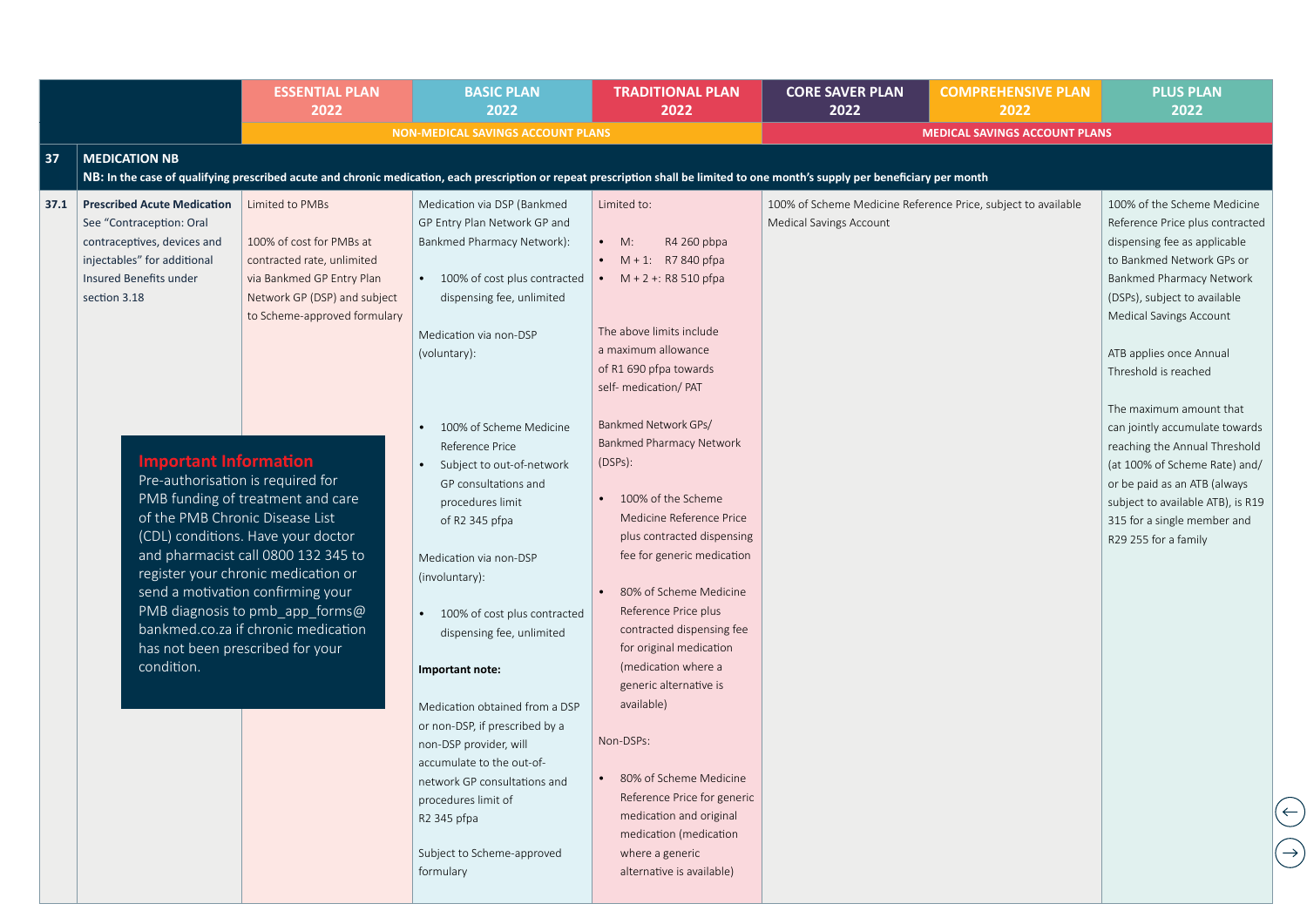| | | ESSENTIAL PLAN 2022 | BASIC PLAN 2022 | TRADITIONAL PLAN 2022 | CORE SAVER PLAN 2022 | COMPREHENSIVE PLAN 2022 | PLUS PLAN 2022 |
|---|---|---|---|---|---|---|---|
| | | NON-MEDICAL SAVINGS ACCOUNT PLANS | | | MEDICAL SAVINGS ACCOUNT PLANS | | |
| **37** | **MEDICATION NB**<br>**NB: In the case of qualifying prescribed acute and chronic medication, each prescription or repeat prescription shall be limited to one month's supply per beneficiary per month** | | | | | | |
| **37.1** | **Prescribed Acute Medication**<br>See "Contraception: Oral contraceptives, devices and injectables" for additional Insured Benefits under section 3.18 | Limited to PMBs<br><br>100% of cost for PMBs at contracted rate, unlimited via Bankmed GP Entry Plan Network GP (DSP) and subject to Scheme-approved formulary | Medication via DSP (Bankmed GP Entry Plan Network GP and Bankmed Pharmacy Network):<br>• 100% of cost plus contracted dispensing fee, unlimited<br><br>Medication via non-DSP (voluntary):<br>• 100% of Scheme Medicine Reference Price<br>• Subject to out-of-network GP consultations and procedures limit of R2 345 pfpa<br><br>Medication via non-DSP (involuntary):<br>• 100% of cost plus contracted dispensing fee, unlimited<br><br>**Important note:**<br><br>Medication obtained from a DSP or non-DSP, if prescribed by a non-DSP provider, will accumulate to the out-of-network GP consultations and procedures limit of R2 345 pfpa<br><br>Subject to Scheme-approved formulary | Limited to:<br>• M: R4 260 pbpa<br>• M + 1: R7 840 pfpa<br>• M + 2 +: R8 510 pfpa<br><br>The above limits include a maximum allowance of R1 690 pfpa towards self- medication/ PAT<br><br>Bankmed Network GPs/ Bankmed Pharmacy Network (DSPs):<br>• 100% of the Scheme Medicine Reference Price plus contracted dispensing fee for generic medication<br>• 80% of Scheme Medicine Reference Price plus contracted dispensing fee for original medication (medication where a generic alternative is available)<br><br>Non-DSPs:<br>• 80% of Scheme Medicine Reference Price for generic medication and original medication (medication where a generic alternative is available) | 100% of Scheme Medicine Reference Price, subject to available Medical Savings Account | | 100% of the Scheme Medicine Reference Price plus contracted dispensing fee as applicable to Bankmed Network GPs or Bankmed Pharmacy Network (DSPs), subject to available Medical Savings Account<br><br>ATB applies once Annual Threshold is reached<br><br>The maximum amount that can jointly accumulate towards reaching the Annual Threshold (at 100% of Scheme Rate) and/ or be paid as an ATB (always subject to available ATB), is R19 315 for a single member and R29 255 for a family |

**Important Information**

Pre-authorisation is required for PMB funding of treatment and care of the PMB Chronic Disease List (CDL) conditions. Have your doctor and pharmacist call 0800 132 345 to register your chronic medication or send a motivation confirming your PMB diagnosis to pmb_app_forms@bankmed.co.za if chronic medication has not been prescribed for your condition.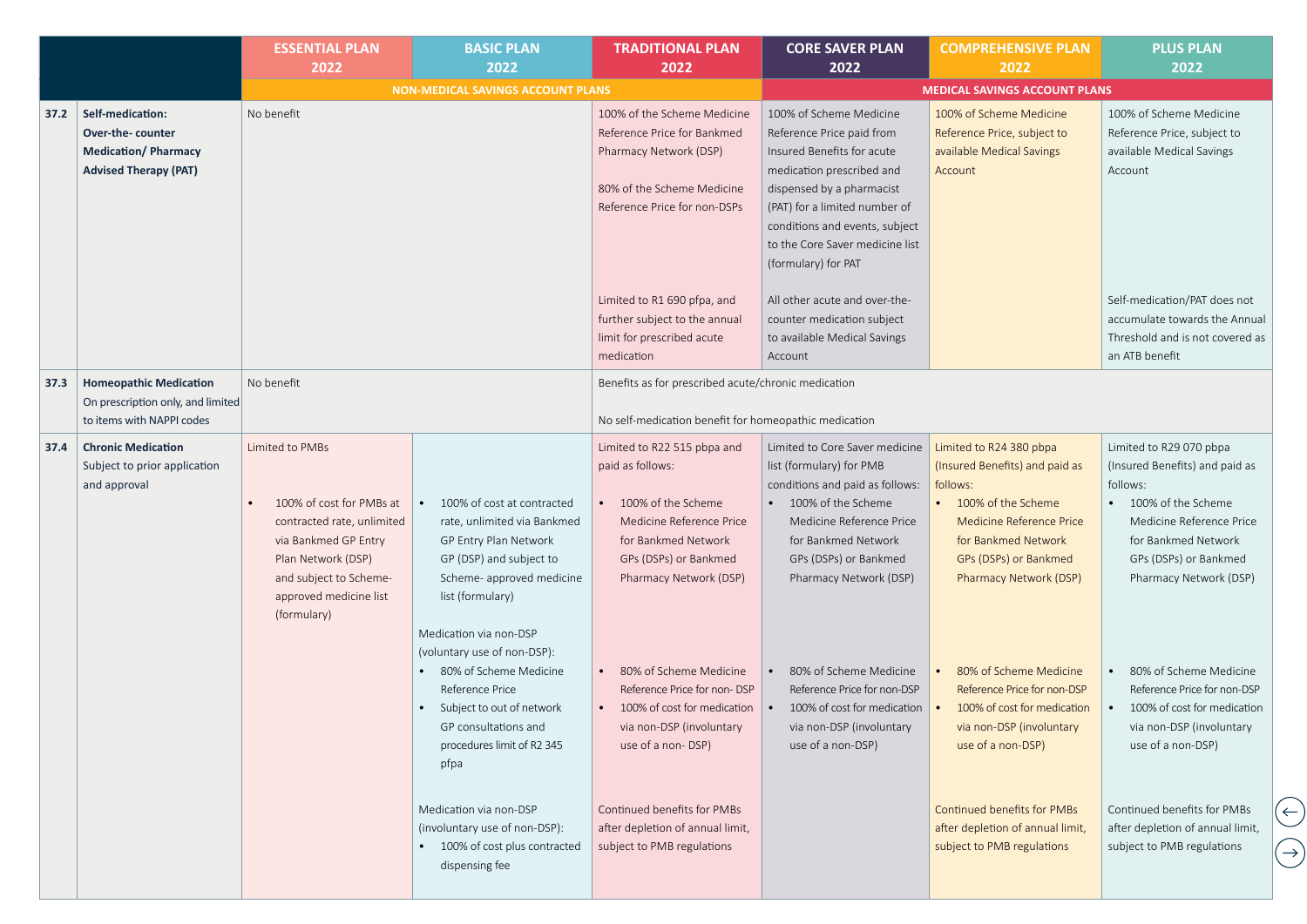| | | ESSENTIAL PLAN 2022 | BASIC PLAN 2022 | TRADITIONAL PLAN 2022 | CORE SAVER PLAN 2022 | COMPREHENSIVE PLAN 2022 | PLUS PLAN 2022 |
|---|---|---|---|---|---|---|---|
| | | NON-MEDICAL SAVINGS ACCOUNT PLANS | | | MEDICAL SAVINGS ACCOUNT PLANS | | |
| 37.2 | **Self-medication: Over-the- counter Medication/ Pharmacy Advised Therapy (PAT)** | No benefit | | 100% of the Scheme Medicine Reference Price for Bankmed Pharmacy Network (DSP)<br><br>80% of the Scheme Medicine Reference Price for non-DSPs<br><br>Limited to R1 690 pfpa, and further subject to the annual limit for prescribed acute medication | 100% of the Scheme Medicine Reference Price paid from Insured Benefits for acute medication prescribed and dispensed by a pharmacist (PAT) for a limited number of conditions and events, subject to the Core Saver medicine list (formulary) for PAT<br><br>All other acute and over-the-counter medication subject to available Medical Savings Account | 100% of Scheme Medicine Reference Price, subject to available Medical Savings Account | 100% of Scheme Medicine Reference Price, subject to available Medical Savings Account<br><br>Self-medication/PAT does not accumulate towards the Annual Threshold and is not covered as an ATB benefit |
| 37.3 | **Homeopathic Medication** On prescription only, and limited to items with NAPPI codes | No benefit | | Benefits as for prescribed acute/chronic medication<br><br>No self-medication benefit for homeopathic medication | | | |
| 37.4 | **Chronic Medication** Subject to prior application and approval | Limited to PMBs<br><br>• 100% of cost for PMBs at contracted rate, unlimited via Bankmed GP Entry Plan Network (DSP) and subject to Scheme-approved medicine list (formulary) | • 100% of cost at contracted rate, unlimited via Bankmed GP Entry Plan Network GP (DSP) and subject to Scheme- approved medicine list (formulary)<br><br>Medication via non-DSP (voluntary use of non-DSP):<br>• 80% of Scheme Medicine Reference Price<br>• Subject to out of network GP consultations and procedures limit of R2 345 pfpa<br><br>Medication via non-DSP (involuntary use of non-DSP):<br>• 100% of cost plus contracted dispensing fee | Limited to R22 515 pbpa and paid as follows:<br>• 100% of the Scheme Medicine Reference Price for Bankmed Network GPs (DSPs) or Bankmed Pharmacy Network (DSP)<br>• 80% of Scheme Medicine Reference Price for non- DSP<br>• 100% of cost for medication via non-DSP (involuntary use of a non- DSP)<br><br>Continued benefits for PMBs after depletion of annual limit, subject to PMB regulations | Limited to Core Saver medicine list (formulary) for PMB conditions and paid as follows:<br>• 100% of the Scheme Medicine Reference Price for Bankmed Network GPs (DSPs) or Bankmed Pharmacy Network (DSP)<br>• 80% of Scheme Medicine Reference Price for non-DSP<br>• 100% of cost for medication via non-DSP (involuntary use of a non-DSP) | Limited to R24 380 pbpa (Insured Benefits) and paid as follows:<br>• 100% of the Scheme Medicine Reference Price for Bankmed Network GPs (DSPs) or Bankmed Pharmacy Network (DSP)<br>• 80% of Scheme Medicine Reference Price for non-DSP<br>• 100% of cost for medication via non-DSP (involuntary use of a non-DSP)<br><br>Continued benefits for PMBs after depletion of annual limit, subject to PMB regulations | Limited to R29 070 pbpa (Insured Benefits) and paid as follows:<br>• 100% of the Scheme Medicine Reference Price for Bankmed Network GPs (DSPs) or Bankmed Pharmacy Network (DSP)<br>• 80% of Scheme Medicine Reference Price for non-DSP<br>• 100% of cost for medication via non-DSP (involuntary use of a non-DSP)<br><br>Continued benefits for PMBs after depletion of annual limit, subject to PMB regulations |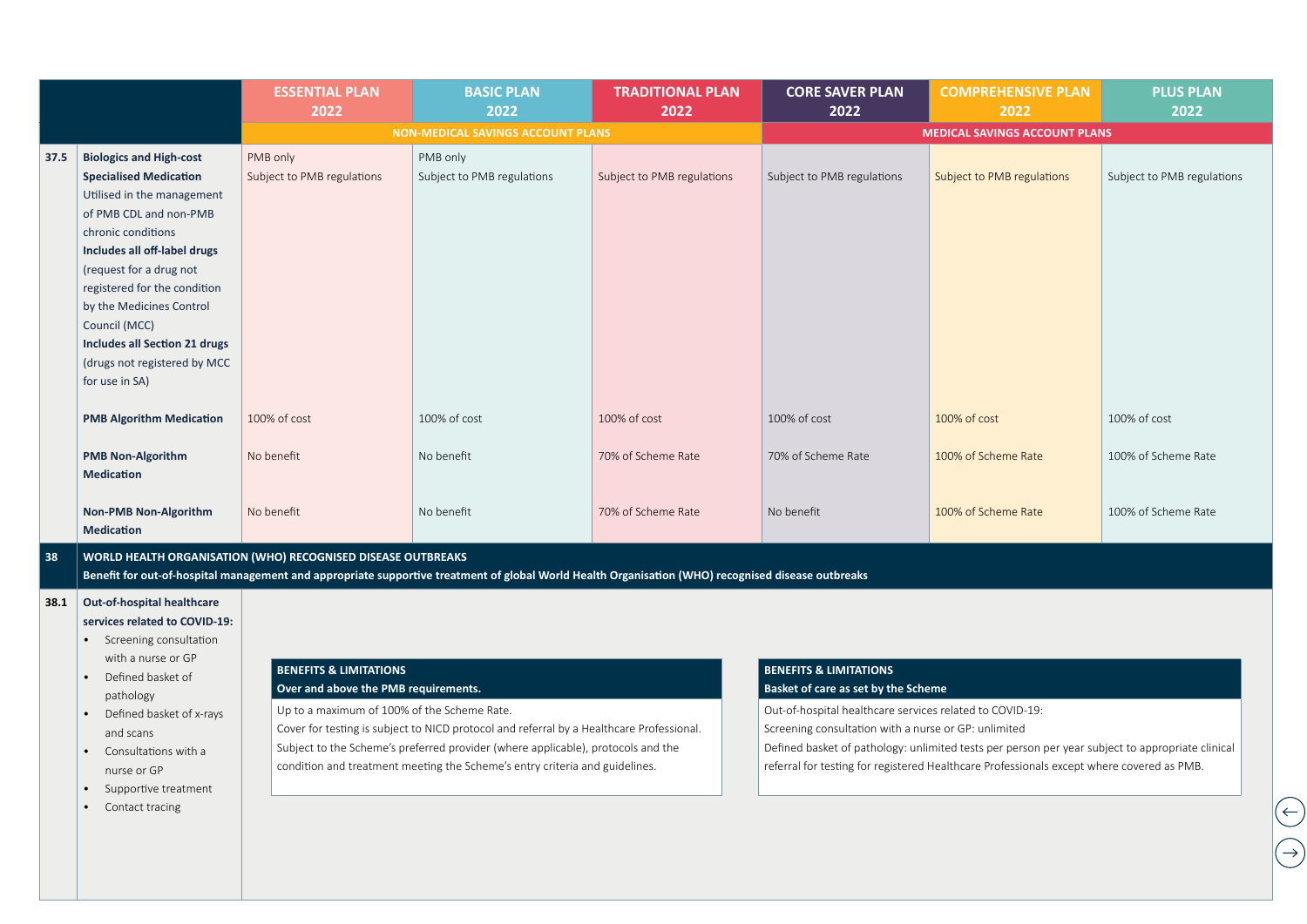| | | ESSENTIAL PLAN 2022 | BASIC PLAN 2022 | TRADITIONAL PLAN 2022 | CORE SAVER PLAN 2022 | COMPREHENSIVE PLAN 2022 | PLUS PLAN 2022 |
|---|---|---|---|---|---|---|---|
| | | NON-MEDICAL SAVINGS ACCOUNT PLANS | | | MEDICAL SAVINGS ACCOUNT PLANS | | |
| 37.5 | **Biologics and High-cost Specialised Medication** Utilised in the management of PMB CDL and non-PMB chronic conditions **Includes all off-label drugs** (request for a drug not registered for the condition by the Medicines Control Council (MCC) **Includes all Section 21 drugs** (drugs not registered by MCC for use in SA) | PMB only Subject to PMB regulations | PMB only Subject to PMB regulations | Subject to PMB regulations | Subject to PMB regulations | Subject to PMB regulations | Subject to PMB regulations |
| | **PMB Algorithm Medication** | 100% of cost | 100% of cost | 100% of cost | 100% of cost | 100% of cost | 100% of cost |
| | **PMB Non-Algorithm Medication** | No benefit | No benefit | 70% of Scheme Rate | 70% of Scheme Rate | 100% of Scheme Rate | 100% of Scheme Rate |
| | **Non-PMB Non-Algorithm Medication** | No benefit | No benefit | 70% of Scheme Rate | No benefit | 100% of Scheme Rate | 100% of Scheme Rate |
| 38 | **WORLD HEALTH ORGANISATION (WHO) RECOGNISED DISEASE OUTBREAKS** **Benefit for out-of-hospital management and appropriate supportive treatment of global World Health Organisation (WHO) recognised disease outbreaks** | | | | | | |
| 38.1 | **Out-of-hospital healthcare services related to COVID-19:** • Screening consultation with a nurse or GP • Defined basket of pathology • Defined basket of x-rays and scans • Consultations with a nurse or GP • Supportive treatment • Contact tracing | **BENEFITS & LIMITATIONS** **Over and above the PMB requirements.** Up to a maximum of 100% of the Scheme Rate. Cover for testing is subject to NICD protocol and referral by a Healthcare Professional. Subject to the Scheme's preferred provider (where applicable), protocols and the condition and treatment meeting the Scheme's entry criteria and guidelines. | | | **BENEFITS & LIMITATIONS** **Basket of care as set by the Scheme** Out-of-hospital healthcare services related to COVID-19: Screening consultation with a nurse or GP: unlimited Defined basket of pathology: unlimited tests per person per year subject to appropriate clinical referral for testing for registered Healthcare Professionals except where covered as PMB. | | |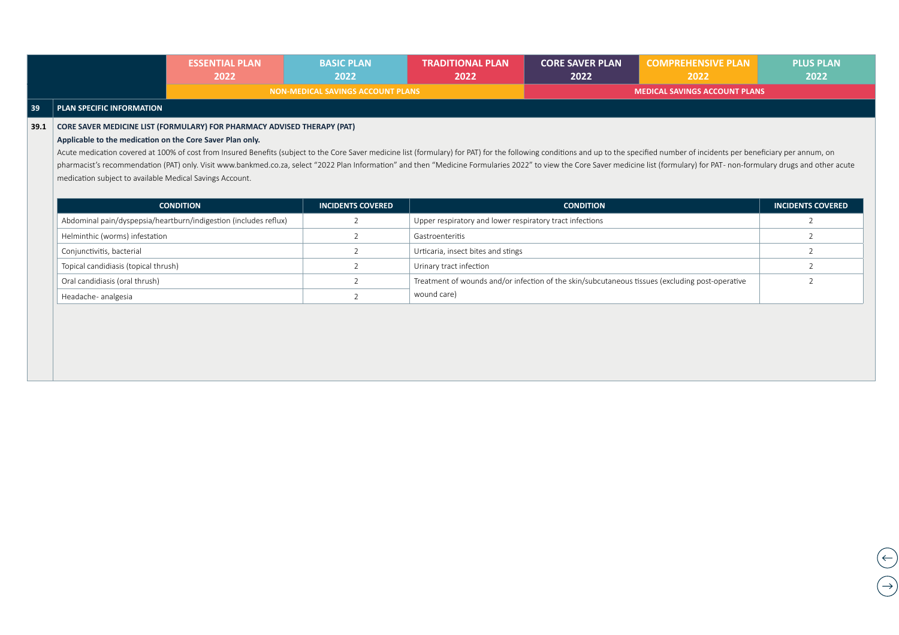| | ESSENTIAL PLAN 2022 | BASIC PLAN 2022 | TRADITIONAL PLAN 2022 | CORE SAVER PLAN 2022 | COMPREHENSIVE PLAN 2022 | PLUS PLAN 2022 |
|---|---|---|---|---|---|---|
| | NON-MEDICAL SAVINGS ACCOUNT PLANS | | | MEDICAL SAVINGS ACCOUNT PLANS | | |

## 39 PLAN SPECIFIC INFORMATION

### 39.1 CORE SAVER MEDICINE LIST (FORMULARY) FOR PHARMACY ADVISED THERAPY (PAT)

**Applicable to the medication on the Core Saver Plan only.**

Acute medication covered at 100% of cost from Insured Benefits (subject to the Core Saver medicine list (formulary) for PAT) for the following conditions and up to the specified number of incidents per beneficiary per annum, on pharmacist's recommendation (PAT) only. Visit www.bankmed.co.za, select "2022 Plan Information" and then "Medicine Formularies 2022" to view the Core Saver medicine list (formulary) for PAT- non-formulary drugs and other acute medication subject to available Medical Savings Account.

| CONDITION | INCIDENTS COVERED | CONDITION | INCIDENTS COVERED |
|---|---|---|---|
| Abdominal pain/dyspepsia/heartburn/indigestion (includes reflux) | 2 | Upper respiratory and lower respiratory tract infections | 2 |
| Helminthic (worms) infestation | 2 | Gastroenteritis | 2 |
| Conjunctivitis, bacterial | 2 | Urticaria, insect bites and stings | 2 |
| Topical candidiasis (topical thrush) | 2 | Urinary tract infection | 2 |
| Oral candidiasis (oral thrush) | 2 | Treatment of wounds and/or infection of the skin/subcutaneous tissues (excluding post-operative wound care) | 2 |
| Headache- analgesia | 2 | | |